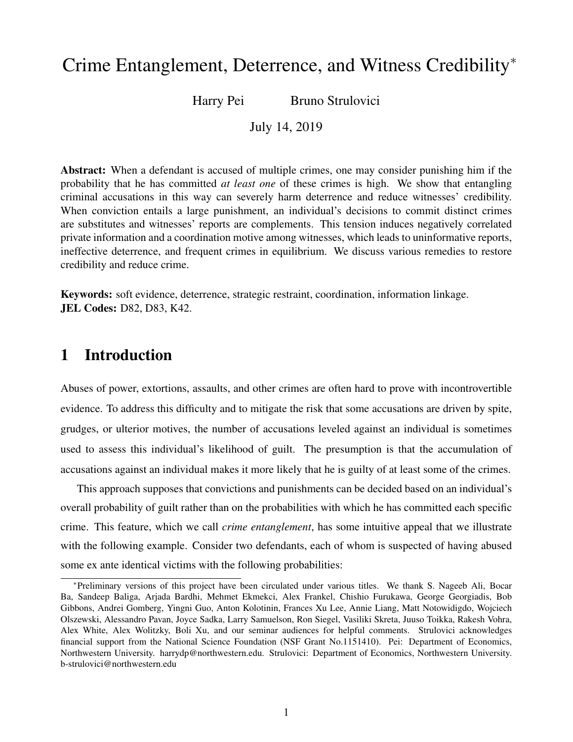# Crime Entanglement, Deterrence, and Witness Credibility[*]

Harry Pei Bruno Strulovici

July 14, 2019

**Abstract:** When a defendant is accused of multiple crimes, one may consider punishing him if the probability that he has committed *at least one* of these crimes is high. We show that entangling criminal accusations in this way can severely harm deterrence and reduce witnesses' credibility. When conviction entails a large punishment, an individual's decisions to commit distinct crimes are substitutes and witnesses' reports are complements. This tension induces negatively correlated private information and a coordination motive among witnesses, which leads to uninformative reports, ineffective deterrence, and frequent crimes in equilibrium. We discuss various remedies to restore credibility and reduce crime.

**Keywords:** soft evidence, deterrence, strategic restraint, coordination, information linkage.
**JEL Codes:** D82, D83, K42.

## 1 Introduction

Abuses of power, extortions, assaults, and other crimes are often hard to prove with incontrovertible evidence. To address this difficulty and to mitigate the risk that some accusations are driven by spite, grudges, or ulterior motives, the number of accusations leveled against an individual is sometimes used to assess this individual's likelihood of guilt. The presumption is that the accumulation of accusations against an individual makes it more likely that he is guilty of at least some of the crimes.

This approach supposes that convictions and punishments can be decided based on an individual's overall probability of guilt rather than on the probabilities with which he has committed each specific crime. This feature, which we call *crime entanglement*, has some intuitive appeal that we illustrate with the following example. Consider two defendants, each of whom is suspected of having abused some ex ante identical victims with the following probabilities:

[*] Preliminary versions of this project have been circulated under various titles. We thank S. Nageeb Ali, Bocar Ba, Sandeep Baliga, Arjada Bardhi, Mehmet Ekmekci, Alex Frankel, Chishio Furukawa, George Georgiadis, Bob Gibbons, Andrei Gomberg, Yingni Guo, Anton Kolotinin, Frances Xu Lee, Annie Liang, Matt Notowidigdo, Wojciech Olszewski, Alessandro Pavan, Joyce Sadka, Larry Samuelson, Ron Siegel, Vasiliki Skreta, Juuso Toikka, Rakesh Vohra, Alex White, Alex Wolitzky, Boli Xu, and our seminar audiences for helpful comments. Strulovici acknowledges financial support from the National Science Foundation (NSF Grant No.1151410). Pei: Department of Economics, Northwestern University. harrydp@northwestern.edu. Strulovici: Department of Economics, Northwestern University. b-strulovici@northwestern.edu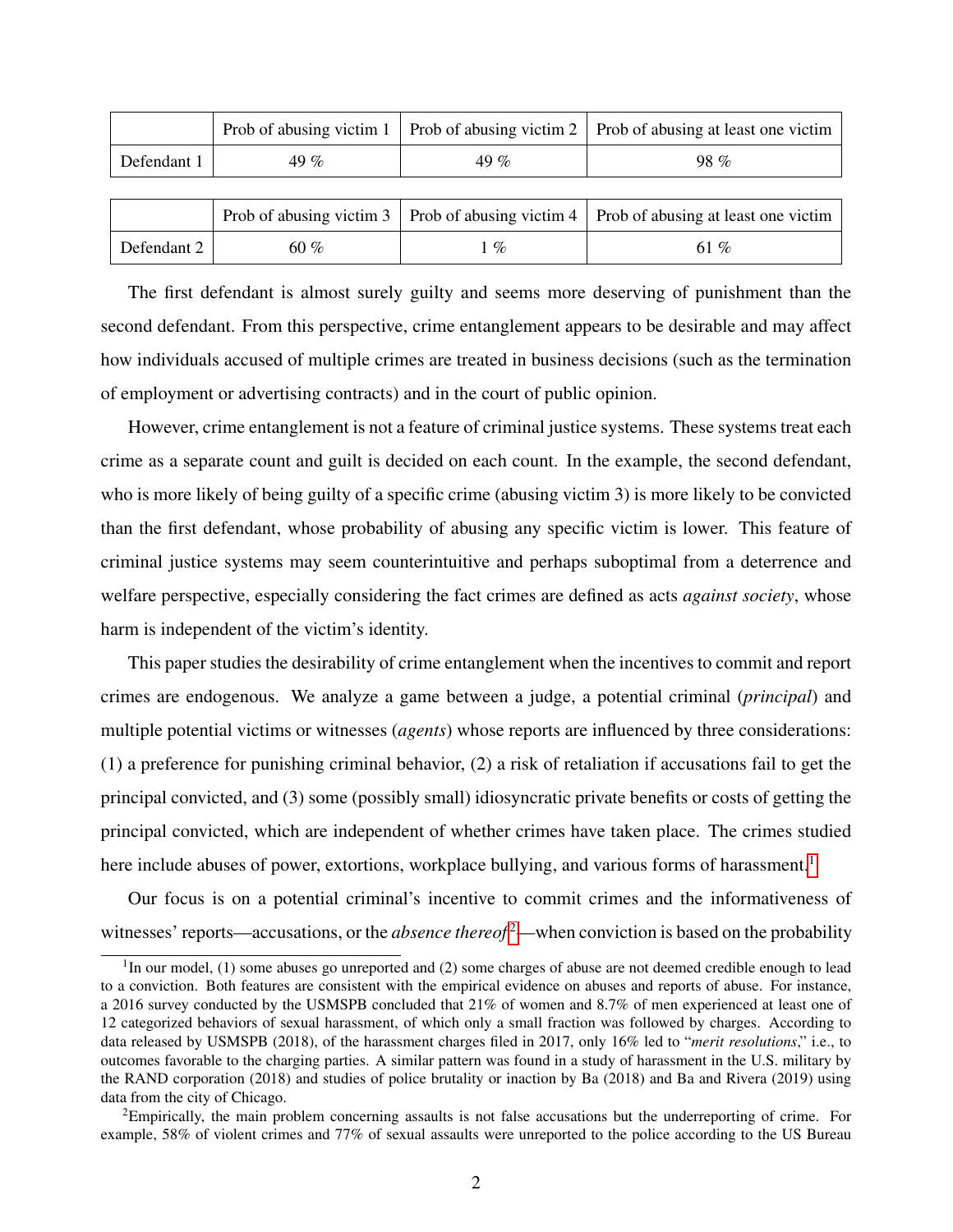| | Prob of abusing victim 1 | Prob of abusing victim 2 | Prob of abusing at least one victim |
|---|---|---|---|
| Defendant 1 | 49 % | 49 % | 98 % |

| | Prob of abusing victim 3 | Prob of abusing victim 4 | Prob of abusing at least one victim |
|---|---|---|---|
| Defendant 2 | 60 % | 1 % | 61 % |

The first defendant is almost surely guilty and seems more deserving of punishment than the second defendant. From this perspective, crime entanglement appears to be desirable and may affect how individuals accused of multiple crimes are treated in business decisions (such as the termination of employment or advertising contracts) and in the court of public opinion.

However, crime entanglement is not a feature of criminal justice systems. These systems treat each crime as a separate count and guilt is decided on each count. In the example, the second defendant, who is more likely of being guilty of a specific crime (abusing victim 3) is more likely to be convicted than the first defendant, whose probability of abusing any specific victim is lower. This feature of criminal justice systems may seem counterintuitive and perhaps suboptimal from a deterrence and welfare perspective, especially considering the fact crimes are defined as acts *against society*, whose harm is independent of the victim's identity.

This paper studies the desirability of crime entanglement when the incentives to commit and report crimes are endogenous. We analyze a game between a judge, a potential criminal (*principal*) and multiple potential victims or witnesses (*agents*) whose reports are influenced by three considerations: (1) a preference for punishing criminal behavior, (2) a risk of retaliation if accusations fail to get the principal convicted, and (3) some (possibly small) idiosyncratic private benefits or costs of getting the principal convicted, which are independent of whether crimes have taken place. The crimes studied here include abuses of power, extortions, workplace bullying, and various forms of harassment.[1]

Our focus is on a potential criminal's incentive to commit crimes and the informativeness of witnesses' reports—accusations, or the *absence thereof*[2]—when conviction is based on the probability

[1] In our model, (1) some abuses go unreported and (2) some charges of abuse are not deemed credible enough to lead to a conviction. Both features are consistent with the empirical evidence on abuses and reports of abuse. For instance, a 2016 survey conducted by the USMSPB concluded that 21% of women and 8.7% of men experienced at least one of 12 categorized behaviors of sexual harassment, of which only a small fraction was followed by charges. According to data released by USMSPB (2018), of the harassment charges filed in 2017, only 16% led to "*merit resolutions*," i.e., to outcomes favorable to the charging parties. A similar pattern was found in a study of harassment in the U.S. military by the RAND corporation (2018) and studies of police brutality or inaction by Ba (2018) and Ba and Rivera (2019) using data from the city of Chicago.

[2] Empirically, the main problem concerning assaults is not false accusations but the underreporting of crime. For example, 58% of violent crimes and 77% of sexual assaults were unreported to the police according to the US Bureau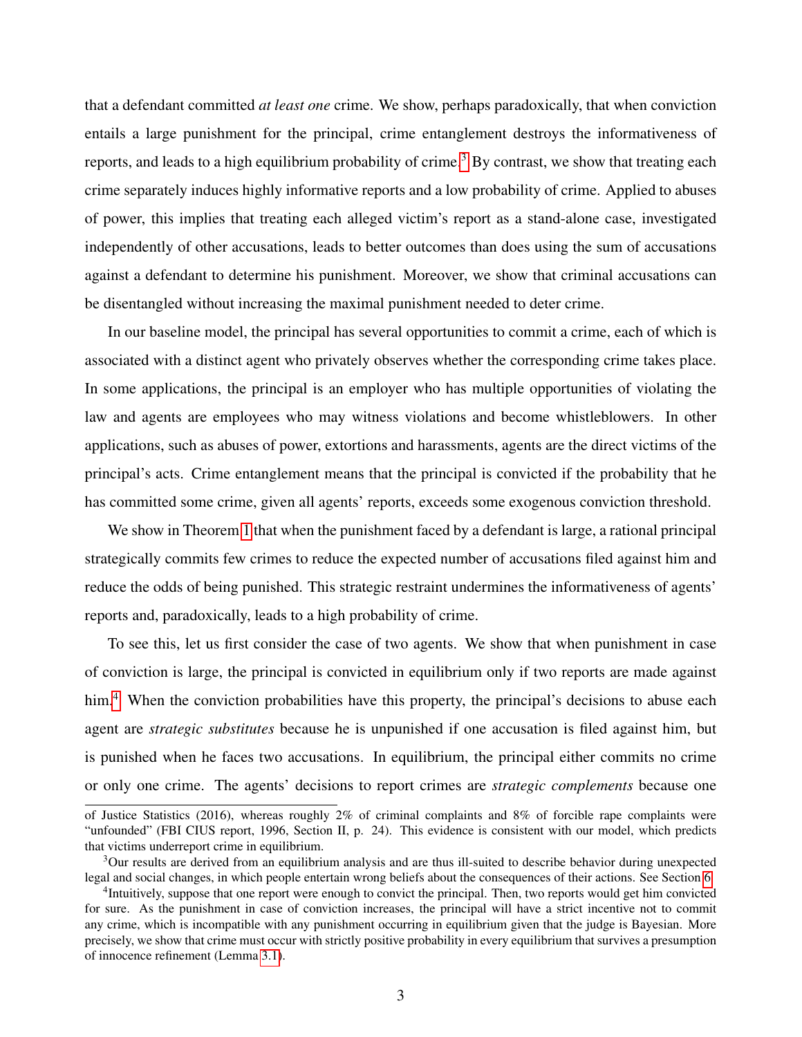that a defendant committed *at least one* crime. We show, perhaps paradoxically, that when conviction entails a large punishment for the principal, crime entanglement destroys the informativeness of reports, and leads to a high equilibrium probability of crime.[3] By contrast, we show that treating each crime separately induces highly informative reports and a low probability of crime. Applied to abuses of power, this implies that treating each alleged victim's report as a stand-alone case, investigated independently of other accusations, leads to better outcomes than does using the sum of accusations against a defendant to determine his punishment. Moreover, we show that criminal accusations can be disentangled without increasing the maximal punishment needed to deter crime.

In our baseline model, the principal has several opportunities to commit a crime, each of which is associated with a distinct agent who privately observes whether the corresponding crime takes place. In some applications, the principal is an employer who has multiple opportunities of violating the law and agents are employees who may witness violations and become whistleblowers. In other applications, such as abuses of power, extortions and harassments, agents are the direct victims of the principal's acts. Crime entanglement means that the principal is convicted if the probability that he has committed some crime, given all agents' reports, exceeds some exogenous conviction threshold.

We show in Theorem 1 that when the punishment faced by a defendant is large, a rational principal strategically commits few crimes to reduce the expected number of accusations filed against him and reduce the odds of being punished. This strategic restraint undermines the informativeness of agents' reports and, paradoxically, leads to a high probability of crime.

To see this, let us first consider the case of two agents. We show that when punishment in case of conviction is large, the principal is convicted in equilibrium only if two reports are made against him.[4] When the conviction probabilities have this property, the principal's decisions to abuse each agent are *strategic substitutes* because he is unpunished if one accusation is filed against him, but is punished when he faces two accusations. In equilibrium, the principal either commits no crime or only one crime. The agents' decisions to report crimes are *strategic complements* because one

---

of Justice Statistics (2016), whereas roughly 2% of criminal complaints and 8% of forcible rape complaints were "unfounded" (FBI CIUS report, 1996, Section II, p. 24). This evidence is consistent with our model, which predicts that victims underreport crime in equilibrium.

[3] Our results are derived from an equilibrium analysis and are thus ill-suited to describe behavior during unexpected legal and social changes, in which people entertain wrong beliefs about the consequences of their actions. See Section 6.

[4] Intuitively, suppose that one report were enough to convict the principal. Then, two reports would get him convicted for sure. As the punishment in case of conviction increases, the principal will have a strict incentive not to commit any crime, which is incompatible with any punishment occurring in equilibrium given that the judge is Bayesian. More precisely, we show that crime must occur with strictly positive probability in every equilibrium that survives a presumption of innocence refinement (Lemma 3.1).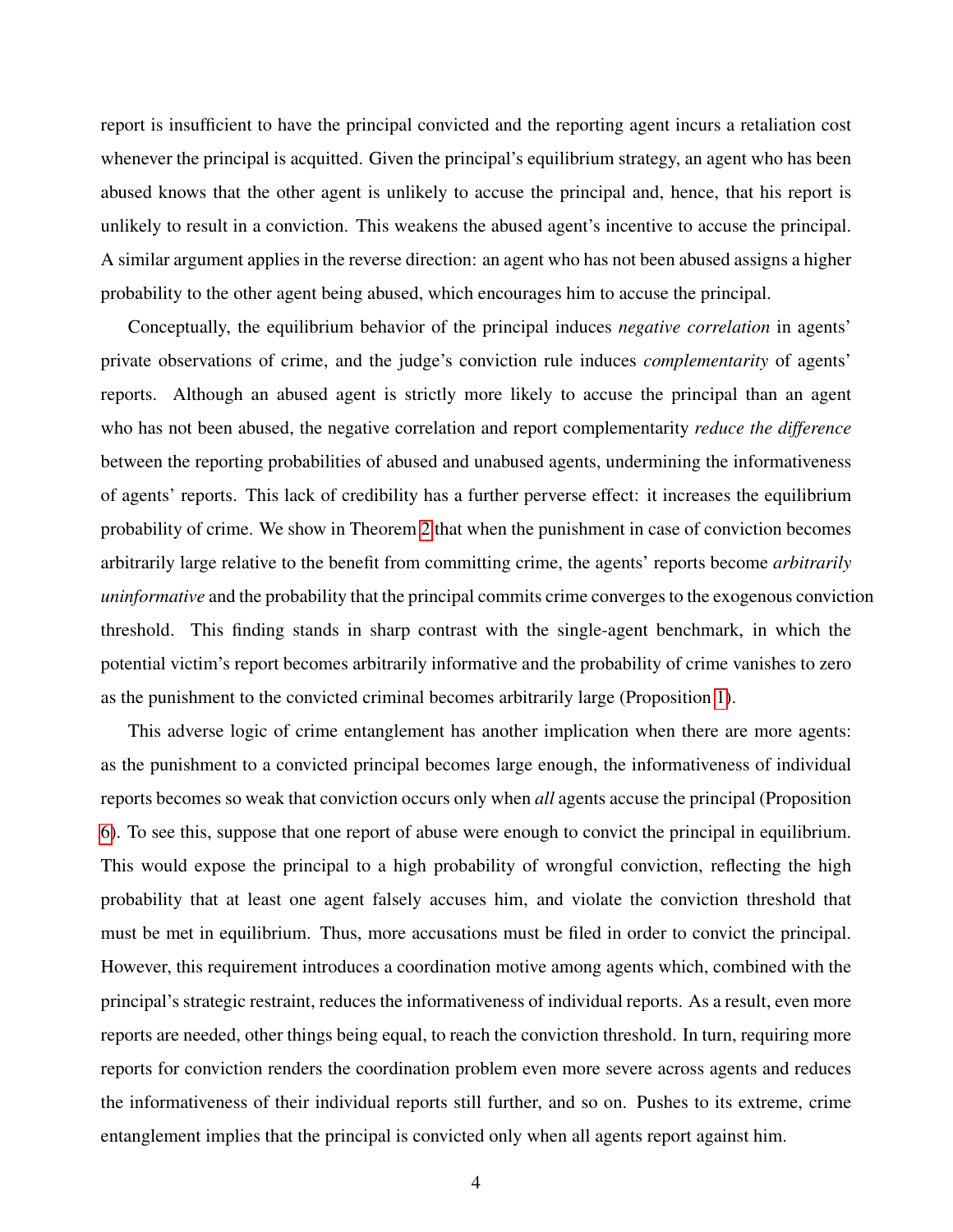report is insufficient to have the principal convicted and the reporting agent incurs a retaliation cost whenever the principal is acquitted. Given the principal's equilibrium strategy, an agent who has been abused knows that the other agent is unlikely to accuse the principal and, hence, that his report is unlikely to result in a conviction. This weakens the abused agent's incentive to accuse the principal. A similar argument applies in the reverse direction: an agent who has not been abused assigns a higher probability to the other agent being abused, which encourages him to accuse the principal.

Conceptually, the equilibrium behavior of the principal induces *negative correlation* in agents' private observations of crime, and the judge's conviction rule induces *complementarity* of agents' reports. Although an abused agent is strictly more likely to accuse the principal than an agent who has not been abused, the negative correlation and report complementarity *reduce the difference* between the reporting probabilities of abused and unabused agents, undermining the informativeness of agents' reports. This lack of credibility has a further perverse effect: it increases the equilibrium probability of crime. We show in Theorem 2 that when the punishment in case of conviction becomes arbitrarily large relative to the benefit from committing crime, the agents' reports become *arbitrarily uninformative* and the probability that the principal commits crime converges to the exogenous conviction threshold. This finding stands in sharp contrast with the single-agent benchmark, in which the potential victim's report becomes arbitrarily informative and the probability of crime vanishes to zero as the punishment to the convicted criminal becomes arbitrarily large (Proposition 1).

This adverse logic of crime entanglement has another implication when there are more agents: as the punishment to a convicted principal becomes large enough, the informativeness of individual reports becomes so weak that conviction occurs only when *all* agents accuse the principal (Proposition 6). To see this, suppose that one report of abuse were enough to convict the principal in equilibrium. This would expose the principal to a high probability of wrongful conviction, reflecting the high probability that at least one agent falsely accuses him, and violate the conviction threshold that must be met in equilibrium. Thus, more accusations must be filed in order to convict the principal. However, this requirement introduces a coordination motive among agents which, combined with the principal's strategic restraint, reduces the informativeness of individual reports. As a result, even more reports are needed, other things being equal, to reach the conviction threshold. In turn, requiring more reports for conviction renders the coordination problem even more severe across agents and reduces the informativeness of their individual reports still further, and so on. Pushes to its extreme, crime entanglement implies that the principal is convicted only when all agents report against him.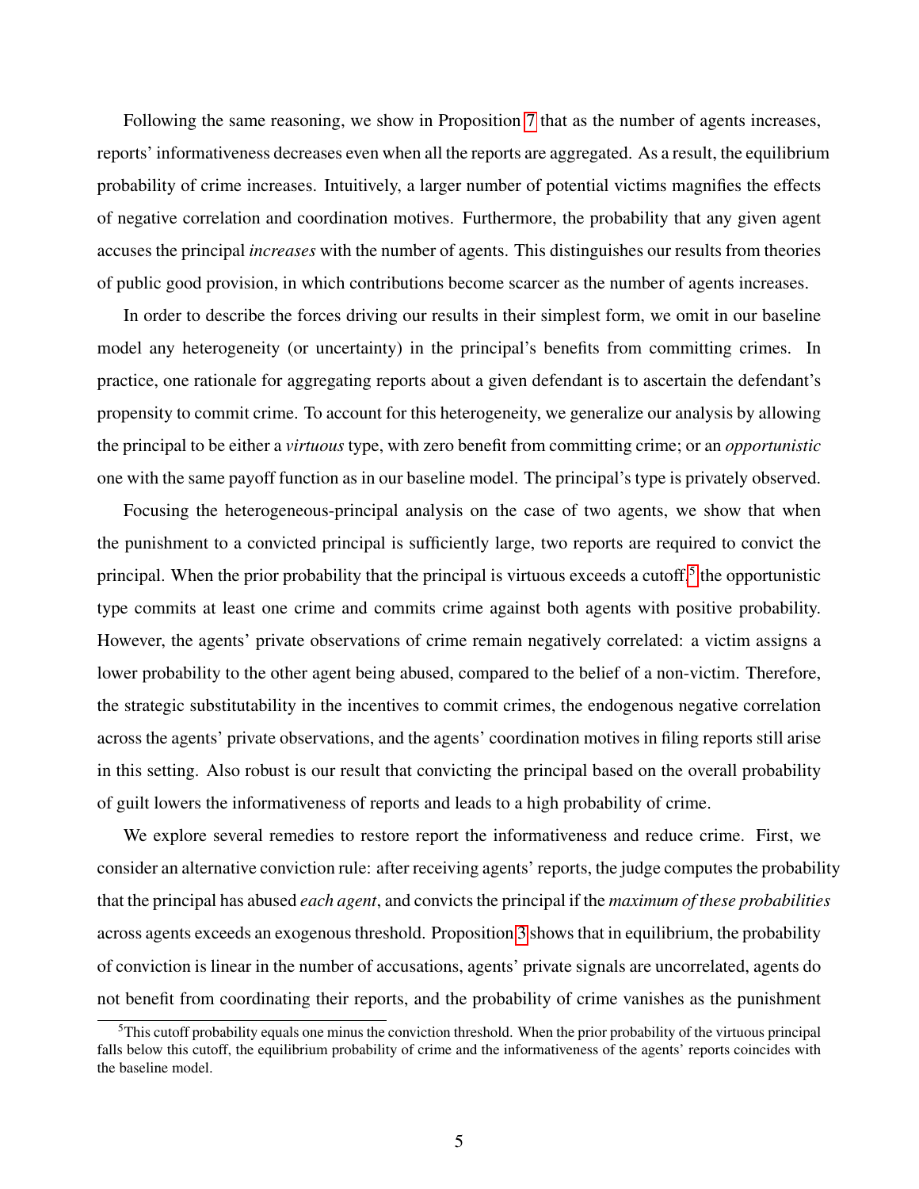Following the same reasoning, we show in Proposition 7 that as the number of agents increases, reports' informativeness decreases even when all the reports are aggregated. As a result, the equilibrium probability of crime increases. Intuitively, a larger number of potential victims magnifies the effects of negative correlation and coordination motives. Furthermore, the probability that any given agent accuses the principal *increases* with the number of agents. This distinguishes our results from theories of public good provision, in which contributions become scarcer as the number of agents increases.

In order to describe the forces driving our results in their simplest form, we omit in our baseline model any heterogeneity (or uncertainty) in the principal's benefits from committing crimes. In practice, one rationale for aggregating reports about a given defendant is to ascertain the defendant's propensity to commit crime. To account for this heterogeneity, we generalize our analysis by allowing the principal to be either a *virtuous* type, with zero benefit from committing crime; or an *opportunistic* one with the same payoff function as in our baseline model. The principal's type is privately observed.

Focusing the heterogeneous-principal analysis on the case of two agents, we show that when the punishment to a convicted principal is sufficiently large, two reports are required to convict the principal. When the prior probability that the principal is virtuous exceeds a cutoff,[5] the opportunistic type commits at least one crime and commits crime against both agents with positive probability. However, the agents' private observations of crime remain negatively correlated: a victim assigns a lower probability to the other agent being abused, compared to the belief of a non-victim. Therefore, the strategic substitutability in the incentives to commit crimes, the endogenous negative correlation across the agents' private observations, and the agents' coordination motives in filing reports still arise in this setting. Also robust is our result that convicting the principal based on the overall probability of guilt lowers the informativeness of reports and leads to a high probability of crime.

We explore several remedies to restore report the informativeness and reduce crime. First, we consider an alternative conviction rule: after receiving agents' reports, the judge computes the probability that the principal has abused *each agent*, and convicts the principal if the *maximum of these probabilities* across agents exceeds an exogenous threshold. Proposition 3 shows that in equilibrium, the probability of conviction is linear in the number of accusations, agents' private signals are uncorrelated, agents do not benefit from coordinating their reports, and the probability of crime vanishes as the punishment

[5] This cutoff probability equals one minus the conviction threshold. When the prior probability of the virtuous principal falls below this cutoff, the equilibrium probability of crime and the informativeness of the agents' reports coincides with the baseline model.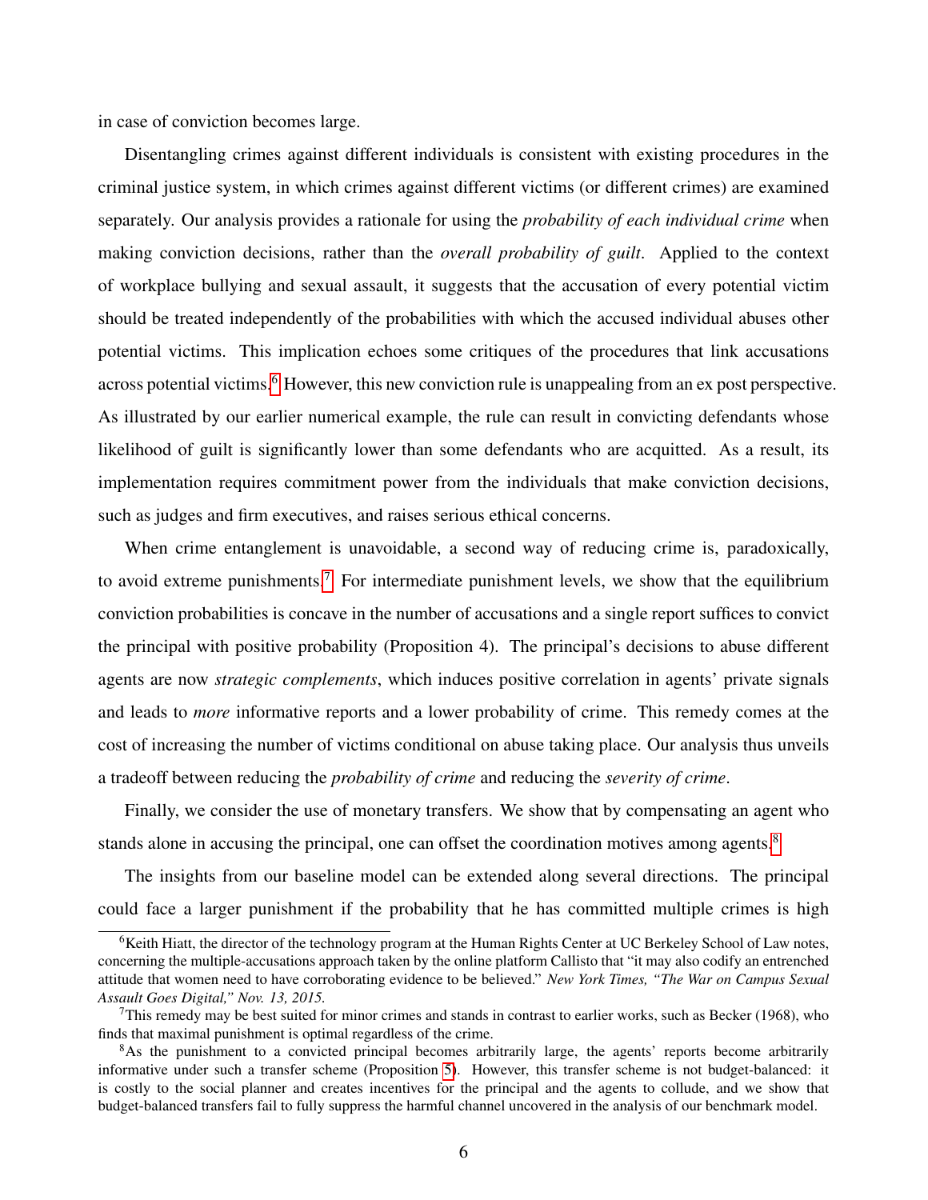in case of conviction becomes large.

Disentangling crimes against different individuals is consistent with existing procedures in the criminal justice system, in which crimes against different victims (or different crimes) are examined separately. Our analysis provides a rationale for using the *probability of each individual crime* when making conviction decisions, rather than the *overall probability of guilt*. Applied to the context of workplace bullying and sexual assault, it suggests that the accusation of every potential victim should be treated independently of the probabilities with which the accused individual abuses other potential victims. This implication echoes some critiques of the procedures that link accusations across potential victims.[6] However, this new conviction rule is unappealing from an ex post perspective. As illustrated by our earlier numerical example, the rule can result in convicting defendants whose likelihood of guilt is significantly lower than some defendants who are acquitted. As a result, its implementation requires commitment power from the individuals that make conviction decisions, such as judges and firm executives, and raises serious ethical concerns.

When crime entanglement is unavoidable, a second way of reducing crime is, paradoxically, to avoid extreme punishments.[7] For intermediate punishment levels, we show that the equilibrium conviction probabilities is concave in the number of accusations and a single report suffices to convict the principal with positive probability (Proposition 4). The principal's decisions to abuse different agents are now *strategic complements*, which induces positive correlation in agents' private signals and leads to *more* informative reports and a lower probability of crime. This remedy comes at the cost of increasing the number of victims conditional on abuse taking place. Our analysis thus unveils a tradeoff between reducing the *probability of crime* and reducing the *severity of crime*.

Finally, we consider the use of monetary transfers. We show that by compensating an agent who stands alone in accusing the principal, one can offset the coordination motives among agents.[8]

The insights from our baseline model can be extended along several directions. The principal could face a larger punishment if the probability that he has committed multiple crimes is high

[6] Keith Hiatt, the director of the technology program at the Human Rights Center at UC Berkeley School of Law notes, concerning the multiple-accusations approach taken by the online platform Callisto that "it may also codify an entrenched attitude that women need to have corroborating evidence to be believed." *New York Times, "The War on Campus Sexual Assault Goes Digital," Nov. 13, 2015.*

[7] This remedy may be best suited for minor crimes and stands in contrast to earlier works, such as Becker (1968), who finds that maximal punishment is optimal regardless of the crime.

[8] As the punishment to a convicted principal becomes arbitrarily large, the agents' reports become arbitrarily informative under such a transfer scheme (Proposition 5). However, this transfer scheme is not budget-balanced: it is costly to the social planner and creates incentives for the principal and the agents to collude, and we show that budget-balanced transfers fail to fully suppress the harmful channel uncovered in the analysis of our benchmark model.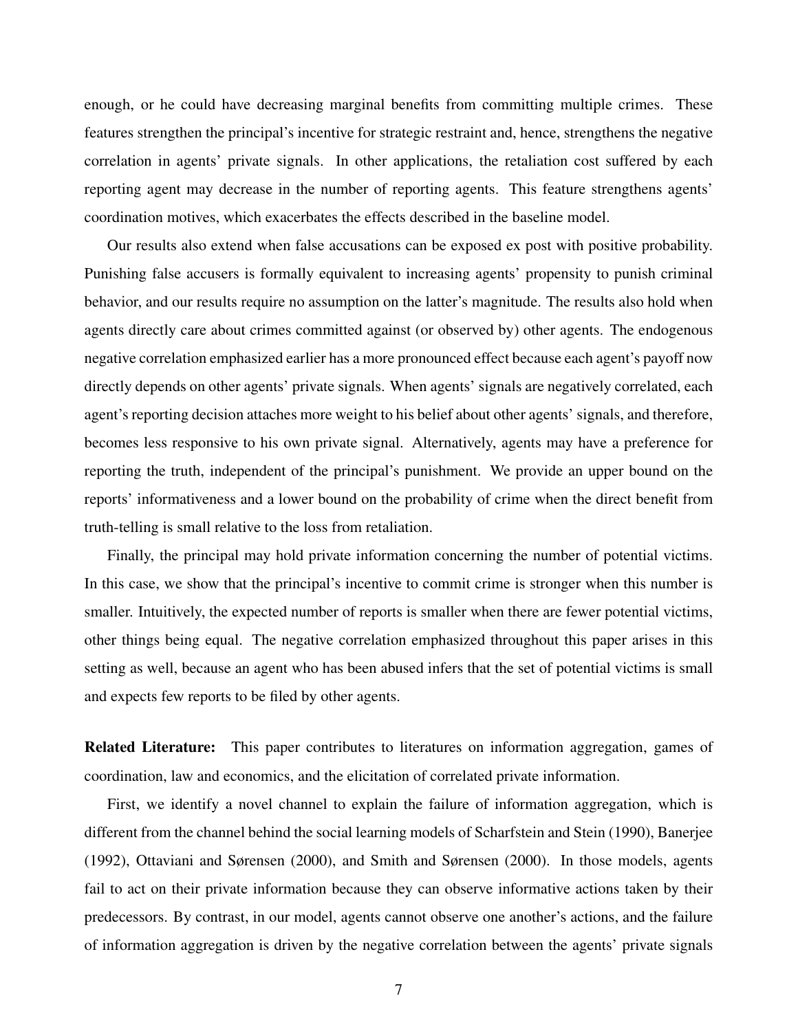enough, or he could have decreasing marginal benefits from committing multiple crimes. These features strengthen the principal's incentive for strategic restraint and, hence, strengthens the negative correlation in agents' private signals. In other applications, the retaliation cost suffered by each reporting agent may decrease in the number of reporting agents. This feature strengthens agents' coordination motives, which exacerbates the effects described in the baseline model.

Our results also extend when false accusations can be exposed ex post with positive probability. Punishing false accusers is formally equivalent to increasing agents' propensity to punish criminal behavior, and our results require no assumption on the latter's magnitude. The results also hold when agents directly care about crimes committed against (or observed by) other agents. The endogenous negative correlation emphasized earlier has a more pronounced effect because each agent's payoff now directly depends on other agents' private signals. When agents' signals are negatively correlated, each agent's reporting decision attaches more weight to his belief about other agents' signals, and therefore, becomes less responsive to his own private signal. Alternatively, agents may have a preference for reporting the truth, independent of the principal's punishment. We provide an upper bound on the reports' informativeness and a lower bound on the probability of crime when the direct benefit from truth-telling is small relative to the loss from retaliation.

Finally, the principal may hold private information concerning the number of potential victims. In this case, we show that the principal's incentive to commit crime is stronger when this number is smaller. Intuitively, the expected number of reports is smaller when there are fewer potential victims, other things being equal. The negative correlation emphasized throughout this paper arises in this setting as well, because an agent who has been abused infers that the set of potential victims is small and expects few reports to be filed by other agents.

**Related Literature:** This paper contributes to literatures on information aggregation, games of coordination, law and economics, and the elicitation of correlated private information.

First, we identify a novel channel to explain the failure of information aggregation, which is different from the channel behind the social learning models of Scharfstein and Stein (1990), Banerjee (1992), Ottaviani and Sørensen (2000), and Smith and Sørensen (2000). In those models, agents fail to act on their private information because they can observe informative actions taken by their predecessors. By contrast, in our model, agents cannot observe one another's actions, and the failure of information aggregation is driven by the negative correlation between the agents' private signals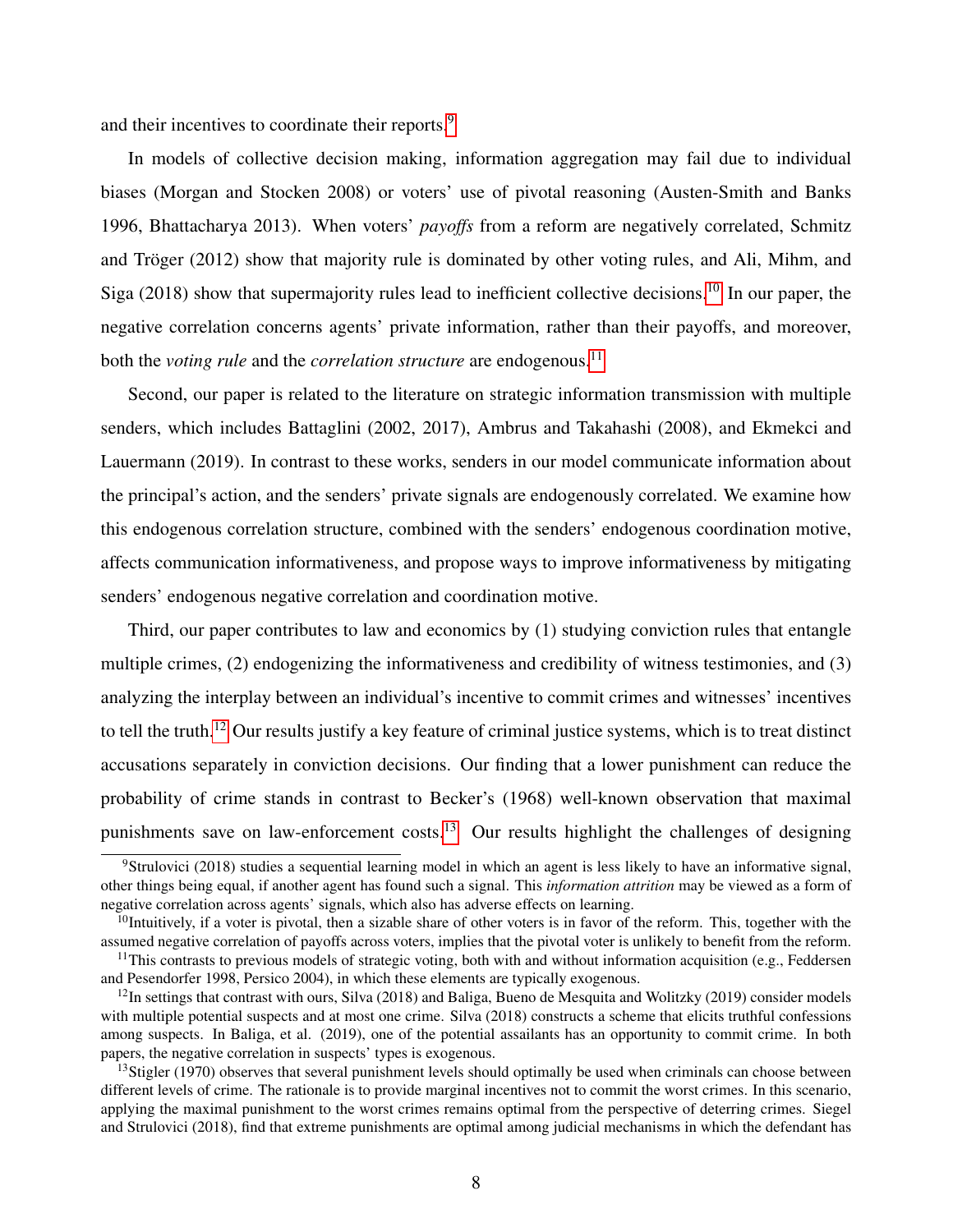and their incentives to coordinate their reports.[9]

In models of collective decision making, information aggregation may fail due to individual biases (Morgan and Stocken 2008) or voters' use of pivotal reasoning (Austen-Smith and Banks 1996, Bhattacharya 2013). When voters' *payoffs* from a reform are negatively correlated, Schmitz and Tröger (2012) show that majority rule is dominated by other voting rules, and Ali, Mihm, and Siga (2018) show that supermajority rules lead to inefficient collective decisions.[10] In our paper, the negative correlation concerns agents' private information, rather than their payoffs, and moreover, both the *voting rule* and the *correlation structure* are endogenous.[11]

Second, our paper is related to the literature on strategic information transmission with multiple senders, which includes Battaglini (2002, 2017), Ambrus and Takahashi (2008), and Ekmekci and Lauermann (2019). In contrast to these works, senders in our model communicate information about the principal's action, and the senders' private signals are endogenously correlated. We examine how this endogenous correlation structure, combined with the senders' endogenous coordination motive, affects communication informativeness, and propose ways to improve informativeness by mitigating senders' endogenous negative correlation and coordination motive.

Third, our paper contributes to law and economics by (1) studying conviction rules that entangle multiple crimes, (2) endogenizing the informativeness and credibility of witness testimonies, and (3) analyzing the interplay between an individual's incentive to commit crimes and witnesses' incentives to tell the truth.[12] Our results justify a key feature of criminal justice systems, which is to treat distinct accusations separately in conviction decisions. Our finding that a lower punishment can reduce the probability of crime stands in contrast to Becker's (1968) well-known observation that maximal punishments save on law-enforcement costs.[13] Our results highlight the challenges of designing

[9] Strulovici (2018) studies a sequential learning model in which an agent is less likely to have an informative signal, other things being equal, if another agent has found such a signal. This *information attrition* may be viewed as a form of negative correlation across agents' signals, which also has adverse effects on learning.

[10] Intuitively, if a voter is pivotal, then a sizable share of other voters is in favor of the reform. This, together with the assumed negative correlation of payoffs across voters, implies that the pivotal voter is unlikely to benefit from the reform.

[11] This contrasts to previous models of strategic voting, both with and without information acquisition (e.g., Feddersen and Pesendorfer 1998, Persico 2004), in which these elements are typically exogenous.

[12] In settings that contrast with ours, Silva (2018) and Baliga, Bueno de Mesquita and Wolitzky (2019) consider models with multiple potential suspects and at most one crime. Silva (2018) constructs a scheme that elicits truthful confessions among suspects. In Baliga, et al. (2019), one of the potential assailants has an opportunity to commit crime. In both papers, the negative correlation in suspects' types is exogenous.

[13] Stigler (1970) observes that several punishment levels should optimally be used when criminals can choose between different levels of crime. The rationale is to provide marginal incentives not to commit the worst crimes. In this scenario, applying the maximal punishment to the worst crimes remains optimal from the perspective of deterring crimes. Siegel and Strulovici (2018), find that extreme punishments are optimal among judicial mechanisms in which the defendant has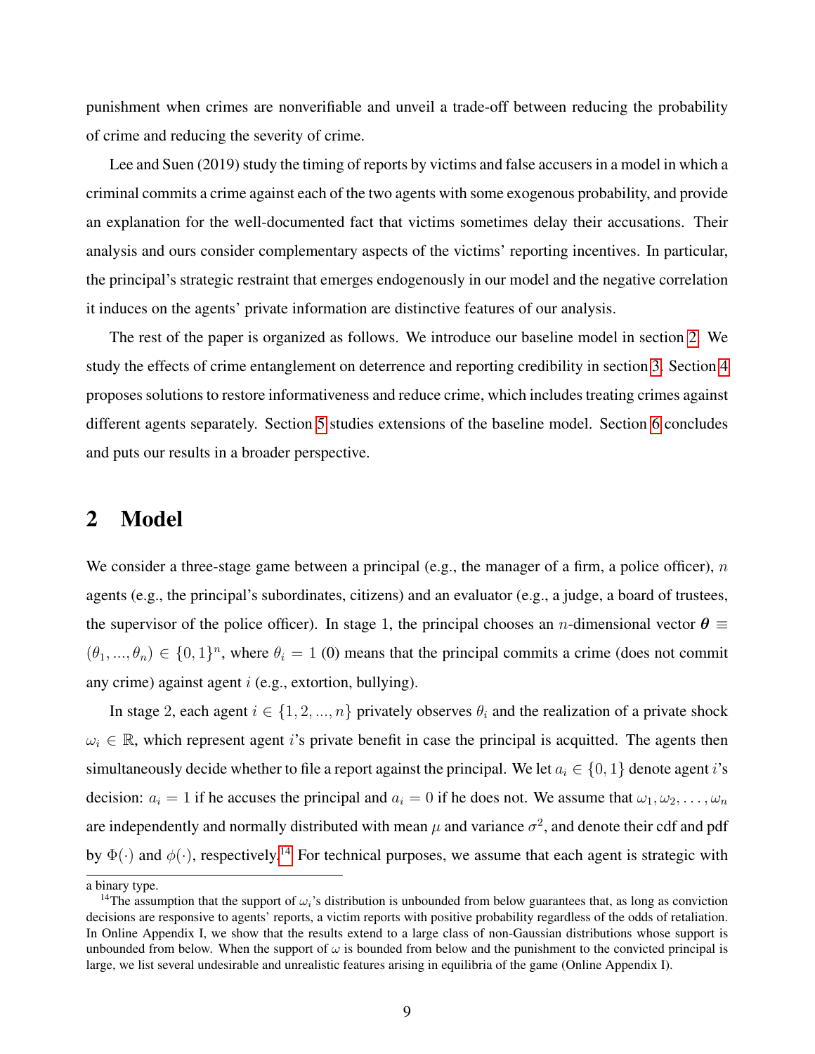punishment when crimes are nonverifiable and unveil a trade-off between reducing the probability of crime and reducing the severity of crime.

Lee and Suen (2019) study the timing of reports by victims and false accusers in a model in which a criminal commits a crime against each of the two agents with some exogenous probability, and provide an explanation for the well-documented fact that victims sometimes delay their accusations. Their analysis and ours consider complementary aspects of the victims' reporting incentives. In particular, the principal's strategic restraint that emerges endogenously in our model and the negative correlation it induces on the agents' private information are distinctive features of our analysis.

The rest of the paper is organized as follows. We introduce our baseline model in section 2. We study the effects of crime entanglement on deterrence and reporting credibility in section 3. Section 4 proposes solutions to restore informativeness and reduce crime, which includes treating crimes against different agents separately. Section 5 studies extensions of the baseline model. Section 6 concludes and puts our results in a broader perspective.

## 2 Model

We consider a three-stage game between a principal (e.g., the manager of a firm, a police officer), $n$ agents (e.g., the principal's subordinates, citizens) and an evaluator (e.g., a judge, a board of trustees, the supervisor of the police officer). In stage 1, the principal chooses an $n$-dimensional vector $\boldsymbol{\theta} \equiv (\theta_1, ..., \theta_n) \in \{0, 1\}^n$, where $\theta_i = 1$ (0) means that the principal commits a crime (does not commit any crime) against agent $i$ (e.g., extortion, bullying).

In stage 2, each agent $i \in \{1, 2, ..., n\}$ privately observes $\theta_i$ and the realization of a private shock $\omega_i \in \mathbb{R}$, which represent agent $i$'s private benefit in case the principal is acquitted. The agents then simultaneously decide whether to file a report against the principal. We let $a_i \in \{0, 1\}$ denote agent $i$'s decision: $a_i = 1$ if he accuses the principal and $a_i = 0$ if he does not. We assume that $\omega_1, \omega_2, \ldots, \omega_n$ are independently and normally distributed with mean $\mu$ and variance $\sigma^2$, and denote their cdf and pdf by $\Phi(\cdot)$ and $\phi(\cdot)$, respectively.[14] For technical purposes, we assume that each agent is strategic with

---

a binary type.

[14]The assumption that the support of $\omega_i$'s distribution is unbounded from below guarantees that, as long as conviction decisions are responsive to agents' reports, a victim reports with positive probability regardless of the odds of retaliation. In Online Appendix I, we show that the results extend to a large class of non-Gaussian distributions whose support is unbounded from below. When the support of $\omega$ is bounded from below and the punishment to the convicted principal is large, we list several undesirable and unrealistic features arising in equilibria of the game (Online Appendix I).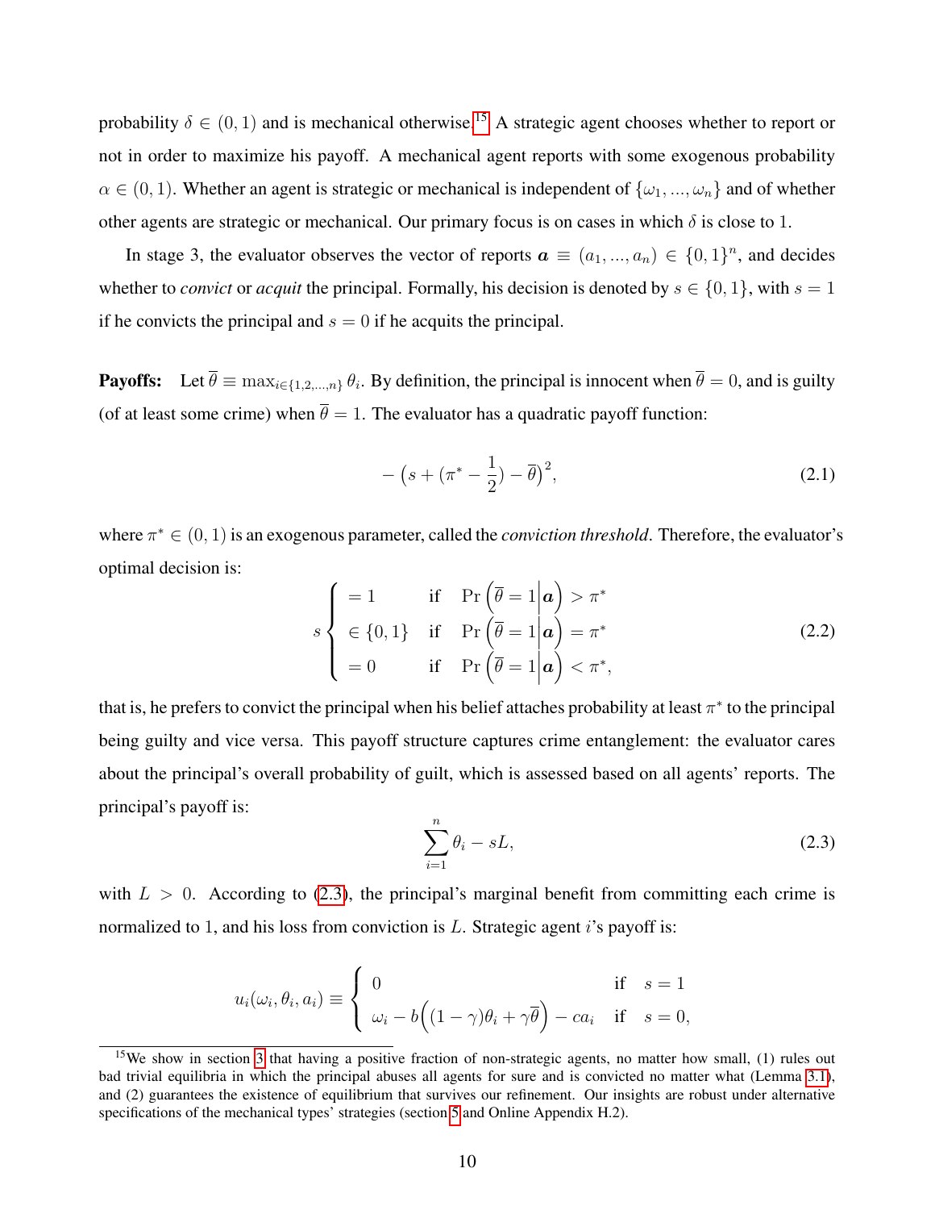probability $\delta \in (0, 1)$ and is mechanical otherwise.[15] A strategic agent chooses whether to report or not in order to maximize his payoff. A mechanical agent reports with some exogenous probability $\alpha \in (0, 1)$. Whether an agent is strategic or mechanical is independent of $\{\omega_1, ..., \omega_n\}$ and of whether other agents are strategic or mechanical. Our primary focus is on cases in which $\delta$ is close to 1.

In stage 3, the evaluator observes the vector of reports $\boldsymbol{a} \equiv (a_1, ..., a_n) \in \{0, 1\}^n$, and decides whether to *convict* or *acquit* the principal. Formally, his decision is denoted by $s \in \{0, 1\}$, with $s = 1$ if he convicts the principal and $s = 0$ if he acquits the principal.

**Payoffs:** Let $\overline{\theta} \equiv \max_{i \in \{1,2,...,n\}} \theta_i$. By definition, the principal is innocent when $\overline{\theta} = 0$, and is guilty (of at least some crime) when $\overline{\theta} = 1$. The evaluator has a quadratic payoff function:

$$- \left(s + (\pi^* - \frac{1}{2}) - \overline{\theta}\right)^2, \tag{2.1}$$

where $\pi^* \in (0, 1)$ is an exogenous parameter, called the *conviction threshold*. Therefore, the evaluator's optimal decision is:

$$s \begin{cases} = 1 & \text{if} \quad \Pr\left(\overline{\theta} = 1 \middle| \boldsymbol{a}\right) > \pi^* \\ \in \{0, 1\} & \text{if} \quad \Pr\left(\overline{\theta} = 1 \middle| \boldsymbol{a}\right) = \pi^* \\ = 0 & \text{if} \quad \Pr\left(\overline{\theta} = 1 \middle| \boldsymbol{a}\right) < \pi^*, \end{cases} \tag{2.2}$$

that is, he prefers to convict the principal when his belief attaches probability at least $\pi^*$ to the principal being guilty and vice versa. This payoff structure captures crime entanglement: the evaluator cares about the principal's overall probability of guilt, which is assessed based on all agents' reports. The principal's payoff is:

$$\sum_{i=1}^{n} \theta_i - sL, \tag{2.3}$$

with $L > 0$. According to (2.3), the principal's marginal benefit from committing each crime is normalized to 1, and his loss from conviction is $L$. Strategic agent $i$'s payoff is:

$$u_i(\omega_i, \theta_i, a_i) \equiv \begin{cases} 0 & \text{if} \quad s = 1 \\ \omega_i - b\Big((1-\gamma)\theta_i + \gamma\overline{\theta}\Big) - ca_i & \text{if} \quad s = 0, \end{cases}$$

[15] We show in section 3 that having a positive fraction of non-strategic agents, no matter how small, (1) rules out bad trivial equilibria in which the principal abuses all agents for sure and is convicted no matter what (Lemma 3.1), and (2) guarantees the existence of equilibrium that survives our refinement. Our insights are robust under alternative specifications of the mechanical types' strategies (section 5 and Online Appendix H.2).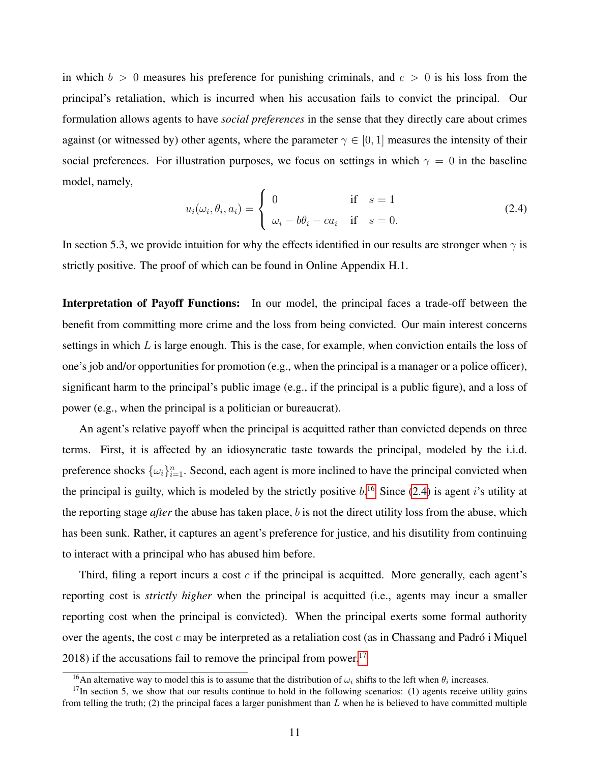in which $b > 0$ measures his preference for punishing criminals, and $c > 0$ is his loss from the principal's retaliation, which is incurred when his accusation fails to convict the principal. Our formulation allows agents to have *social preferences* in the sense that they directly care about crimes against (or witnessed by) other agents, where the parameter $\gamma \in [0, 1]$ measures the intensity of their social preferences. For illustration purposes, we focus on settings in which $\gamma = 0$ in the baseline model, namely,

$$u_i(\omega_i, \theta_i, a_i) = \begin{cases} 0 & \text{if} \quad s = 1 \\ \omega_i - b\theta_i - ca_i & \text{if} \quad s = 0. \end{cases} \tag{2.4}$$

In section 5.3, we provide intuition for why the effects identified in our results are stronger when $\gamma$ is strictly positive. The proof of which can be found in Online Appendix H.1.

**Interpretation of Payoff Functions:** In our model, the principal faces a trade-off between the benefit from committing more crime and the loss from being convicted. Our main interest concerns settings in which $L$ is large enough. This is the case, for example, when conviction entails the loss of one's job and/or opportunities for promotion (e.g., when the principal is a manager or a police officer), significant harm to the principal's public image (e.g., if the principal is a public figure), and a loss of power (e.g., when the principal is a politician or bureaucrat).

An agent's relative payoff when the principal is acquitted rather than convicted depends on three terms. First, it is affected by an idiosyncratic taste towards the principal, modeled by the i.i.d. preference shocks $\{\omega_i\}_{i=1}^n$. Second, each agent is more inclined to have the principal convicted when the principal is guilty, which is modeled by the strictly positive $b$.[16] Since (2.4) is agent $i$'s utility at the reporting stage *after* the abuse has taken place, $b$ is not the direct utility loss from the abuse, which has been sunk. Rather, it captures an agent's preference for justice, and his disutility from continuing to interact with a principal who has abused him before.

Third, filing a report incurs a cost $c$ if the principal is acquitted. More generally, each agent's reporting cost is *strictly higher* when the principal is acquitted (i.e., agents may incur a smaller reporting cost when the principal is convicted). When the principal exerts some formal authority over the agents, the cost $c$ may be interpreted as a retaliation cost (as in Chassang and Padró i Miquel 2018) if the accusations fail to remove the principal from power.[17]

[16] An alternative way to model this is to assume that the distribution of $\omega_i$ shifts to the left when $\theta_i$ increases.

[17] In section 5, we show that our results continue to hold in the following scenarios: (1) agents receive utility gains from telling the truth; (2) the principal faces a larger punishment than $L$ when he is believed to have committed multiple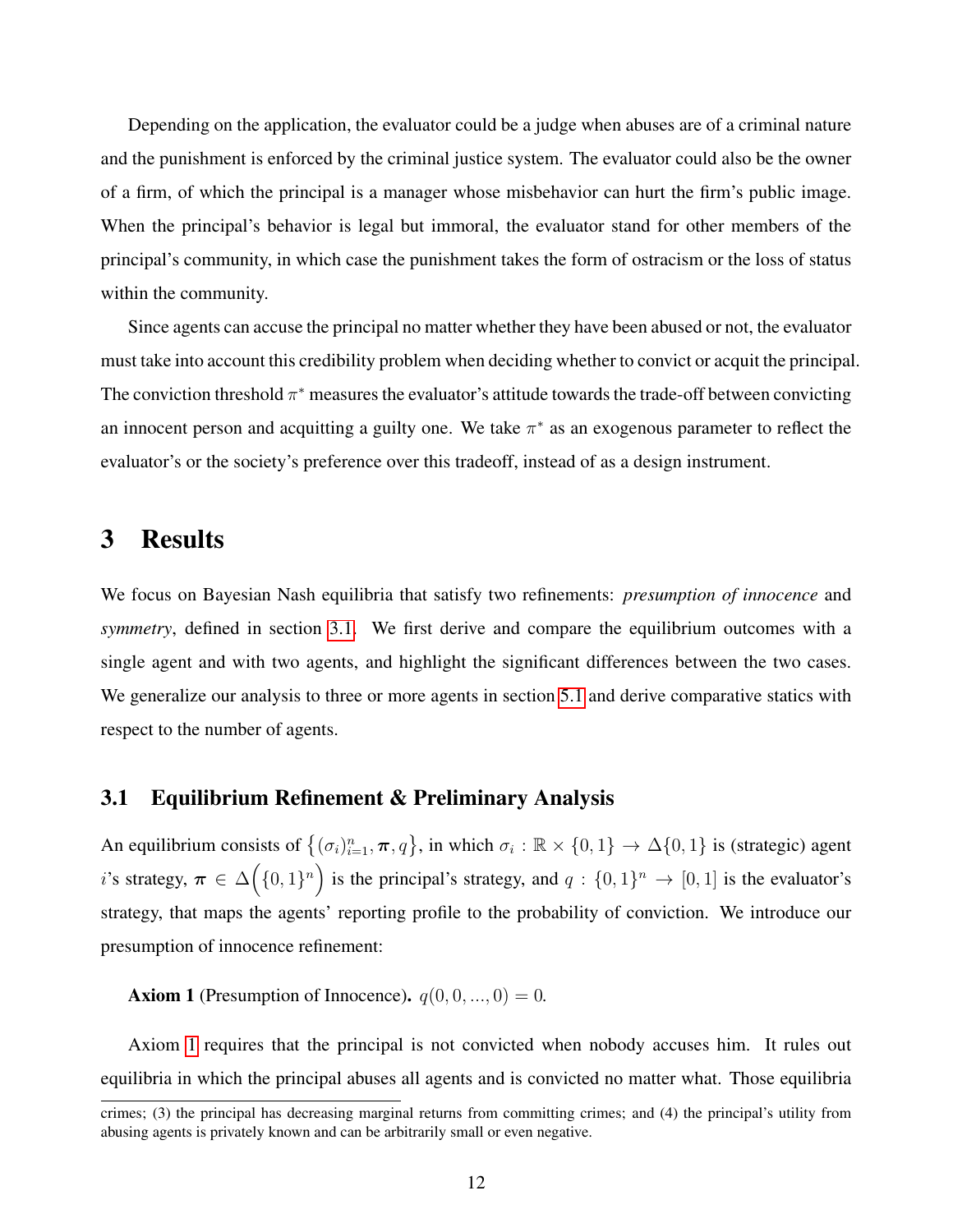Depending on the application, the evaluator could be a judge when abuses are of a criminal nature and the punishment is enforced by the criminal justice system. The evaluator could also be the owner of a firm, of which the principal is a manager whose misbehavior can hurt the firm's public image. When the principal's behavior is legal but immoral, the evaluator stand for other members of the principal's community, in which case the punishment takes the form of ostracism or the loss of status within the community.

Since agents can accuse the principal no matter whether they have been abused or not, the evaluator must take into account this credibility problem when deciding whether to convict or acquit the principal. The conviction threshold $\pi^*$ measures the evaluator's attitude towards the trade-off between convicting an innocent person and acquitting a guilty one. We take $\pi^*$ as an exogenous parameter to reflect the evaluator's or the society's preference over this tradeoff, instead of as a design instrument.

# 3 Results

We focus on Bayesian Nash equilibria that satisfy two refinements: *presumption of innocence* and *symmetry*, defined in section 3.1. We first derive and compare the equilibrium outcomes with a single agent and with two agents, and highlight the significant differences between the two cases. We generalize our analysis to three or more agents in section 5.1 and derive comparative statics with respect to the number of agents.

## 3.1 Equilibrium Refinement & Preliminary Analysis

An equilibrium consists of $\{(\sigma_i)_{i=1}^n, \boldsymbol{\pi}, q\}$, in which $\sigma_i : \mathbb{R} \times \{0, 1\} \to \Delta\{0, 1\}$ is (strategic) agent $i$'s strategy, $\boldsymbol{\pi} \in \Delta\Big(\{0, 1\}^n\Big)$ is the principal's strategy, and $q : \{0, 1\}^n \to [0, 1]$ is the evaluator's strategy, that maps the agents' reporting profile to the probability of conviction. We introduce our presumption of innocence refinement:

**Axiom 1** (Presumption of Innocence)**.** $q(0, 0, ..., 0) = 0$.

Axiom 1 requires that the principal is not convicted when nobody accuses him. It rules out equilibria in which the principal abuses all agents and is convicted no matter what. Those equilibria

crimes; (3) the principal has decreasing marginal returns from committing crimes; and (4) the principal's utility from abusing agents is privately known and can be arbitrarily small or even negative.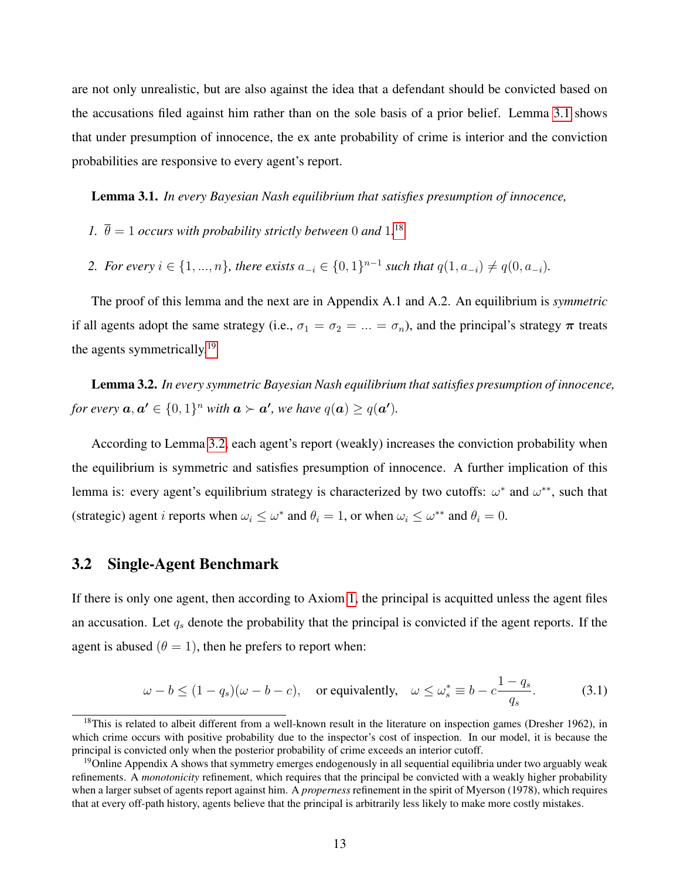are not only unrealistic, but are also against the idea that a defendant should be convicted based on the accusations filed against him rather than on the sole basis of a prior belief. Lemma 3.1 shows that under presumption of innocence, the ex ante probability of crime is interior and the conviction probabilities are responsive to every agent's report.

**Lemma 3.1.** *In every Bayesian Nash equilibrium that satisfies presumption of innocence,*

1. *$\overline{\theta} = 1$ occurs with probability strictly between 0 and 1.*[18]
2. *For every $i \in \{1, ..., n\}$, there exists $a_{-i} \in \{0, 1\}^{n-1}$ such that $q(1, a_{-i}) \neq q(0, a_{-i})$.*

The proof of this lemma and the next are in Appendix A.1 and A.2. An equilibrium is *symmetric* if all agents adopt the same strategy (i.e., $\sigma_1 = \sigma_2 = ... = \sigma_n$), and the principal's strategy $\boldsymbol{\pi}$ treats the agents symmetrically.[19]

**Lemma 3.2.** *In every symmetric Bayesian Nash equilibrium that satisfies presumption of innocence, for every $\boldsymbol{a}, \boldsymbol{a'} \in \{0, 1\}^n$ with $\boldsymbol{a} \succ \boldsymbol{a'}$, we have $q(\boldsymbol{a}) \geq q(\boldsymbol{a'})$.*

According to Lemma 3.2, each agent's report (weakly) increases the conviction probability when the equilibrium is symmetric and satisfies presumption of innocence. A further implication of this lemma is: every agent's equilibrium strategy is characterized by two cutoffs: $\omega^*$ and $\omega^{**}$, such that (strategic) agent $i$ reports when $\omega_i \leq \omega^*$ and $\theta_i = 1$, or when $\omega_i \leq \omega^{**}$ and $\theta_i = 0$.

## 3.2 Single-Agent Benchmark

If there is only one agent, then according to Axiom 1, the principal is acquitted unless the agent files an accusation. Let $q_s$ denote the probability that the principal is convicted if the agent reports. If the agent is abused ($\theta = 1$), then he prefers to report when:

$$\omega - b \leq (1 - q_s)(\omega - b - c), \quad \text{or equivalently,} \quad \omega \leq \omega_s^* \equiv b - c\frac{1 - q_s}{q_s}. \tag{3.1}$$

[18] This is related to albeit different from a well-known result in the literature on inspection games (Dresher 1962), in which crime occurs with positive probability due to the inspector's cost of inspection. In our model, it is because the principal is convicted only when the posterior probability of crime exceeds an interior cutoff.

[19] Online Appendix A shows that symmetry emerges endogenously in all sequential equilibria under two arguably weak refinements. A *monotonicity* refinement, which requires that the principal be convicted with a weakly higher probability when a larger subset of agents report against him. A *properness* refinement in the spirit of Myerson (1978), which requires that at every off-path history, agents believe that the principal is arbitrarily less likely to make more costly mistakes.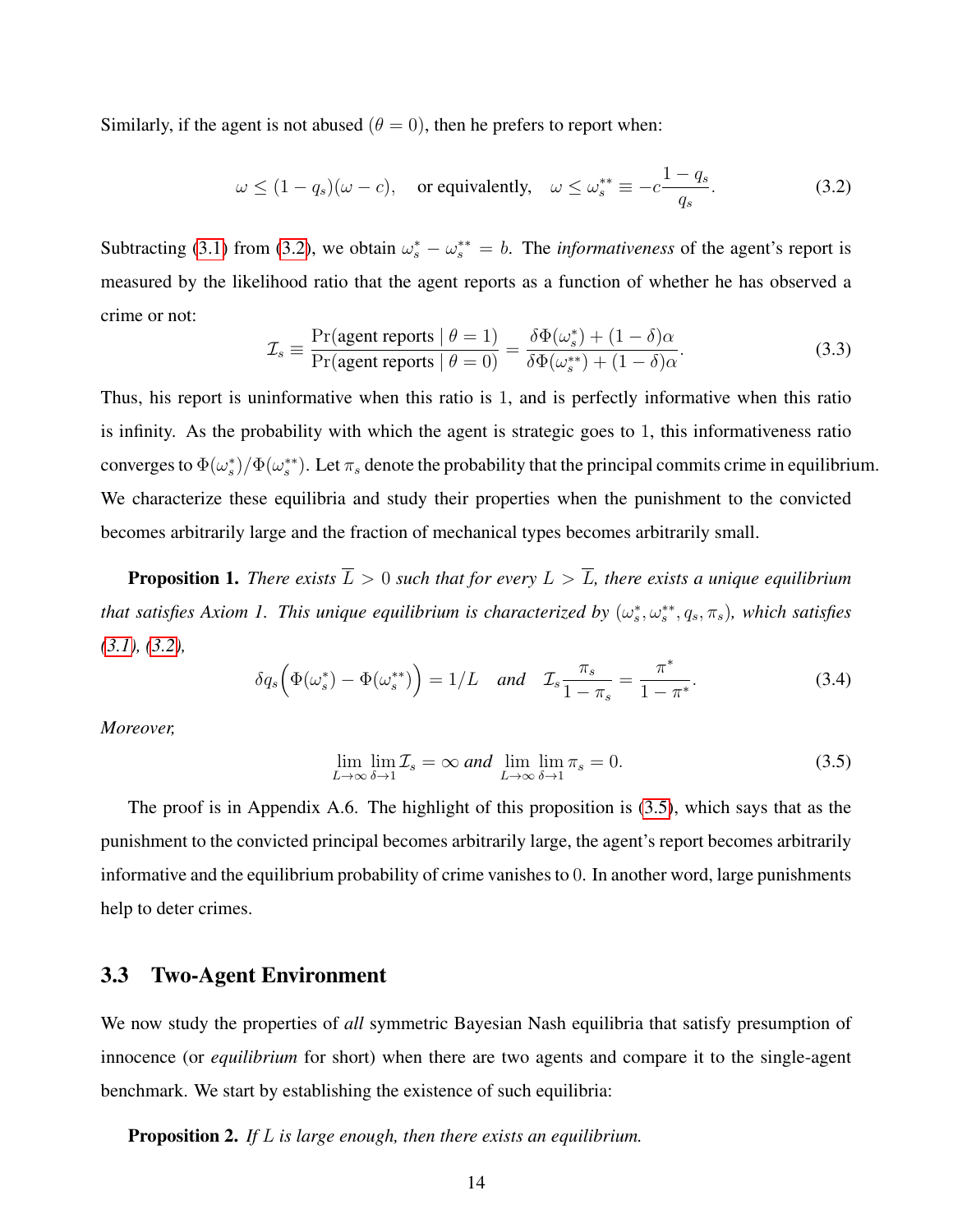Similarly, if the agent is not abused ($\theta = 0$), then he prefers to report when:

$$\omega \leq (1 - q_s)(\omega - c), \quad \text{or equivalently,} \quad \omega \leq \omega_s^{**} \equiv -c\frac{1 - q_s}{q_s}. \tag{3.2}$$

Subtracting (3.1) from (3.2), we obtain $\omega_s^* - \omega_s^{**} = b$. The *informativeness* of the agent's report is measured by the likelihood ratio that the agent reports as a function of whether he has observed a crime or not:

$$\mathcal{I}_s \equiv \frac{\Pr(\text{agent reports} \mid \theta = 1)}{\Pr(\text{agent reports} \mid \theta = 0)} = \frac{\delta\Phi(\omega_s^*) + (1 - \delta)\alpha}{\delta\Phi(\omega_s^{**}) + (1 - \delta)\alpha}. \tag{3.3}$$

Thus, his report is uninformative when this ratio is 1, and is perfectly informative when this ratio is infinity. As the probability with which the agent is strategic goes to 1, this informativeness ratio converges to $\Phi(\omega_s^*)/\Phi(\omega_s^{**})$. Let $\pi_s$ denote the probability that the principal commits crime in equilibrium. We characterize these equilibria and study their properties when the punishment to the convicted becomes arbitrarily large and the fraction of mechanical types becomes arbitrarily small.

**Proposition 1.** *There exists $\overline{L} > 0$ such that for every $L > \overline{L}$, there exists a unique equilibrium that satisfies Axiom 1. This unique equilibrium is characterized by $(\omega_s^*, \omega_s^{**}, q_s, \pi_s)$, which satisfies (3.1), (3.2),*

$$\delta q_s\Big(\Phi(\omega_s^*) - \Phi(\omega_s^{**})\Big) = 1/L \quad \text{and} \quad \mathcal{I}_s\frac{\pi_s}{1 - \pi_s} = \frac{\pi^*}{1 - \pi^*}. \tag{3.4}$$

*Moreover,*

$$\lim_{L \to \infty} \lim_{\delta \to 1} \mathcal{I}_s = \infty \text{ and } \lim_{L \to \infty} \lim_{\delta \to 1} \pi_s = 0. \tag{3.5}$$

The proof is in Appendix A.6. The highlight of this proposition is (3.5), which says that as the punishment to the convicted principal becomes arbitrarily large, the agent's report becomes arbitrarily informative and the equilibrium probability of crime vanishes to 0. In another word, large punishments help to deter crimes.

### 3.3 Two-Agent Environment

We now study the properties of *all* symmetric Bayesian Nash equilibria that satisfy presumption of innocence (or *equilibrium* for short) when there are two agents and compare it to the single-agent benchmark. We start by establishing the existence of such equilibria:

**Proposition 2.** *If $L$ is large enough, then there exists an equilibrium.*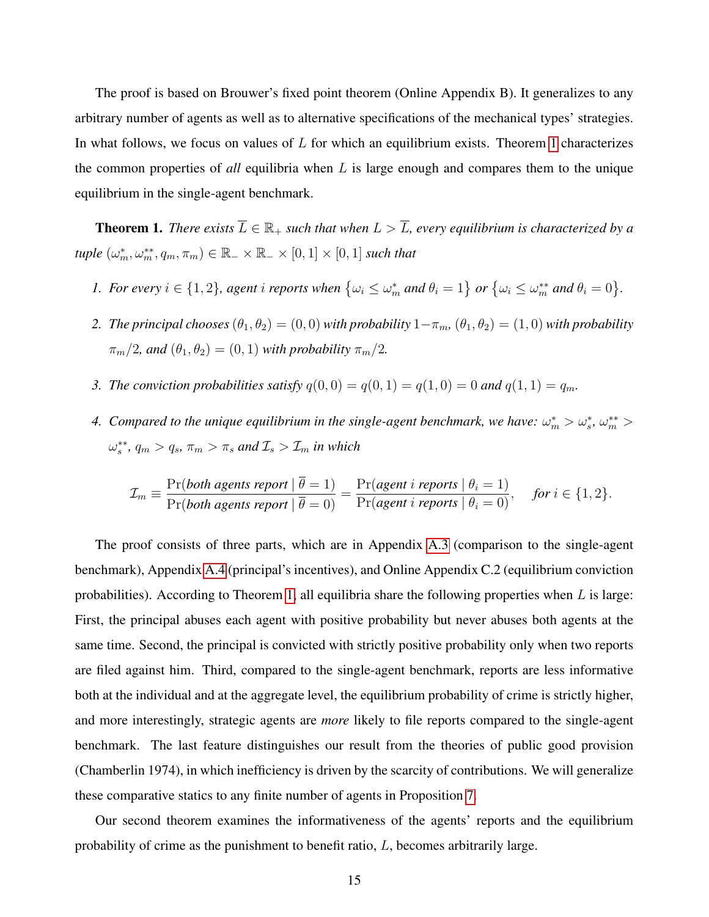The proof is based on Brouwer's fixed point theorem (Online Appendix B). It generalizes to any arbitrary number of agents as well as to alternative specifications of the mechanical types' strategies. In what follows, we focus on values of $L$ for which an equilibrium exists. Theorem 1 characterizes the common properties of *all* equilibria when $L$ is large enough and compares them to the unique equilibrium in the single-agent benchmark.

**Theorem 1.** *There exists $\overline{L} \in \mathbb{R}_+$ such that when $L > \overline{L}$, every equilibrium is characterized by a tuple $(\omega_m^*, \omega_m^{**}, q_m, \pi_m) \in \mathbb{R}_- \times \mathbb{R}_- \times [0,1] \times [0,1]$ such that*

1. *For every $i \in \{1,2\}$, agent $i$ reports when $\{\omega_i \leq \omega_m^* \text{ and } \theta_i = 1\}$ or $\{\omega_i \leq \omega_m^{**} \text{ and } \theta_i = 0\}$.*
2. *The principal chooses $(\theta_1, \theta_2) = (0,0)$ with probability $1 - \pi_m$, $(\theta_1, \theta_2) = (1,0)$ with probability $\pi_m/2$, and $(\theta_1, \theta_2) = (0,1)$ with probability $\pi_m/2$.*
3. *The conviction probabilities satisfy $q(0,0) = q(0,1) = q(1,0) = 0$ and $q(1,1) = q_m$.*
4. *Compared to the unique equilibrium in the single-agent benchmark, we have: $\omega_m^* > \omega_s^*$, $\omega_m^{**} > \omega_s^{**}$, $q_m > q_s$, $\pi_m > \pi_s$ and $\mathcal{I}_s > \mathcal{I}_m$ in which*

$$\mathcal{I}_m \equiv \frac{\Pr(\textit{both agents report} \mid \overline{\theta} = 1)}{\Pr(\textit{both agents report} \mid \overline{\theta} = 0)} = \frac{\Pr(\textit{agent } i \textit{ reports} \mid \theta_i = 1)}{\Pr(\textit{agent } i \textit{ reports} \mid \theta_i = 0)}, \quad \textit{for } i \in \{1,2\}.$$

The proof consists of three parts, which are in Appendix A.3 (comparison to the single-agent benchmark), Appendix A.4 (principal's incentives), and Online Appendix C.2 (equilibrium conviction probabilities). According to Theorem 1, all equilibria share the following properties when $L$ is large: First, the principal abuses each agent with positive probability but never abuses both agents at the same time. Second, the principal is convicted with strictly positive probability only when two reports are filed against him. Third, compared to the single-agent benchmark, reports are less informative both at the individual and at the aggregate level, the equilibrium probability of crime is strictly higher, and more interestingly, strategic agents are *more* likely to file reports compared to the single-agent benchmark. The last feature distinguishes our result from the theories of public good provision (Chamberlin 1974), in which inefficiency is driven by the scarcity of contributions. We will generalize these comparative statics to any finite number of agents in Proposition 7.

Our second theorem examines the informativeness of the agents' reports and the equilibrium probability of crime as the punishment to benefit ratio, $L$, becomes arbitrarily large.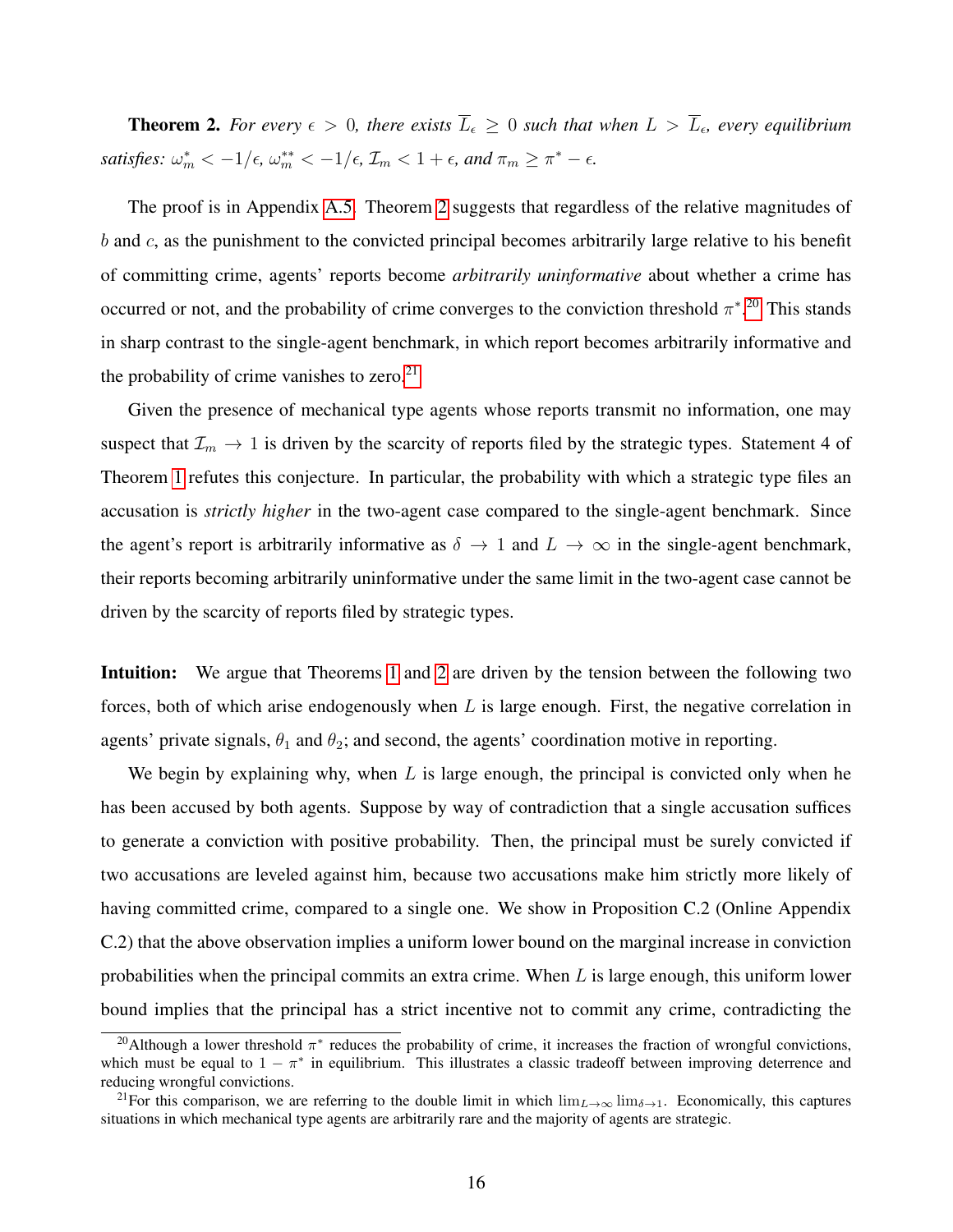**Theorem 2.** *For every $\epsilon > 0$, there exists $\overline{L}_\epsilon \geq 0$ such that when $L > \overline{L}_\epsilon$, every equilibrium satisfies: $\omega_m^* < -1/\epsilon$, $\omega_m^{**} < -1/\epsilon$, $\mathcal{I}_m < 1 + \epsilon$, and $\pi_m \geq \pi^* - \epsilon$.*

The proof is in Appendix A.5. Theorem 2 suggests that regardless of the relative magnitudes of $b$ and $c$, as the punishment to the convicted principal becomes arbitrarily large relative to his benefit of committing crime, agents' reports become *arbitrarily uninformative* about whether a crime has occurred or not, and the probability of crime converges to the conviction threshold $\pi^*$.[20] This stands in sharp contrast to the single-agent benchmark, in which report becomes arbitrarily informative and the probability of crime vanishes to zero.[21]

Given the presence of mechanical type agents whose reports transmit no information, one may suspect that $\mathcal{I}_m \to 1$ is driven by the scarcity of reports filed by the strategic types. Statement 4 of Theorem 1 refutes this conjecture. In particular, the probability with which a strategic type files an accusation is *strictly higher* in the two-agent case compared to the single-agent benchmark. Since the agent's report is arbitrarily informative as $\delta \to 1$ and $L \to \infty$ in the single-agent benchmark, their reports becoming arbitrarily uninformative under the same limit in the two-agent case cannot be driven by the scarcity of reports filed by strategic types.

**Intuition:** We argue that Theorems 1 and 2 are driven by the tension between the following two forces, both of which arise endogenously when $L$ is large enough. First, the negative correlation in agents' private signals, $\theta_1$ and $\theta_2$; and second, the agents' coordination motive in reporting.

We begin by explaining why, when $L$ is large enough, the principal is convicted only when he has been accused by both agents. Suppose by way of contradiction that a single accusation suffices to generate a conviction with positive probability. Then, the principal must be surely convicted if two accusations are leveled against him, because two accusations make him strictly more likely of having committed crime, compared to a single one. We show in Proposition C.2 (Online Appendix C.2) that the above observation implies a uniform lower bound on the marginal increase in conviction probabilities when the principal commits an extra crime. When $L$ is large enough, this uniform lower bound implies that the principal has a strict incentive not to commit any crime, contradicting the

[20] Although a lower threshold $\pi^*$ reduces the probability of crime, it increases the fraction of wrongful convictions, which must be equal to $1 - \pi^*$ in equilibrium. This illustrates a classic tradeoff between improving deterrence and reducing wrongful convictions.

[21] For this comparison, we are referring to the double limit in which $\lim_{L\to\infty} \lim_{\delta\to 1}$. Economically, this captures situations in which mechanical type agents are arbitrarily rare and the majority of agents are strategic.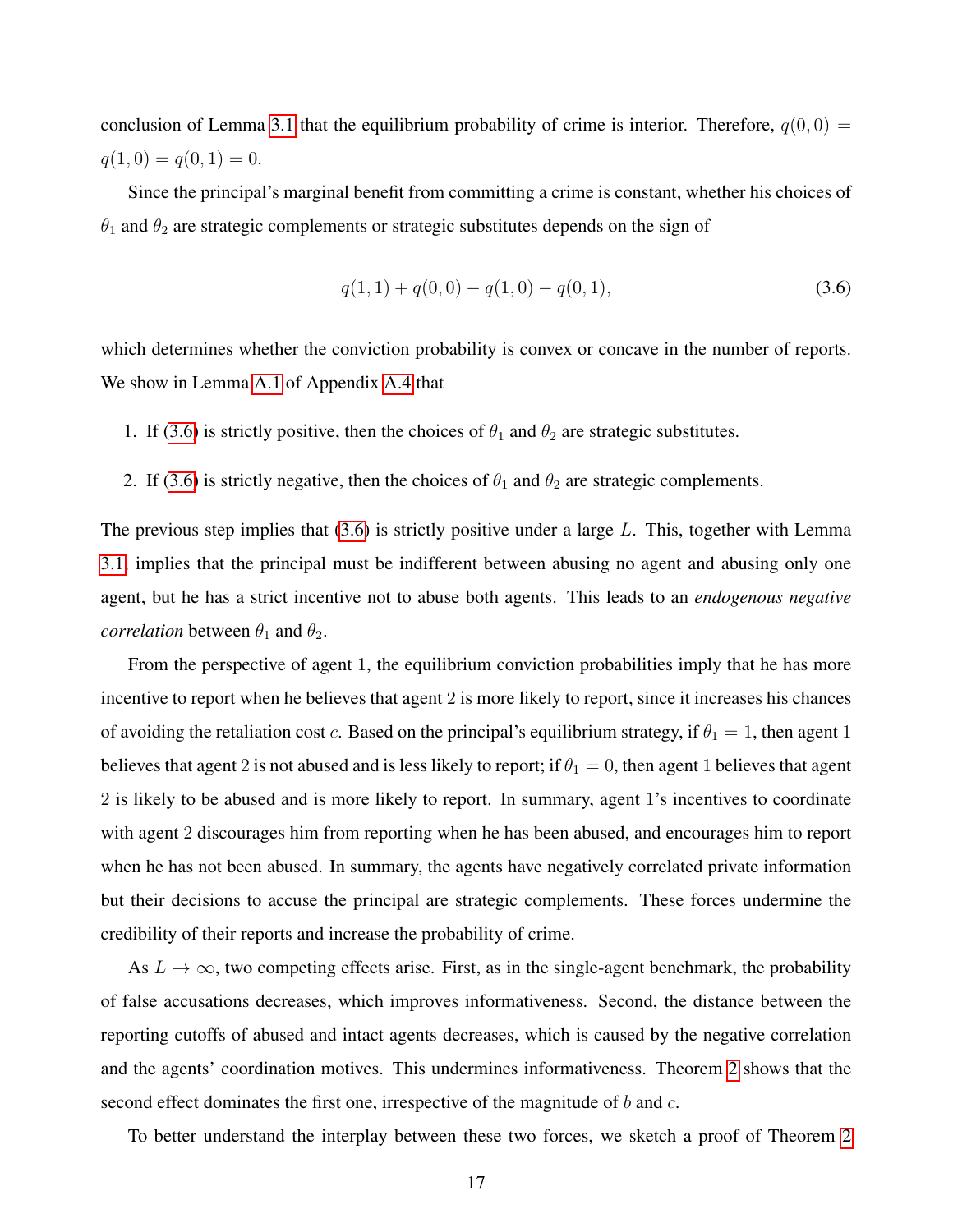conclusion of Lemma 3.1 that the equilibrium probability of crime is interior. Therefore, $q(0,0) = q(1,0) = q(0,1) = 0$.

Since the principal's marginal benefit from committing a crime is constant, whether his choices of $\theta_1$ and $\theta_2$ are strategic complements or strategic substitutes depends on the sign of

$$q(1,1) + q(0,0) - q(1,0) - q(0,1), \tag{3.6}$$

which determines whether the conviction probability is convex or concave in the number of reports. We show in Lemma A.1 of Appendix A.4 that

1. If (3.6) is strictly positive, then the choices of $\theta_1$ and $\theta_2$ are strategic substitutes.
2. If (3.6) is strictly negative, then the choices of $\theta_1$ and $\theta_2$ are strategic complements.

The previous step implies that (3.6) is strictly positive under a large $L$. This, together with Lemma 3.1, implies that the principal must be indifferent between abusing no agent and abusing only one agent, but he has a strict incentive not to abuse both agents. This leads to an *endogenous negative correlation* between $\theta_1$ and $\theta_2$.

From the perspective of agent 1, the equilibrium conviction probabilities imply that he has more incentive to report when he believes that agent 2 is more likely to report, since it increases his chances of avoiding the retaliation cost $c$. Based on the principal's equilibrium strategy, if $\theta_1 = 1$, then agent 1 believes that agent 2 is not abused and is less likely to report; if $\theta_1 = 0$, then agent 1 believes that agent 2 is likely to be abused and is more likely to report. In summary, agent 1's incentives to coordinate with agent 2 discourages him from reporting when he has been abused, and encourages him to report when he has not been abused. In summary, the agents have negatively correlated private information but their decisions to accuse the principal are strategic complements. These forces undermine the credibility of their reports and increase the probability of crime.

As $L \to \infty$, two competing effects arise. First, as in the single-agent benchmark, the probability of false accusations decreases, which improves informativeness. Second, the distance between the reporting cutoffs of abused and intact agents decreases, which is caused by the negative correlation and the agents' coordination motives. This undermines informativeness. Theorem 2 shows that the second effect dominates the first one, irrespective of the magnitude of $b$ and $c$.

To better understand the interplay between these two forces, we sketch a proof of Theorem 2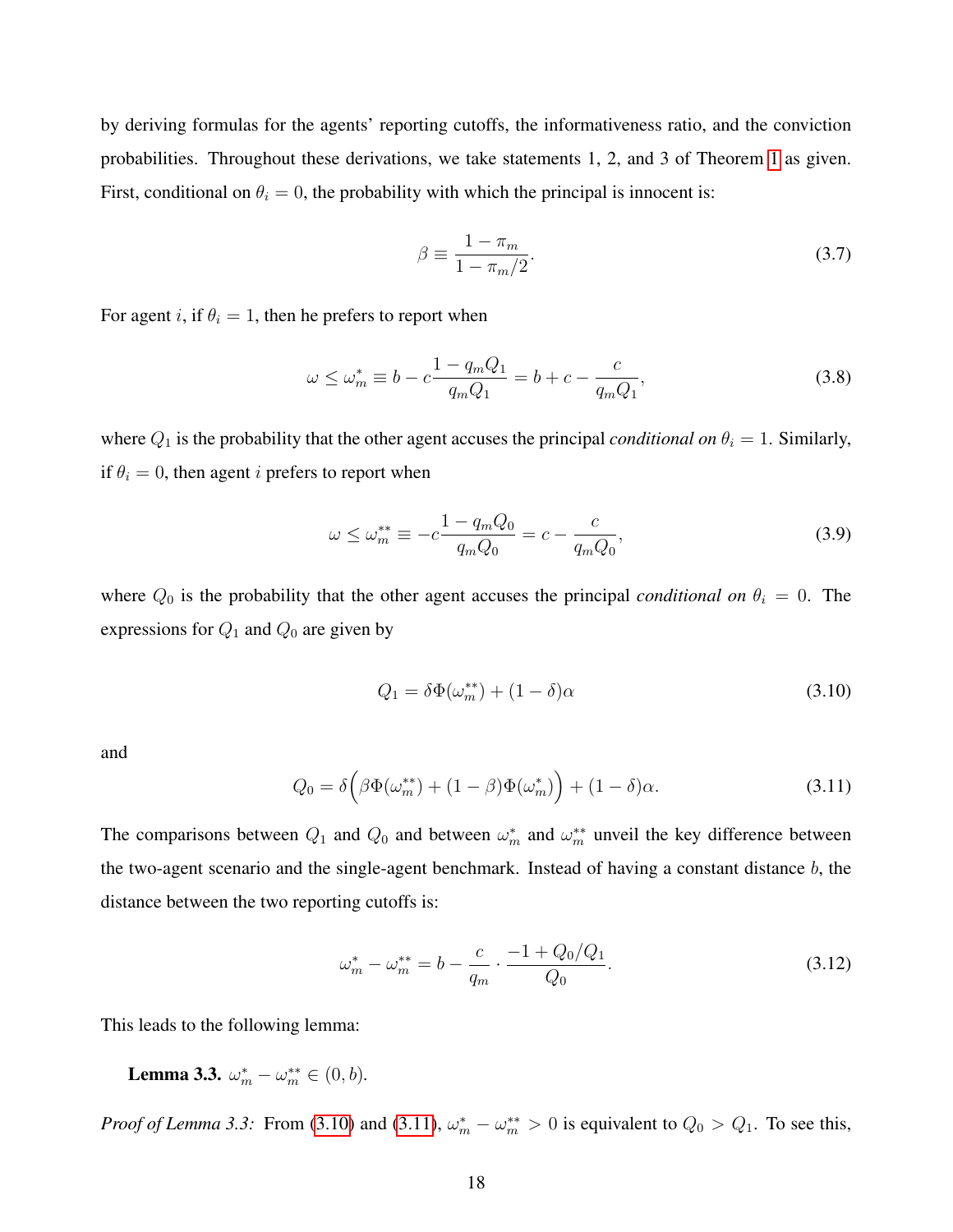by deriving formulas for the agents' reporting cutoffs, the informativeness ratio, and the conviction probabilities. Throughout these derivations, we take statements 1, 2, and 3 of Theorem 1 as given. First, conditional on $\theta_i = 0$, the probability with which the principal is innocent is:

$$\beta \equiv \frac{1 - \pi_m}{1 - \pi_m/2}. \tag{3.7}$$

For agent $i$, if $\theta_i = 1$, then he prefers to report when

$$\omega \leq \omega_m^* \equiv b - c\frac{1 - q_m Q_1}{q_m Q_1} = b + c - \frac{c}{q_m Q_1}, \tag{3.8}$$

where $Q_1$ is the probability that the other agent accuses the principal *conditional on* $\theta_i = 1$. Similarly, if $\theta_i = 0$, then agent $i$ prefers to report when

$$\omega \leq \omega_m^{**} \equiv -c\frac{1 - q_m Q_0}{q_m Q_0} = c - \frac{c}{q_m Q_0}, \tag{3.9}$$

where $Q_0$ is the probability that the other agent accuses the principal *conditional on* $\theta_i = 0$. The expressions for $Q_1$ and $Q_0$ are given by

$$Q_1 = \delta\Phi(\omega_m^{**}) + (1 - \delta)\alpha \tag{3.10}$$

and

$$Q_0 = \delta\Big(\beta\Phi(\omega_m^{**}) + (1 - \beta)\Phi(\omega_m^*)\Big) + (1 - \delta)\alpha. \tag{3.11}$$

The comparisons between $Q_1$ and $Q_0$ and between $\omega_m^*$ and $\omega_m^{**}$ unveil the key difference between the two-agent scenario and the single-agent benchmark. Instead of having a constant distance $b$, the distance between the two reporting cutoffs is:

$$\omega_m^* - \omega_m^{**} = b - \frac{c}{q_m} \cdot \frac{-1 + Q_0/Q_1}{Q_0}. \tag{3.12}$$

This leads to the following lemma:

**Lemma 3.3.** $\omega_m^* - \omega_m^{**} \in (0, b)$.

*Proof of Lemma 3.3:* From (3.10) and (3.11), $\omega_m^* - \omega_m^{**} > 0$ is equivalent to $Q_0 > Q_1$. To see this,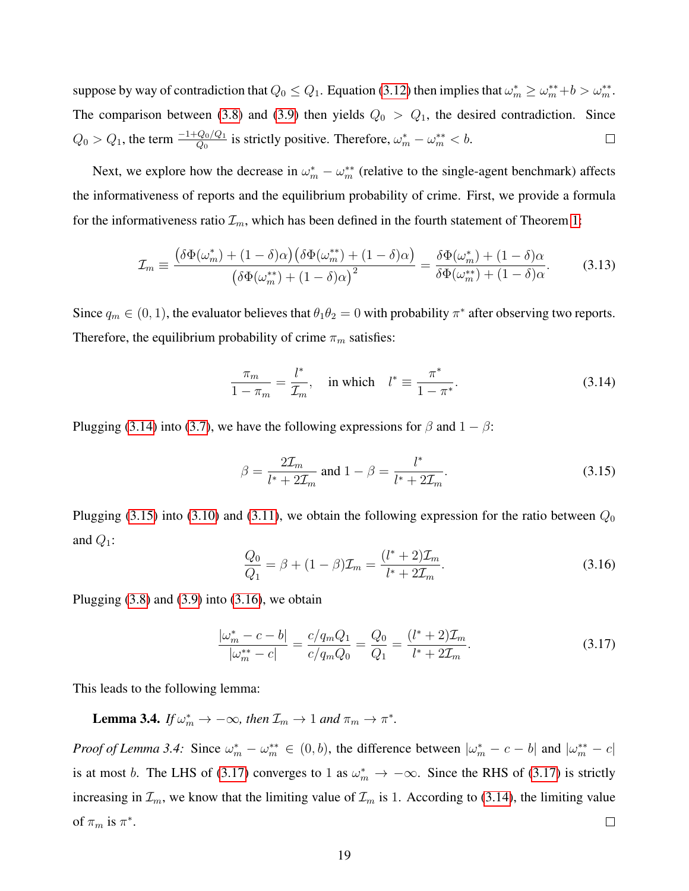suppose by way of contradiction that $Q_0 \leq Q_1$. Equation (3.12) then implies that $\omega_m^* \geq \omega_m^{**} + b > \omega_m^{**}$. The comparison between (3.8) and (3.9) then yields $Q_0 > Q_1$, the desired contradiction. Since $Q_0 > Q_1$, the term $\frac{-1+Q_0/Q_1}{Q_0}$ is strictly positive. Therefore, $\omega_m^* - \omega_m^{**} < b$. □

Next, we explore how the decrease in $\omega_m^* - \omega_m^{**}$ (relative to the single-agent benchmark) affects the informativeness of reports and the equilibrium probability of crime. First, we provide a formula for the informativeness ratio $\mathcal{I}_m$, which has been defined in the fourth statement of Theorem 1:

$$\mathcal{I}_m \equiv \frac{\big(\delta\Phi(\omega_m^*) + (1-\delta)\alpha\big)\big(\delta\Phi(\omega_m^{**}) + (1-\delta)\alpha\big)}{\big(\delta\Phi(\omega_m^{**}) + (1-\delta)\alpha\big)^2} = \frac{\delta\Phi(\omega_m^*) + (1-\delta)\alpha}{\delta\Phi(\omega_m^{**}) + (1-\delta)\alpha}. \tag{3.13}$$

Since $q_m \in (0, 1)$, the evaluator believes that $\theta_1\theta_2 = 0$ with probability $\pi^*$ after observing two reports. Therefore, the equilibrium probability of crime $\pi_m$ satisfies:

$$\frac{\pi_m}{1-\pi_m} = \frac{l^*}{\mathcal{I}_m}, \quad \text{in which} \quad l^* \equiv \frac{\pi^*}{1-\pi^*}. \tag{3.14}$$

Plugging (3.14) into (3.7), we have the following expressions for $\beta$ and $1-\beta$:

$$\beta = \frac{2\mathcal{I}_m}{l^* + 2\mathcal{I}_m} \text{ and } 1-\beta = \frac{l^*}{l^* + 2\mathcal{I}_m}. \tag{3.15}$$

Plugging (3.15) into (3.10) and (3.11), we obtain the following expression for the ratio between $Q_0$ and $Q_1$:

$$\frac{Q_0}{Q_1} = \beta + (1-\beta)\mathcal{I}_m = \frac{(l^*+2)\mathcal{I}_m}{l^* + 2\mathcal{I}_m}. \tag{3.16}$$

Plugging (3.8) and (3.9) into (3.16), we obtain

$$\frac{|\omega_m^* - c - b|}{|\omega_m^{**} - c|} = \frac{c/q_m Q_1}{c/q_m Q_0} = \frac{Q_0}{Q_1} = \frac{(l^*+2)\mathcal{I}_m}{l^* + 2\mathcal{I}_m}. \tag{3.17}$$

This leads to the following lemma:

**Lemma 3.4.** *If $\omega_m^* \to -\infty$, then $\mathcal{I}_m \to 1$ and $\pi_m \to \pi^*$.*

*Proof of Lemma 3.4:* Since $\omega_m^* - \omega_m^{**} \in (0, b)$, the difference between $|\omega_m^* - c - b|$ and $|\omega_m^{**} - c|$ is at most $b$. The LHS of (3.17) converges to 1 as $\omega_m^* \to -\infty$. Since the RHS of (3.17) is strictly increasing in $\mathcal{I}_m$, we know that the limiting value of $\mathcal{I}_m$ is 1. According to (3.14), the limiting value of $\pi_m$ is $\pi^*$. □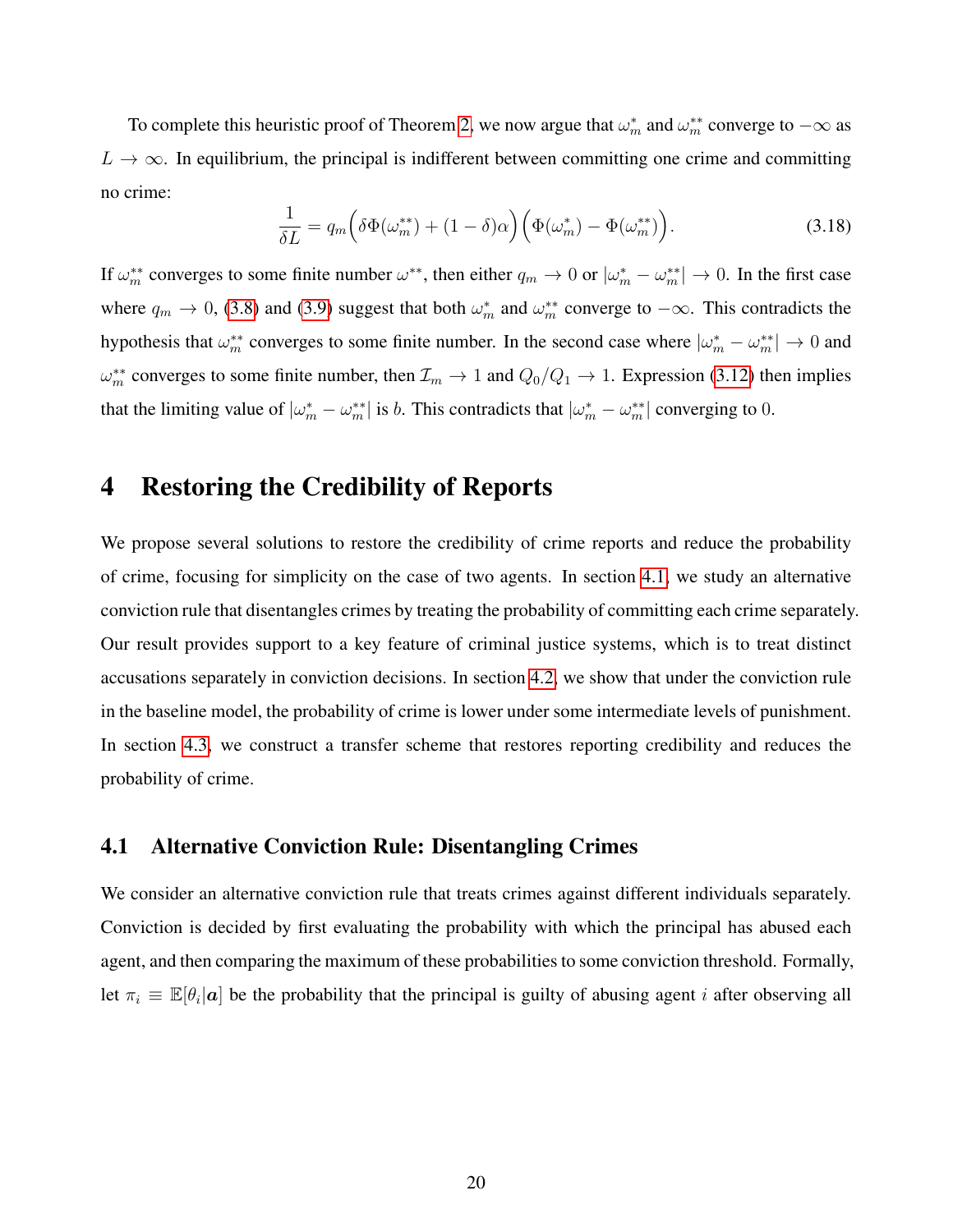To complete this heuristic proof of Theorem 2, we now argue that $\omega_m^*$ and $\omega_m^{**}$ converge to $-\infty$ as $L \to \infty$. In equilibrium, the principal is indifferent between committing one crime and committing no crime:

$$\frac{1}{\delta L} = q_m\Big(\delta\Phi(\omega_m^{**}) + (1-\delta)\alpha\Big)\Big(\Phi(\omega_m^*) - \Phi(\omega_m^{**})\Big). \tag{3.18}$$

If $\omega_m^{**}$ converges to some finite number $\omega^{**}$, then either $q_m \to 0$ or $|\omega_m^* - \omega_m^{**}| \to 0$. In the first case where $q_m \to 0$, (3.8) and (3.9) suggest that both $\omega_m^*$ and $\omega_m^{**}$ converge to $-\infty$. This contradicts the hypothesis that $\omega_m^{**}$ converges to some finite number. In the second case where $|\omega_m^* - \omega_m^{**}| \to 0$ and $\omega_m^{**}$ converges to some finite number, then $\mathcal{I}_m \to 1$ and $Q_0/Q_1 \to 1$. Expression (3.12) then implies that the limiting value of $|\omega_m^* - \omega_m^{**}|$ is $b$. This contradicts that $|\omega_m^* - \omega_m^{**}|$ converging to 0.

# 4 Restoring the Credibility of Reports

We propose several solutions to restore the credibility of crime reports and reduce the probability of crime, focusing for simplicity on the case of two agents. In section 4.1, we study an alternative conviction rule that disentangles crimes by treating the probability of committing each crime separately. Our result provides support to a key feature of criminal justice systems, which is to treat distinct accusations separately in conviction decisions. In section 4.2, we show that under the conviction rule in the baseline model, the probability of crime is lower under some intermediate levels of punishment. In section 4.3, we construct a transfer scheme that restores reporting credibility and reduces the probability of crime.

## 4.1 Alternative Conviction Rule: Disentangling Crimes

We consider an alternative conviction rule that treats crimes against different individuals separately. Conviction is decided by first evaluating the probability with which the principal has abused each agent, and then comparing the maximum of these probabilities to some conviction threshold. Formally, let $\pi_i \equiv \mathbb{E}[\theta_i|\boldsymbol{a}]$ be the probability that the principal is guilty of abusing agent $i$ after observing all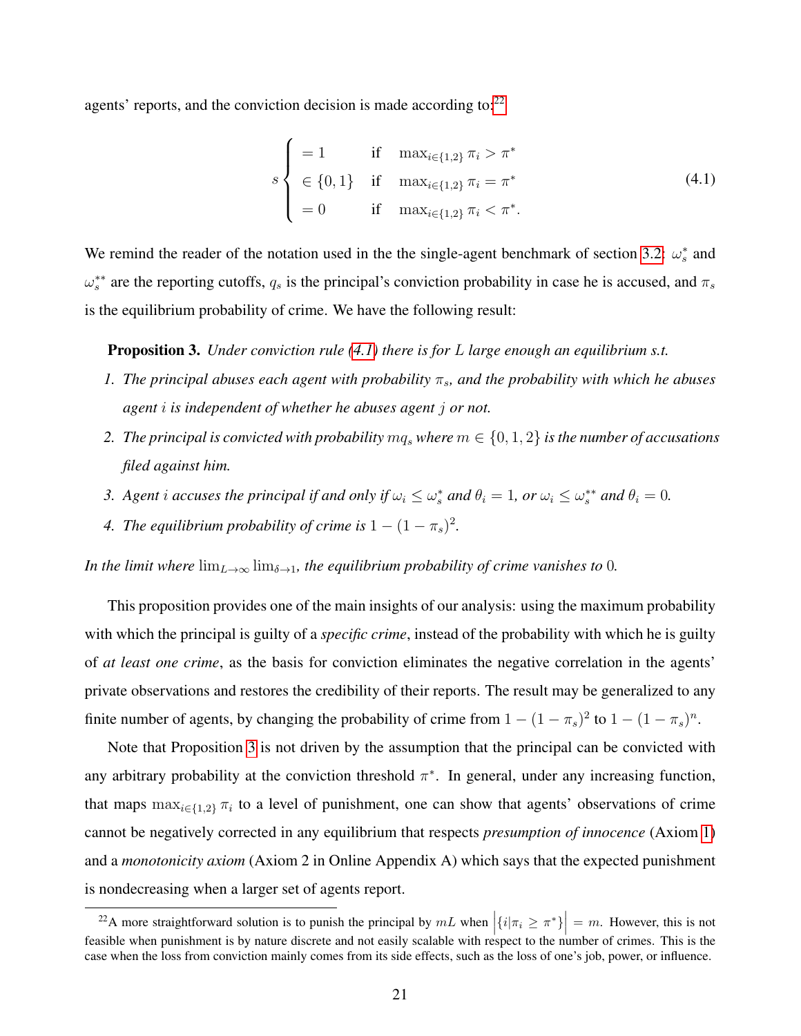agents' reports, and the conviction decision is made according to:[22]

$$s \begin{cases} = 1 & \text{if} \quad \max_{i\in\{1,2\}} \pi_i > \pi^* \\ \in \{0,1\} & \text{if} \quad \max_{i\in\{1,2\}} \pi_i = \pi^* \\ = 0 & \text{if} \quad \max_{i\in\{1,2\}} \pi_i < \pi^*. \end{cases} \tag{4.1}$$

We remind the reader of the notation used in the the single-agent benchmark of section 3.2: $\omega_s^*$ and $\omega_s^{**}$ are the reporting cutoffs, $q_s$ is the principal's conviction probability in case he is accused, and $\pi_s$ is the equilibrium probability of crime. We have the following result:

**Proposition 3.** *Under conviction rule (4.1) there is for $L$ large enough an equilibrium s.t.*

1. *The principal abuses each agent with probability $\pi_s$, and the probability with which he abuses agent $i$ is independent of whether he abuses agent $j$ or not.*
2. *The principal is convicted with probability $mq_s$ where $m \in \{0, 1, 2\}$ is the number of accusations filed against him.*
3. *Agent $i$ accuses the principal if and only if $\omega_i \leq \omega_s^*$ and $\theta_i = 1$, or $\omega_i \leq \omega_s^{**}$ and $\theta_i = 0$.*
4. *The equilibrium probability of crime is $1 - (1 - \pi_s)^2$.*

*In the limit where $\lim_{L\to\infty} \lim_{\delta\to 1}$, the equilibrium probability of crime vanishes to 0.*

This proposition provides one of the main insights of our analysis: using the maximum probability with which the principal is guilty of a *specific crime*, instead of the probability with which he is guilty of *at least one crime*, as the basis for conviction eliminates the negative correlation in the agents' private observations and restores the credibility of their reports. The result may be generalized to any finite number of agents, by changing the probability of crime from $1 - (1 - \pi_s)^2$ to $1 - (1 - \pi_s)^n$.

Note that Proposition 3 is not driven by the assumption that the principal can be convicted with any arbitrary probability at the conviction threshold $\pi^*$. In general, under any increasing function, that maps $\max_{i\in\{1,2\}} \pi_i$ to a level of punishment, one can show that agents' observations of crime cannot be negatively corrected in any equilibrium that respects *presumption of innocence* (Axiom 1) and a *monotonicity axiom* (Axiom 2 in Online Appendix A) which says that the expected punishment is nondecreasing when a larger set of agents report.

[22] A more straightforward solution is to punish the principal by $mL$ when $\left|\{i|\pi_i \geq \pi^*\}\right| = m$. However, this is not feasible when punishment is by nature discrete and not easily scalable with respect to the number of crimes. This is the case when the loss from conviction mainly comes from its side effects, such as the loss of one's job, power, or influence.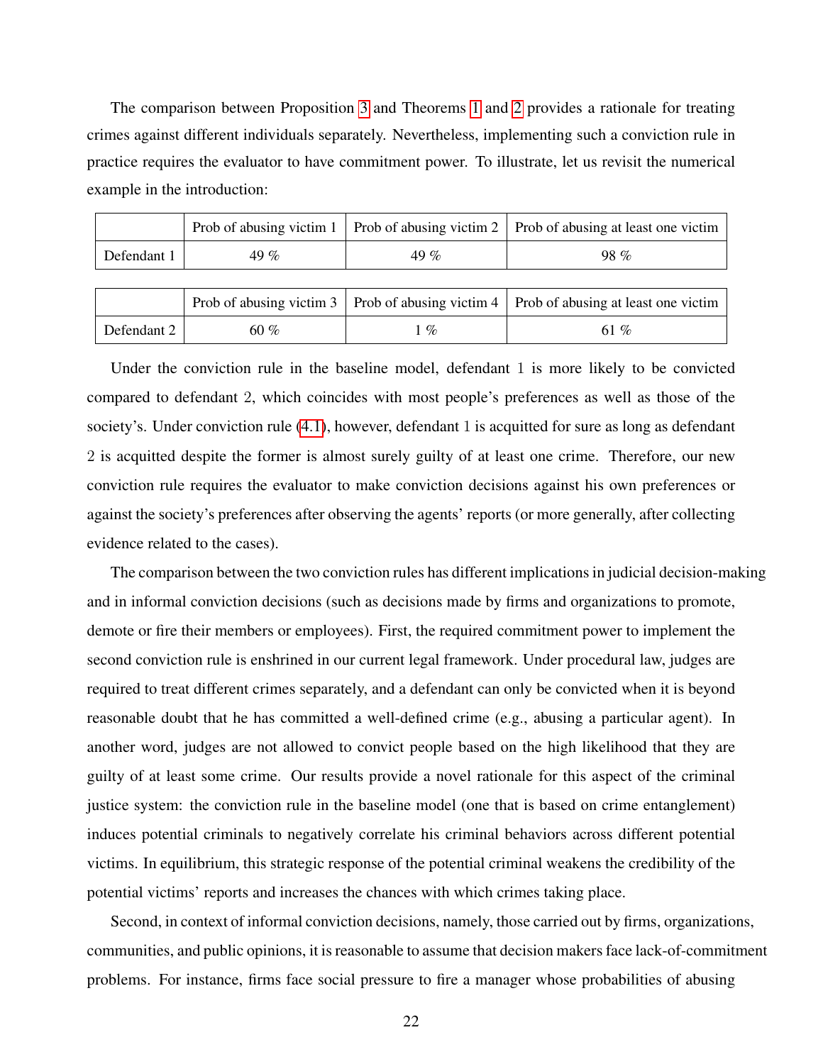The comparison between Proposition 3 and Theorems 1 and 2 provides a rationale for treating crimes against different individuals separately. Nevertheless, implementing such a conviction rule in practice requires the evaluator to have commitment power. To illustrate, let us revisit the numerical example in the introduction:

| | Prob of abusing victim 1 | Prob of abusing victim 2 | Prob of abusing at least one victim |
|---|---|---|---|
| Defendant 1 | 49 % | 49 % | 98 % |

| | Prob of abusing victim 3 | Prob of abusing victim 4 | Prob of abusing at least one victim |
|---|---|---|---|
| Defendant 2 | 60 % | 1 % | 61 % |

Under the conviction rule in the baseline model, defendant 1 is more likely to be convicted compared to defendant 2, which coincides with most people's preferences as well as those of the society's. Under conviction rule (4.1), however, defendant 1 is acquitted for sure as long as defendant 2 is acquitted despite the former is almost surely guilty of at least one crime. Therefore, our new conviction rule requires the evaluator to make conviction decisions against his own preferences or against the society's preferences after observing the agents' reports (or more generally, after collecting evidence related to the cases).

The comparison between the two conviction rules has different implications in judicial decision-making and in informal conviction decisions (such as decisions made by firms and organizations to promote, demote or fire their members or employees). First, the required commitment power to implement the second conviction rule is enshrined in our current legal framework. Under procedural law, judges are required to treat different crimes separately, and a defendant can only be convicted when it is beyond reasonable doubt that he has committed a well-defined crime (e.g., abusing a particular agent). In another word, judges are not allowed to convict people based on the high likelihood that they are guilty of at least some crime. Our results provide a novel rationale for this aspect of the criminal justice system: the conviction rule in the baseline model (one that is based on crime entanglement) induces potential criminals to negatively correlate his criminal behaviors across different potential victims. In equilibrium, this strategic response of the potential criminal weakens the credibility of the potential victims' reports and increases the chances with which crimes taking place.

Second, in context of informal conviction decisions, namely, those carried out by firms, organizations, communities, and public opinions, it is reasonable to assume that decision makers face lack-of-commitment problems. For instance, firms face social pressure to fire a manager whose probabilities of abusing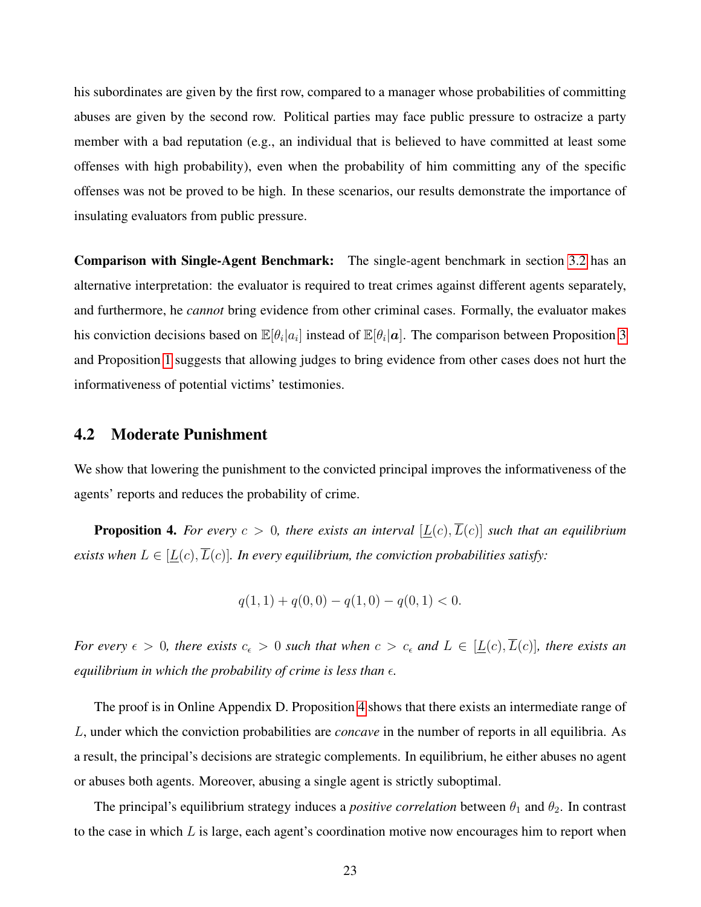his subordinates are given by the first row, compared to a manager whose probabilities of committing abuses are given by the second row. Political parties may face public pressure to ostracize a party member with a bad reputation (e.g., an individual that is believed to have committed at least some offenses with high probability), even when the probability of him committing any of the specific offenses was not be proved to be high. In these scenarios, our results demonstrate the importance of insulating evaluators from public pressure.

**Comparison with Single-Agent Benchmark:** The single-agent benchmark in section 3.2 has an alternative interpretation: the evaluator is required to treat crimes against different agents separately, and furthermore, he *cannot* bring evidence from other criminal cases. Formally, the evaluator makes his conviction decisions based on $\mathbb{E}[\theta_i|a_i]$ instead of $\mathbb{E}[\theta_i|\boldsymbol{a}]$. The comparison between Proposition 3 and Proposition 1 suggests that allowing judges to bring evidence from other cases does not hurt the informativeness of potential victims' testimonies.

## 4.2 Moderate Punishment

We show that lowering the punishment to the convicted principal improves the informativeness of the agents' reports and reduces the probability of crime.

**Proposition 4.** *For every $c > 0$, there exists an interval $[\underline{L}(c), \overline{L}(c)]$ such that an equilibrium exists when $L \in [\underline{L}(c), \overline{L}(c)]$. In every equilibrium, the conviction probabilities satisfy:*

$$q(1,1) + q(0,0) - q(1,0) - q(0,1) < 0.$$

*For every $\epsilon > 0$, there exists $c_\epsilon > 0$ such that when $c > c_\epsilon$ and $L \in [\underline{L}(c), \overline{L}(c)]$, there exists an equilibrium in which the probability of crime is less than $\epsilon$.*

The proof is in Online Appendix D. Proposition 4 shows that there exists an intermediate range of $L$, under which the conviction probabilities are *concave* in the number of reports in all equilibria. As a result, the principal's decisions are strategic complements. In equilibrium, he either abuses no agent or abuses both agents. Moreover, abusing a single agent is strictly suboptimal.

The principal's equilibrium strategy induces a *positive correlation* between $\theta_1$ and $\theta_2$. In contrast to the case in which $L$ is large, each agent's coordination motive now encourages him to report when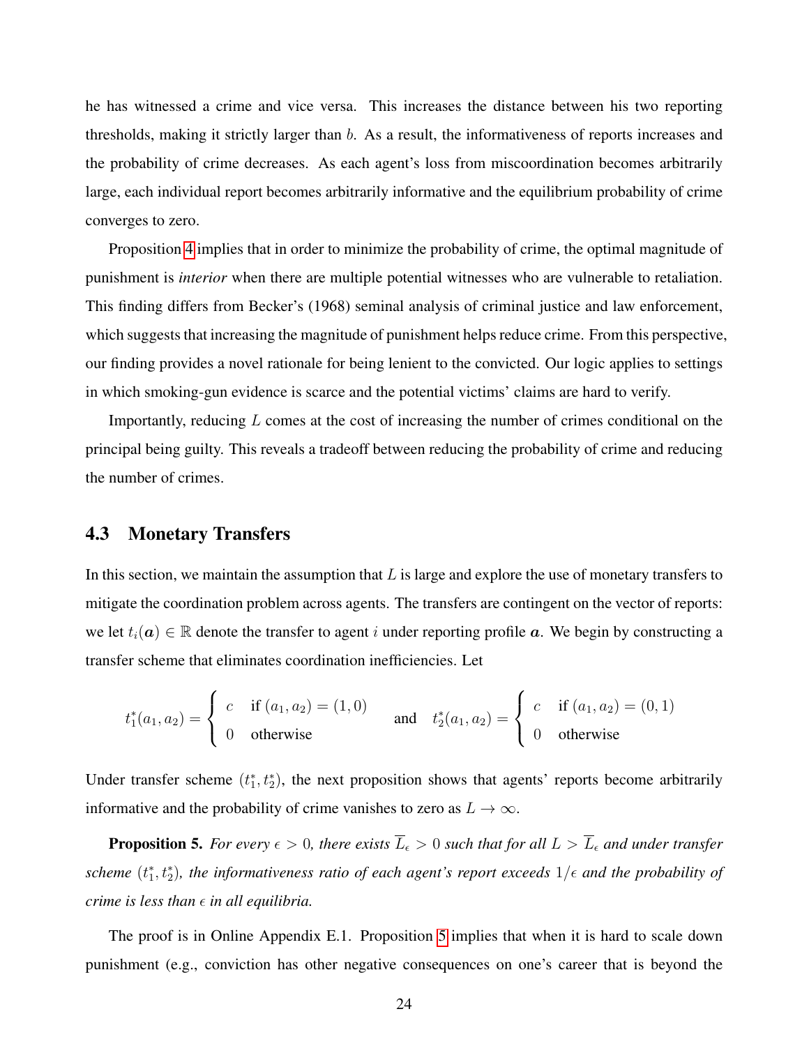he has witnessed a crime and vice versa. This increases the distance between his two reporting thresholds, making it strictly larger than $b$. As a result, the informativeness of reports increases and the probability of crime decreases. As each agent's loss from miscoordination becomes arbitrarily large, each individual report becomes arbitrarily informative and the equilibrium probability of crime converges to zero.

Proposition 4 implies that in order to minimize the probability of crime, the optimal magnitude of punishment is *interior* when there are multiple potential witnesses who are vulnerable to retaliation. This finding differs from Becker's (1968) seminal analysis of criminal justice and law enforcement, which suggests that increasing the magnitude of punishment helps reduce crime. From this perspective, our finding provides a novel rationale for being lenient to the convicted. Our logic applies to settings in which smoking-gun evidence is scarce and the potential victims' claims are hard to verify.

Importantly, reducing $L$ comes at the cost of increasing the number of crimes conditional on the principal being guilty. This reveals a tradeoff between reducing the probability of crime and reducing the number of crimes.

### 4.3 Monetary Transfers

In this section, we maintain the assumption that $L$ is large and explore the use of monetary transfers to mitigate the coordination problem across agents. The transfers are contingent on the vector of reports: we let $t_i(\boldsymbol{a}) \in \mathbb{R}$ denote the transfer to agent $i$ under reporting profile $\boldsymbol{a}$. We begin by constructing a transfer scheme that eliminates coordination inefficiencies. Let

$$t_1^*(a_1, a_2) = \begin{cases} c & \text{if } (a_1, a_2) = (1, 0) \\ 0 & \text{otherwise} \end{cases} \quad \text{and} \quad t_2^*(a_1, a_2) = \begin{cases} c & \text{if } (a_1, a_2) = (0, 1) \\ 0 & \text{otherwise} \end{cases}$$

Under transfer scheme $(t_1^*, t_2^*)$, the next proposition shows that agents' reports become arbitrarily informative and the probability of crime vanishes to zero as $L \to \infty$.

**Proposition 5.** *For every $\epsilon > 0$, there exists $\overline{L}_\epsilon > 0$ such that for all $L > \overline{L}_\epsilon$ and under transfer scheme $(t_1^*, t_2^*)$, the informativeness ratio of each agent's report exceeds $1/\epsilon$ and the probability of crime is less than $\epsilon$ in all equilibria.*

The proof is in Online Appendix E.1. Proposition 5 implies that when it is hard to scale down punishment (e.g., conviction has other negative consequences on one's career that is beyond the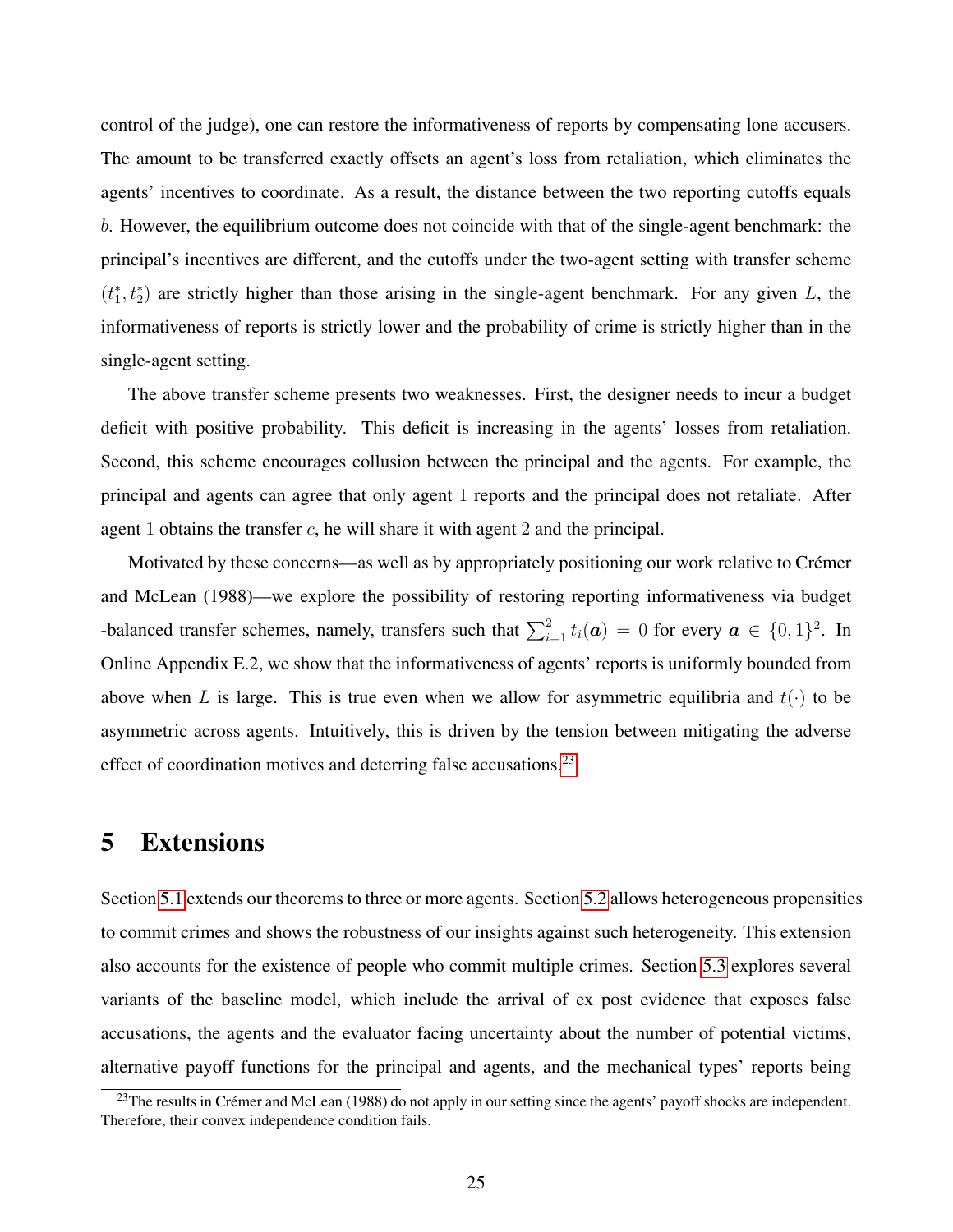control of the judge), one can restore the informativeness of reports by compensating lone accusers. The amount to be transferred exactly offsets an agent's loss from retaliation, which eliminates the agents' incentives to coordinate. As a result, the distance between the two reporting cutoffs equals $b$. However, the equilibrium outcome does not coincide with that of the single-agent benchmark: the principal's incentives are different, and the cutoffs under the two-agent setting with transfer scheme $(t_1^*, t_2^*)$ are strictly higher than those arising in the single-agent benchmark. For any given $L$, the informativeness of reports is strictly lower and the probability of crime is strictly higher than in the single-agent setting.

The above transfer scheme presents two weaknesses. First, the designer needs to incur a budget deficit with positive probability. This deficit is increasing in the agents' losses from retaliation. Second, this scheme encourages collusion between the principal and the agents. For example, the principal and agents can agree that only agent 1 reports and the principal does not retaliate. After agent 1 obtains the transfer $c$, he will share it with agent 2 and the principal.

Motivated by these concerns—as well as by appropriately positioning our work relative to Crémer and McLean (1988)—we explore the possibility of restoring reporting informativeness via budget -balanced transfer schemes, namely, transfers such that $\sum_{i=1}^{2} t_i(\boldsymbol{a}) = 0$ for every $\boldsymbol{a} \in \{0,1\}^2$. In Online Appendix E.2, we show that the informativeness of agents' reports is uniformly bounded from above when $L$ is large. This is true even when we allow for asymmetric equilibria and $t(\cdot)$ to be asymmetric across agents. Intuitively, this is driven by the tension between mitigating the adverse effect of coordination motives and deterring false accusations.[23]

# 5 Extensions

Section 5.1 extends our theorems to three or more agents. Section 5.2 allows heterogeneous propensities to commit crimes and shows the robustness of our insights against such heterogeneity. This extension also accounts for the existence of people who commit multiple crimes. Section 5.3 explores several variants of the baseline model, which include the arrival of ex post evidence that exposes false accusations, the agents and the evaluator facing uncertainty about the number of potential victims, alternative payoff functions for the principal and agents, and the mechanical types' reports being

[23] The results in Crémer and McLean (1988) do not apply in our setting since the agents' payoff shocks are independent. Therefore, their convex independence condition fails.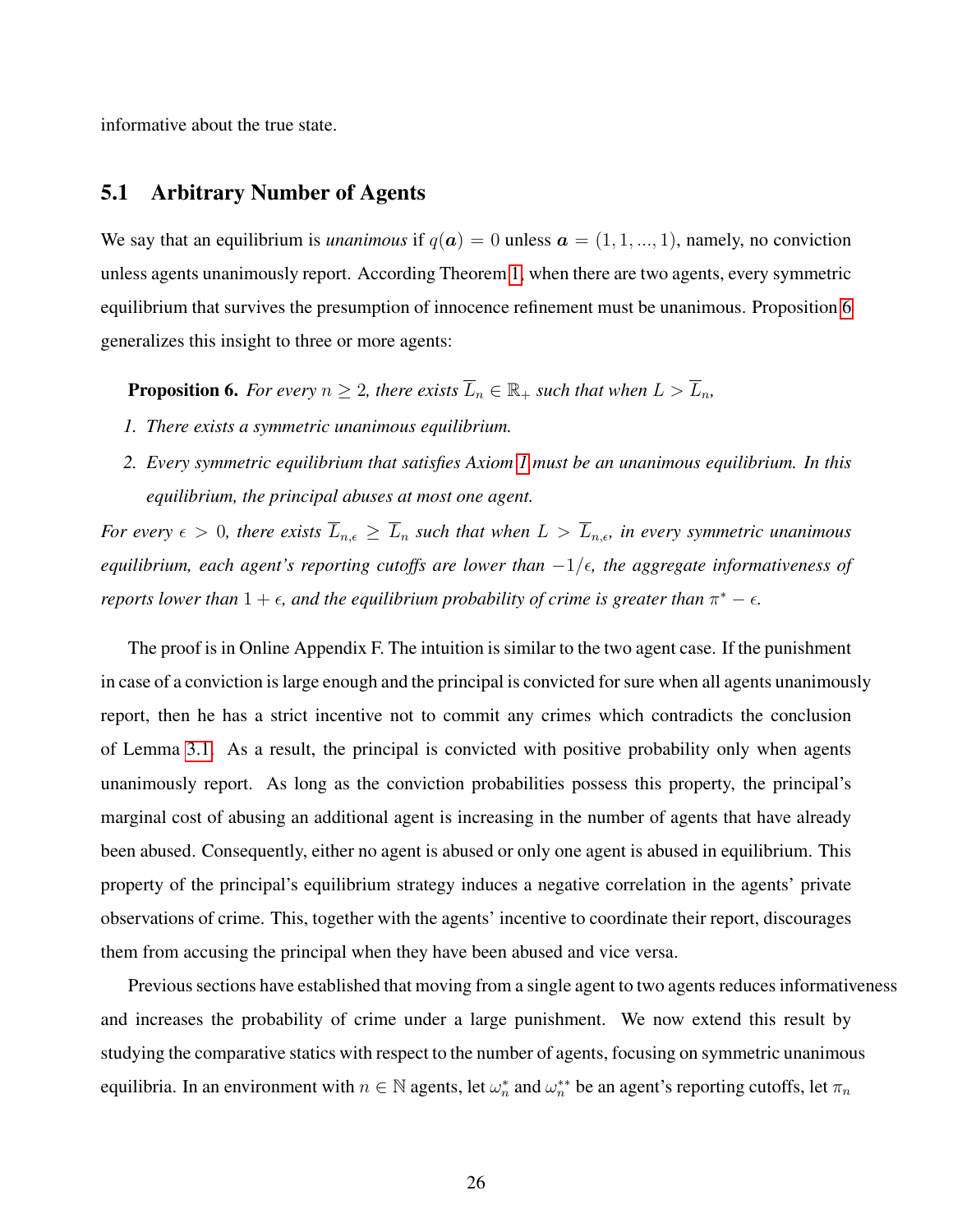informative about the true state.

## 5.1 Arbitrary Number of Agents

We say that an equilibrium is *unanimous* if $q(\boldsymbol{a}) = 0$ unless $\boldsymbol{a} = (1, 1, ..., 1)$, namely, no conviction unless agents unanimously report. According Theorem 1, when there are two agents, every symmetric equilibrium that survives the presumption of innocence refinement must be unanimous. Proposition 6 generalizes this insight to three or more agents:

**Proposition 6.** *For every $n \geq 2$, there exists $\overline{L}_n \in \mathbb{R}_+$ such that when $L > \overline{L}_n$,*

1. *There exists a symmetric unanimous equilibrium.*
2. *Every symmetric equilibrium that satisfies Axiom 1 must be an unanimous equilibrium. In this equilibrium, the principal abuses at most one agent.*

*For every $\epsilon > 0$, there exists $\overline{L}_{n,\epsilon} \geq \overline{L}_n$ such that when $L > \overline{L}_{n,\epsilon}$, in every symmetric unanimous equilibrium, each agent's reporting cutoffs are lower than $-1/\epsilon$, the aggregate informativeness of reports lower than $1 + \epsilon$, and the equilibrium probability of crime is greater than $\pi^* - \epsilon$.*

The proof is in Online Appendix F. The intuition is similar to the two agent case. If the punishment in case of a conviction is large enough and the principal is convicted for sure when all agents unanimously report, then he has a strict incentive not to commit any crimes which contradicts the conclusion of Lemma 3.1. As a result, the principal is convicted with positive probability only when agents unanimously report. As long as the conviction probabilities possess this property, the principal's marginal cost of abusing an additional agent is increasing in the number of agents that have already been abused. Consequently, either no agent is abused or only one agent is abused in equilibrium. This property of the principal's equilibrium strategy induces a negative correlation in the agents' private observations of crime. This, together with the agents' incentive to coordinate their report, discourages them from accusing the principal when they have been abused and vice versa.

Previous sections have established that moving from a single agent to two agents reduces informativeness and increases the probability of crime under a large punishment. We now extend this result by studying the comparative statics with respect to the number of agents, focusing on symmetric unanimous equilibria. In an environment with $n \in \mathbb{N}$ agents, let $\omega_n^*$ and $\omega_n^{**}$ be an agent's reporting cutoffs, let $\pi_n$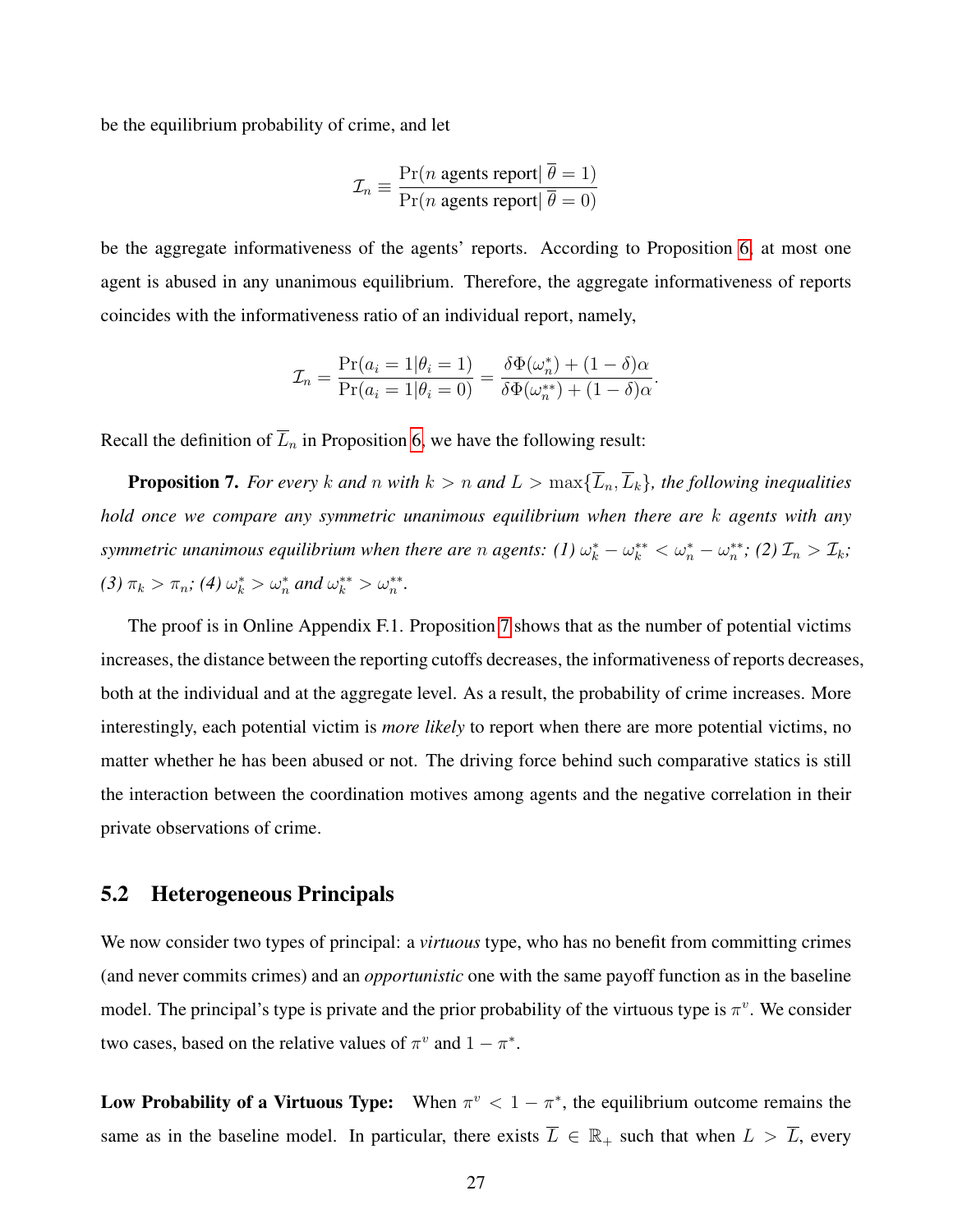be the equilibrium probability of crime, and let

$$\mathcal{I}_n \equiv \frac{\Pr(n \text{ agents report}|\ \overline{\theta} = 1)}{\Pr(n \text{ agents report}|\ \overline{\theta} = 0)}$$

be the aggregate informativeness of the agents' reports. According to Proposition 6, at most one agent is abused in any unanimous equilibrium. Therefore, the aggregate informativeness of reports coincides with the informativeness ratio of an individual report, namely,

$$\mathcal{I}_n = \frac{\Pr(a_i = 1|\theta_i = 1)}{\Pr(a_i = 1|\theta_i = 0)} = \frac{\delta\Phi(\omega_n^*) + (1-\delta)\alpha}{\delta\Phi(\omega_n^{**}) + (1-\delta)\alpha}.$$

Recall the definition of $\overline{L}_n$ in Proposition 6, we have the following result:

**Proposition 7.** *For every $k$ and $n$ with $k > n$ and $L > \max\{\overline{L}_n, \overline{L}_k\}$, the following inequalities hold once we compare any symmetric unanimous equilibrium when there are $k$ agents with any symmetric unanimous equilibrium when there are $n$ agents: (1) $\omega_k^* - \omega_k^{**} < \omega_n^* - \omega_n^{**}$; (2) $\mathcal{I}_n > \mathcal{I}_k$; (3) $\pi_k > \pi_n$; (4) $\omega_k^* > \omega_n^*$ and $\omega_k^{**} > \omega_n^{**}$.*

The proof is in Online Appendix F.1. Proposition 7 shows that as the number of potential victims increases, the distance between the reporting cutoffs decreases, the informativeness of reports decreases, both at the individual and at the aggregate level. As a result, the probability of crime increases. More interestingly, each potential victim is *more likely* to report when there are more potential victims, no matter whether he has been abused or not. The driving force behind such comparative statics is still the interaction between the coordination motives among agents and the negative correlation in their private observations of crime.

## 5.2 Heterogeneous Principals

We now consider two types of principal: a *virtuous* type, who has no benefit from committing crimes (and never commits crimes) and an *opportunistic* one with the same payoff function as in the baseline model. The principal's type is private and the prior probability of the virtuous type is $\pi^v$. We consider two cases, based on the relative values of $\pi^v$ and $1 - \pi^*$.

**Low Probability of a Virtuous Type:** When $\pi^v < 1 - \pi^*$, the equilibrium outcome remains the same as in the baseline model. In particular, there exists $\overline{L} \in \mathbb{R}_+$ such that when $L > \overline{L}$, every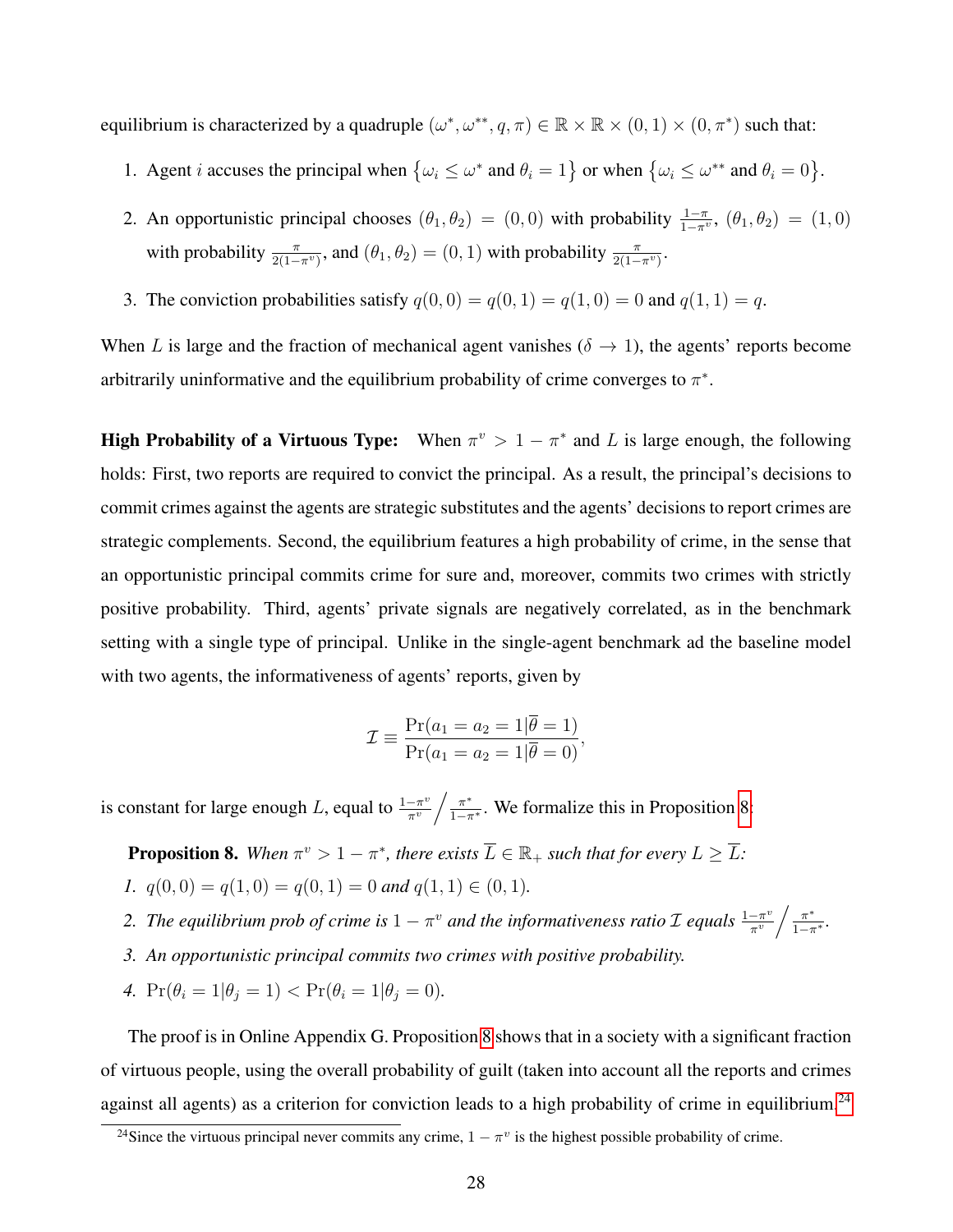equilibrium is characterized by a quadruple $(\omega^*, \omega^{**}, q, \pi) \in \mathbb{R} \times \mathbb{R} \times (0,1) \times (0, \pi^*)$ such that:

1. Agent $i$ accuses the principal when $\{\omega_i \leq \omega^* \text{ and } \theta_i = 1\}$ or when $\{\omega_i \leq \omega^{**} \text{ and } \theta_i = 0\}$.

2. An opportunistic principal chooses $(\theta_1, \theta_2) = (0,0)$ with probability $\frac{1-\pi}{1-\pi^v}$, $(\theta_1, \theta_2) = (1,0)$ with probability $\frac{\pi}{2(1-\pi^v)}$, and $(\theta_1, \theta_2) = (0,1)$ with probability $\frac{\pi}{2(1-\pi^v)}$.

3. The conviction probabilities satisfy $q(0,0) = q(0,1) = q(1,0) = 0$ and $q(1,1) = q$.

When $L$ is large and the fraction of mechanical agent vanishes ($\delta \to 1$), the agents' reports become arbitrarily uninformative and the equilibrium probability of crime converges to $\pi^*$.

**High Probability of a Virtuous Type:** When $\pi^v > 1 - \pi^*$ and $L$ is large enough, the following holds: First, two reports are required to convict the principal. As a result, the principal's decisions to commit crimes against the agents are strategic substitutes and the agents' decisions to report crimes are strategic complements. Second, the equilibrium features a high probability of crime, in the sense that an opportunistic principal commits crime for sure and, moreover, commits two crimes with strictly positive probability. Third, agents' private signals are negatively correlated, as in the benchmark setting with a single type of principal. Unlike in the single-agent benchmark ad the baseline model with two agents, the informativeness of agents' reports, given by

$$\mathcal{I} \equiv \frac{\Pr(a_1 = a_2 = 1 | \overline{\theta} = 1)}{\Pr(a_1 = a_2 = 1 | \overline{\theta} = 0)},$$

is constant for large enough $L$, equal to $\frac{1-\pi^v}{\pi^v} \Big/ \frac{\pi^*}{1-\pi^*}$. We formalize this in Proposition 8.

**Proposition 8.** *When $\pi^v > 1 - \pi^*$, there exists $\overline{L} \in \mathbb{R}_+$ such that for every $L \geq \overline{L}$:*

1. $q(0,0) = q(1,0) = q(0,1) = 0$ *and* $q(1,1) \in (0,1)$.
2. *The equilibrium prob of crime is $1 - \pi^v$ and the informativeness ratio $\mathcal{I}$ equals $\frac{1-\pi^v}{\pi^v} \Big/ \frac{\pi^*}{1-\pi^*}$.*
3. *An opportunistic principal commits two crimes with positive probability.*
4. $\Pr(\theta_i = 1 | \theta_j = 1) < \Pr(\theta_i = 1 | \theta_j = 0)$.

The proof is in Online Appendix G. Proposition 8 shows that in a society with a significant fraction of virtuous people, using the overall probability of guilt (taken into account all the reports and crimes against all agents) as a criterion for conviction leads to a high probability of crime in equilibrium.[24]

[24] Since the virtuous principal never commits any crime, $1 - \pi^v$ is the highest possible probability of crime.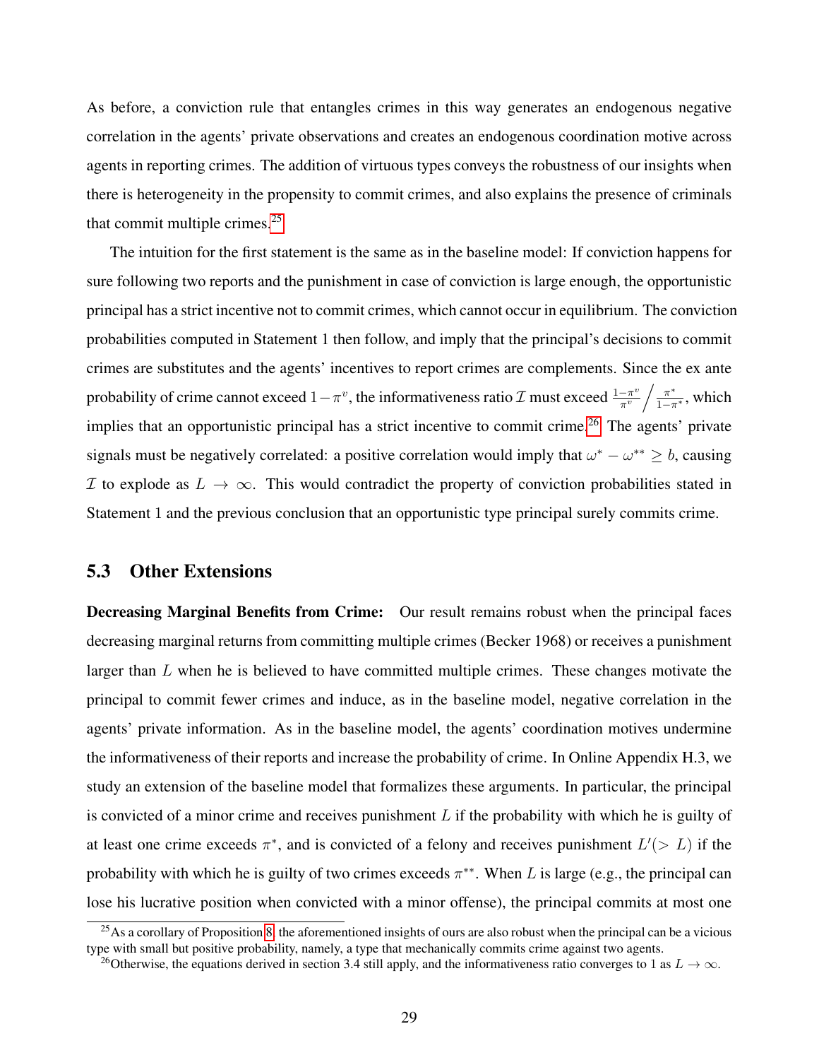As before, a conviction rule that entangles crimes in this way generates an endogenous negative correlation in the agents' private observations and creates an endogenous coordination motive across agents in reporting crimes. The addition of virtuous types conveys the robustness of our insights when there is heterogeneity in the propensity to commit crimes, and also explains the presence of criminals that commit multiple crimes.[25]

The intuition for the first statement is the same as in the baseline model: If conviction happens for sure following two reports and the punishment in case of conviction is large enough, the opportunistic principal has a strict incentive not to commit crimes, which cannot occur in equilibrium. The conviction probabilities computed in Statement 1 then follow, and imply that the principal's decisions to commit crimes are substitutes and the agents' incentives to report crimes are complements. Since the ex ante probability of crime cannot exceed $1-\pi^v$, the informativeness ratio $\mathcal{I}$ must exceed $\frac{1-\pi^v}{\pi^v} \Big/ \frac{\pi^*}{1-\pi^*}$, which implies that an opportunistic principal has a strict incentive to commit crime.[26] The agents' private signals must be negatively correlated: a positive correlation would imply that $\omega^* - \omega^{**} \geq b$, causing $\mathcal{I}$ to explode as $L \to \infty$. This would contradict the property of conviction probabilities stated in Statement 1 and the previous conclusion that an opportunistic type principal surely commits crime.

## 5.3 Other Extensions

**Decreasing Marginal Benefits from Crime:** Our result remains robust when the principal faces decreasing marginal returns from committing multiple crimes (Becker 1968) or receives a punishment larger than $L$ when he is believed to have committed multiple crimes. These changes motivate the principal to commit fewer crimes and induce, as in the baseline model, negative correlation in the agents' private information. As in the baseline model, the agents' coordination motives undermine the informativeness of their reports and increase the probability of crime. In Online Appendix H.3, we study an extension of the baseline model that formalizes these arguments. In particular, the principal is convicted of a minor crime and receives punishment $L$ if the probability with which he is guilty of at least one crime exceeds $\pi^*$, and is convicted of a felony and receives punishment $L'(> L)$ if the probability with which he is guilty of two crimes exceeds $\pi^{**}$. When $L$ is large (e.g., the principal can lose his lucrative position when convicted with a minor offense), the principal commits at most one

[25] As a corollary of Proposition 8, the aforementioned insights of ours are also robust when the principal can be a vicious type with small but positive probability, namely, a type that mechanically commits crime against two agents.

[26] Otherwise, the equations derived in section 3.4 still apply, and the informativeness ratio converges to 1 as $L \to \infty$.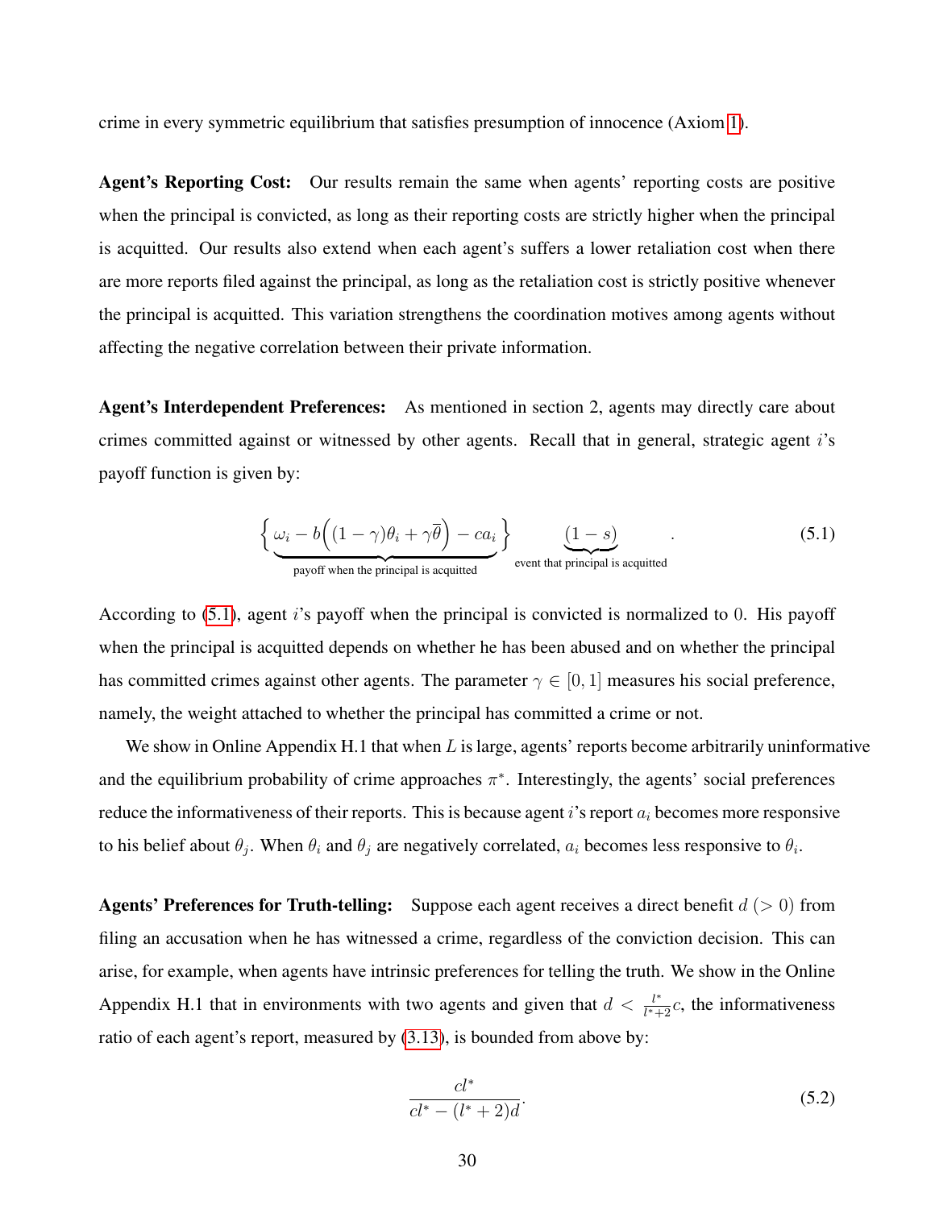crime in every symmetric equilibrium that satisfies presumption of innocence (Axiom 1).

**Agent's Reporting Cost:** Our results remain the same when agents' reporting costs are positive when the principal is convicted, as long as their reporting costs are strictly higher when the principal is acquitted. Our results also extend when each agent's suffers a lower retaliation cost when there are more reports filed against the principal, as long as the retaliation cost is strictly positive whenever the principal is acquitted. This variation strengthens the coordination motives among agents without affecting the negative correlation between their private information.

**Agent's Interdependent Preferences:** As mentioned in section 2, agents may directly care about crimes committed against or witnessed by other agents. Recall that in general, strategic agent $i$'s payoff function is given by:

$$\Big\{ \underbrace{\omega_i - b\Big((1-\gamma)\theta_i + \gamma\overline{\theta}\Big) - ca_i}_{\text{payoff when the principal is acquitted}} \Big\} \underbrace{(1-s)}_{\text{event that principal is acquitted}} . \tag{5.1}$$

According to (5.1), agent $i$'s payoff when the principal is convicted is normalized to 0. His payoff when the principal is acquitted depends on whether he has been abused and on whether the principal has committed crimes against other agents. The parameter $\gamma \in [0,1]$ measures his social preference, namely, the weight attached to whether the principal has committed a crime or not.

We show in Online Appendix H.1 that when $L$ is large, agents' reports become arbitrarily uninformative and the equilibrium probability of crime approaches $\pi^*$. Interestingly, the agents' social preferences reduce the informativeness of their reports. This is because agent $i$'s report $a_i$ becomes more responsive to his belief about $\theta_j$. When $\theta_i$ and $\theta_j$ are negatively correlated, $a_i$ becomes less responsive to $\theta_i$.

**Agents' Preferences for Truth-telling:** Suppose each agent receives a direct benefit $d$ $(>0)$ from filing an accusation when he has witnessed a crime, regardless of the conviction decision. This can arise, for example, when agents have intrinsic preferences for telling the truth. We show in the Online Appendix H.1 that in environments with two agents and given that $d < \frac{l^*}{l^*+2}c$, the informativeness ratio of each agent's report, measured by (3.13), is bounded from above by:

$$\frac{cl^*}{cl^* - (l^*+2)d}. \tag{5.2}$$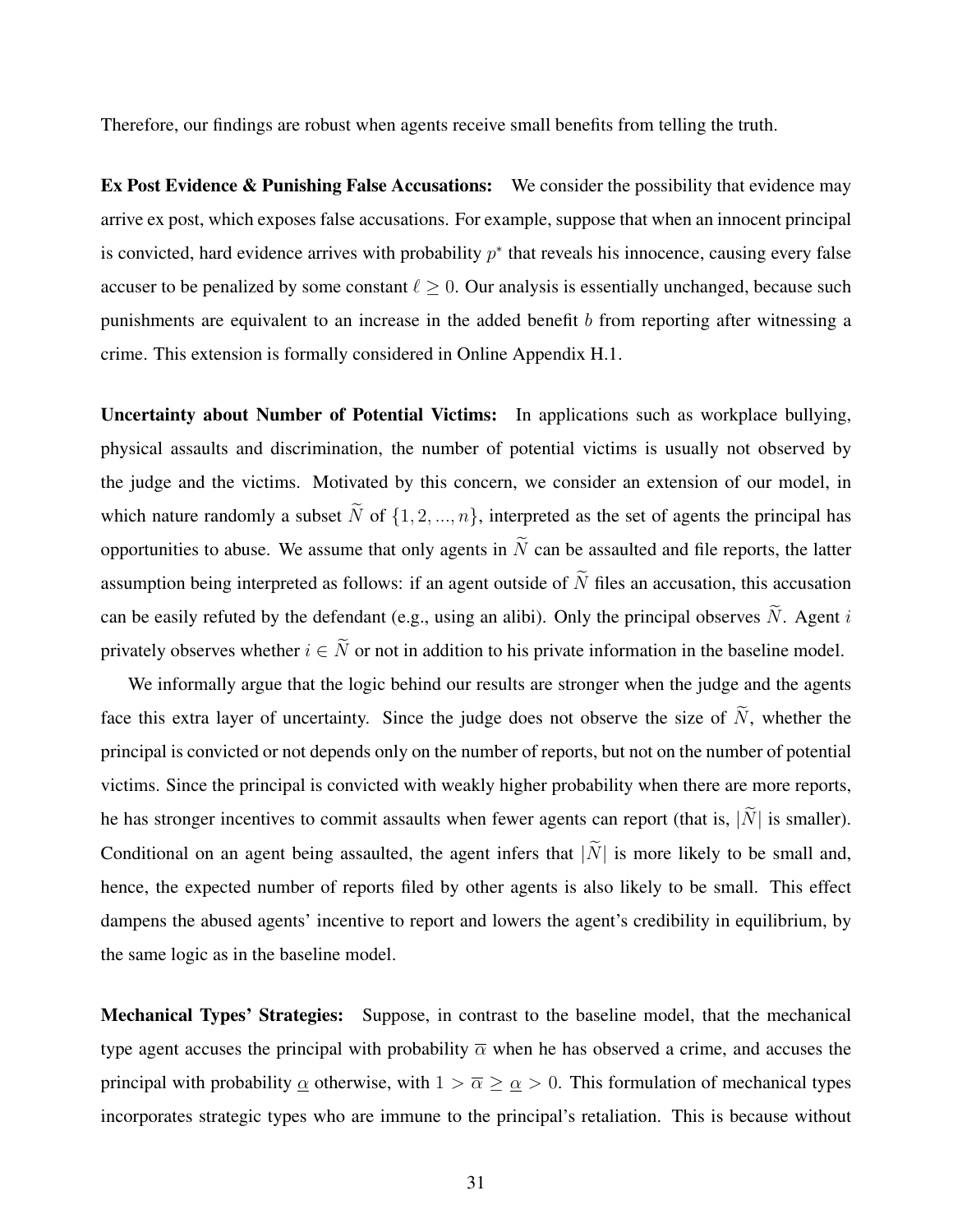Therefore, our findings are robust when agents receive small benefits from telling the truth.

**Ex Post Evidence & Punishing False Accusations:** We consider the possibility that evidence may arrive ex post, which exposes false accusations. For example, suppose that when an innocent principal is convicted, hard evidence arrives with probability $p^*$ that reveals his innocence, causing every false accuser to be penalized by some constant $\ell \geq 0$. Our analysis is essentially unchanged, because such punishments are equivalent to an increase in the added benefit $b$ from reporting after witnessing a crime. This extension is formally considered in Online Appendix H.1.

**Uncertainty about Number of Potential Victims:** In applications such as workplace bullying, physical assaults and discrimination, the number of potential victims is usually not observed by the judge and the victims. Motivated by this concern, we consider an extension of our model, in which nature randomly a subset $\widetilde{N}$ of $\{1, 2, ..., n\}$, interpreted as the set of agents the principal has opportunities to abuse. We assume that only agents in $\widetilde{N}$ can be assaulted and file reports, the latter assumption being interpreted as follows: if an agent outside of $\widetilde{N}$ files an accusation, this accusation can be easily refuted by the defendant (e.g., using an alibi). Only the principal observes $\widetilde{N}$. Agent $i$ privately observes whether $i \in \widetilde{N}$ or not in addition to his private information in the baseline model.

We informally argue that the logic behind our results are stronger when the judge and the agents face this extra layer of uncertainty. Since the judge does not observe the size of $\widetilde{N}$, whether the principal is convicted or not depends only on the number of reports, but not on the number of potential victims. Since the principal is convicted with weakly higher probability when there are more reports, he has stronger incentives to commit assaults when fewer agents can report (that is, $|\widetilde{N}|$ is smaller). Conditional on an agent being assaulted, the agent infers that $|\widetilde{N}|$ is more likely to be small and, hence, the expected number of reports filed by other agents is also likely to be small. This effect dampens the abused agents' incentive to report and lowers the agent's credibility in equilibrium, by the same logic as in the baseline model.

**Mechanical Types' Strategies:** Suppose, in contrast to the baseline model, that the mechanical type agent accuses the principal with probability $\overline{\alpha}$ when he has observed a crime, and accuses the principal with probability $\underline{\alpha}$ otherwise, with $1 > \overline{\alpha} \geq \underline{\alpha} > 0$. This formulation of mechanical types incorporates strategic types who are immune to the principal's retaliation. This is because without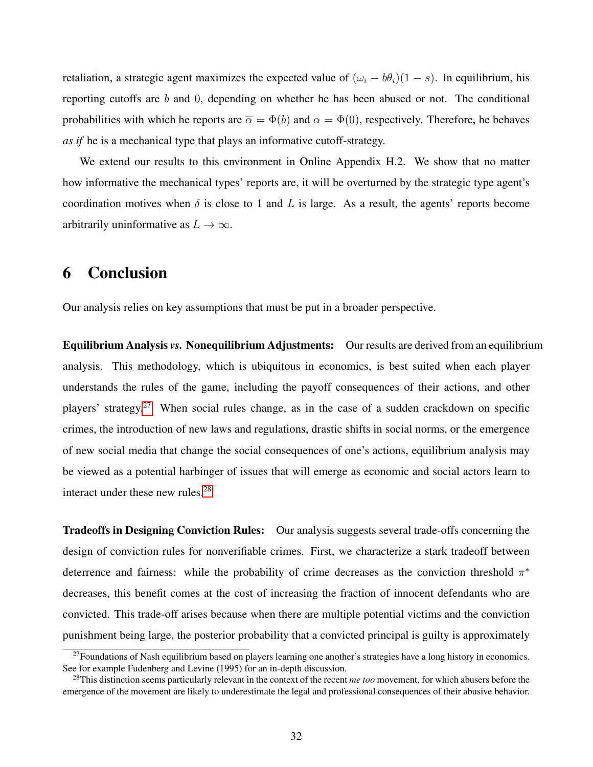retaliation, a strategic agent maximizes the expected value of $(\omega_i - b\theta_i)(1-s)$. In equilibrium, his reporting cutoffs are $b$ and $0$, depending on whether he has been abused or not. The conditional probabilities with which he reports are $\overline{\alpha} = \Phi(b)$ and $\underline{\alpha} = \Phi(0)$, respectively. Therefore, he behaves *as if* he is a mechanical type that plays an informative cutoff-strategy.

We extend our results to this environment in Online Appendix H.2. We show that no matter how informative the mechanical types' reports are, it will be overturned by the strategic type agent's coordination motives when $\delta$ is close to 1 and $L$ is large. As a result, the agents' reports become arbitrarily uninformative as $L \to \infty$.

# 6 Conclusion

Our analysis relies on key assumptions that must be put in a broader perspective.

**Equilibrium Analysis *vs.* Nonequilibrium Adjustments:** Our results are derived from an equilibrium analysis. This methodology, which is ubiquitous in economics, is best suited when each player understands the rules of the game, including the payoff consequences of their actions, and other players' strategy.[27] When social rules change, as in the case of a sudden crackdown on specific crimes, the introduction of new laws and regulations, drastic shifts in social norms, or the emergence of new social media that change the social consequences of one's actions, equilibrium analysis may be viewed as a potential harbinger of issues that will emerge as economic and social actors learn to interact under these new rules.[28]

**Tradeoffs in Designing Conviction Rules:** Our analysis suggests several trade-offs concerning the design of conviction rules for nonverifiable crimes. First, we characterize a stark tradeoff between deterrence and fairness: while the probability of crime decreases as the conviction threshold $\pi^*$ decreases, this benefit comes at the cost of increasing the fraction of innocent defendants who are convicted. This trade-off arises because when there are multiple potential victims and the conviction punishment being large, the posterior probability that a convicted principal is guilty is approximately

---

[27] Foundations of Nash equilibrium based on players learning one another's strategies have a long history in economics. See for example Fudenberg and Levine (1995) for an in-depth discussion.

[28] This distinction seems particularly relevant in the context of the recent *me too* movement, for which abusers before the emergence of the movement are likely to underestimate the legal and professional consequences of their abusive behavior.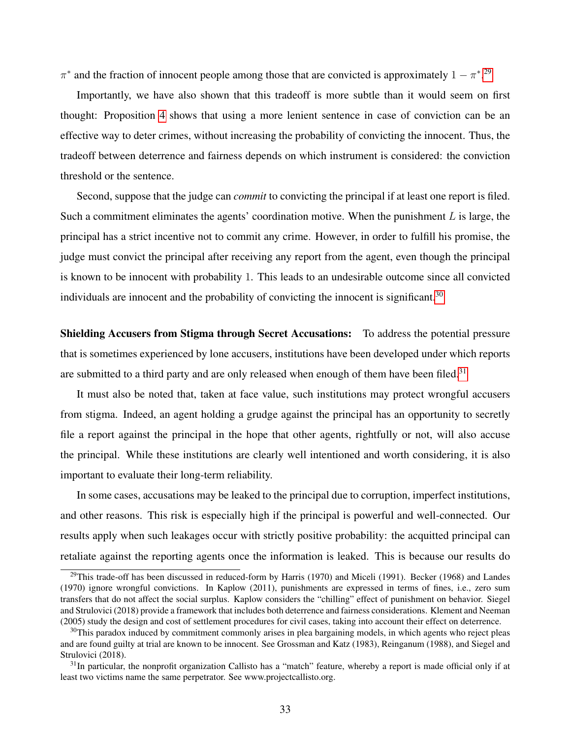$\pi^*$ and the fraction of innocent people among those that are convicted is approximately $1 - \pi^*$.[29]

Importantly, we have also shown that this tradeoff is more subtle than it would seem on first thought: Proposition 4 shows that using a more lenient sentence in case of conviction can be an effective way to deter crimes, without increasing the probability of convicting the innocent. Thus, the tradeoff between deterrence and fairness depends on which instrument is considered: the conviction threshold or the sentence.

Second, suppose that the judge can *commit* to convicting the principal if at least one report is filed. Such a commitment eliminates the agents' coordination motive. When the punishment $L$ is large, the principal has a strict incentive not to commit any crime. However, in order to fulfill his promise, the judge must convict the principal after receiving any report from the agent, even though the principal is known to be innocent with probability 1. This leads to an undesirable outcome since all convicted individuals are innocent and the probability of convicting the innocent is significant.[30]

**Shielding Accusers from Stigma through Secret Accusations:** To address the potential pressure that is sometimes experienced by lone accusers, institutions have been developed under which reports are submitted to a third party and are only released when enough of them have been filed.[31]

It must also be noted that, taken at face value, such institutions may protect wrongful accusers from stigma. Indeed, an agent holding a grudge against the principal has an opportunity to secretly file a report against the principal in the hope that other agents, rightfully or not, will also accuse the principal. While these institutions are clearly well intentioned and worth considering, it is also important to evaluate their long-term reliability.

In some cases, accusations may be leaked to the principal due to corruption, imperfect institutions, and other reasons. This risk is especially high if the principal is powerful and well-connected. Our results apply when such leakages occur with strictly positive probability: the acquitted principal can retaliate against the reporting agents once the information is leaked. This is because our results do

[29] This trade-off has been discussed in reduced-form by Harris (1970) and Miceli (1991). Becker (1968) and Landes (1970) ignore wrongful convictions. In Kaplow (2011), punishments are expressed in terms of fines, i.e., zero sum transfers that do not affect the social surplus. Kaplow considers the "chilling" effect of punishment on behavior. Siegel and Strulovici (2018) provide a framework that includes both deterrence and fairness considerations. Klement and Neeman (2005) study the design and cost of settlement procedures for civil cases, taking into account their effect on deterrence.

[30] This paradox induced by commitment commonly arises in plea bargaining models, in which agents who reject pleas and are found guilty at trial are known to be innocent. See Grossman and Katz (1983), Reinganum (1988), and Siegel and Strulovici (2018).

[31] In particular, the nonprofit organization Callisto has a "match" feature, whereby a report is made official only if at least two victims name the same perpetrator. See www.projectcallisto.org.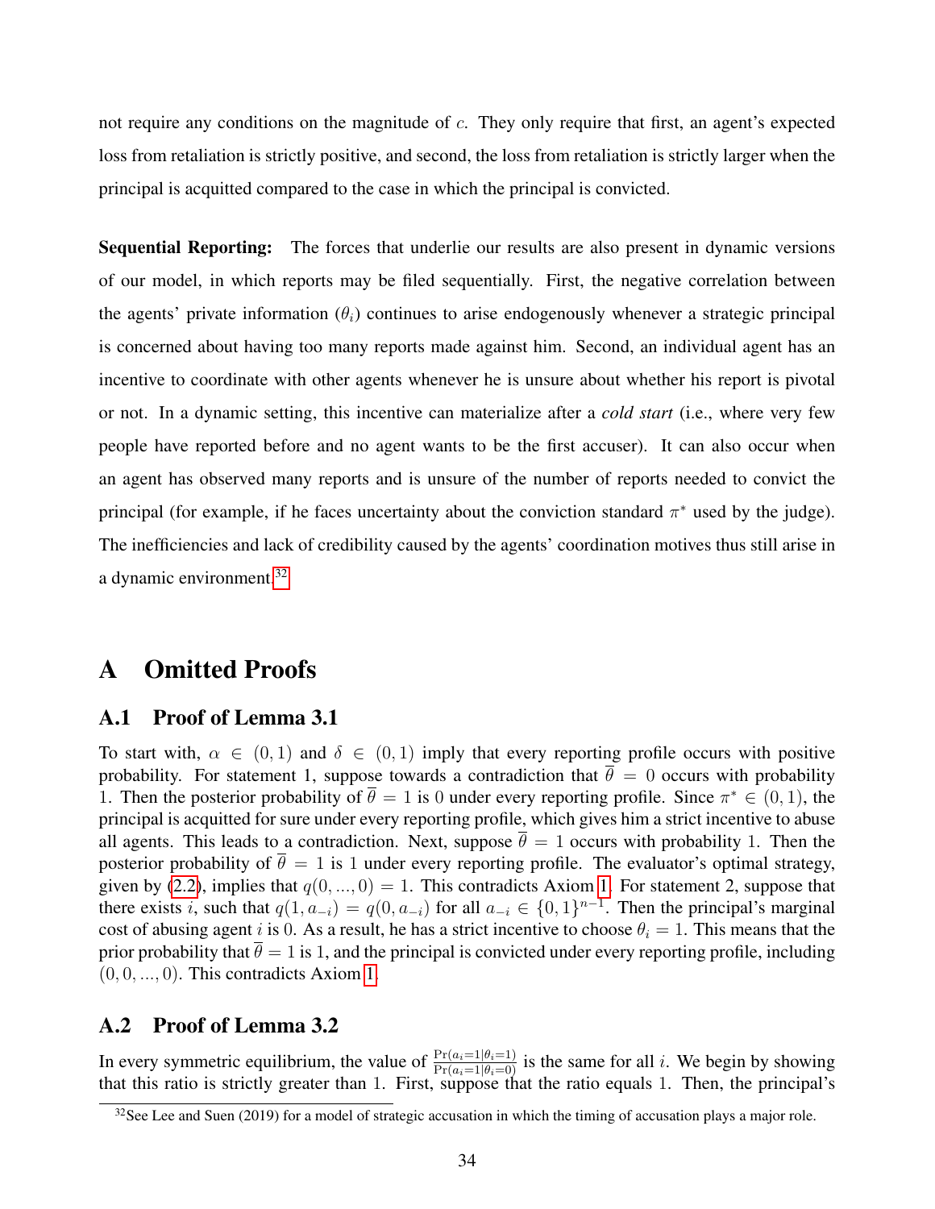not require any conditions on the magnitude of $c$. They only require that first, an agent's expected loss from retaliation is strictly positive, and second, the loss from retaliation is strictly larger when the principal is acquitted compared to the case in which the principal is convicted.

**Sequential Reporting:** The forces that underlie our results are also present in dynamic versions of our model, in which reports may be filed sequentially. First, the negative correlation between the agents' private information ($\theta_i$) continues to arise endogenously whenever a strategic principal is concerned about having too many reports made against him. Second, an individual agent has an incentive to coordinate with other agents whenever he is unsure about whether his report is pivotal or not. In a dynamic setting, this incentive can materialize after a *cold start* (i.e., where very few people have reported before and no agent wants to be the first accuser). It can also occur when an agent has observed many reports and is unsure of the number of reports needed to convict the principal (for example, if he faces uncertainty about the conviction standard $\pi^*$ used by the judge). The inefficiencies and lack of credibility caused by the agents' coordination motives thus still arise in a dynamic environment.[32]

# A Omitted Proofs

## A.1 Proof of Lemma 3.1

To start with, $\alpha \in (0,1)$ and $\delta \in (0,1)$ imply that every reporting profile occurs with positive probability. For statement 1, suppose towards a contradiction that $\overline{\theta} = 0$ occurs with probability 1. Then the posterior probability of $\overline{\theta} = 1$ is 0 under every reporting profile. Since $\pi^* \in (0,1)$, the principal is acquitted for sure under every reporting profile, which gives him a strict incentive to abuse all agents. This leads to a contradiction. Next, suppose $\overline{\theta} = 1$ occurs with probability 1. Then the posterior probability of $\overline{\theta} = 1$ is 1 under every reporting profile. The evaluator's optimal strategy, given by (2.2), implies that $q(0,...,0) = 1$. This contradicts Axiom 1. For statement 2, suppose that there exists $i$, such that $q(1, a_{-i}) = q(0, a_{-i})$ for all $a_{-i} \in \{0,1\}^{n-1}$. Then the principal's marginal cost of abusing agent $i$ is 0. As a result, he has a strict incentive to choose $\theta_i = 1$. This means that the prior probability that $\overline{\theta} = 1$ is 1, and the principal is convicted under every reporting profile, including $(0,0,...,0)$. This contradicts Axiom 1.

## A.2 Proof of Lemma 3.2

In every symmetric equilibrium, the value of $\frac{\Pr(a_i=1|\theta_i=1)}{\Pr(a_i=1|\theta_i=0)}$ is the same for all $i$. We begin by showing that this ratio is strictly greater than 1. First, suppose that the ratio equals 1. Then, the principal's

[32] See Lee and Suen (2019) for a model of strategic accusation in which the timing of accusation plays a major role.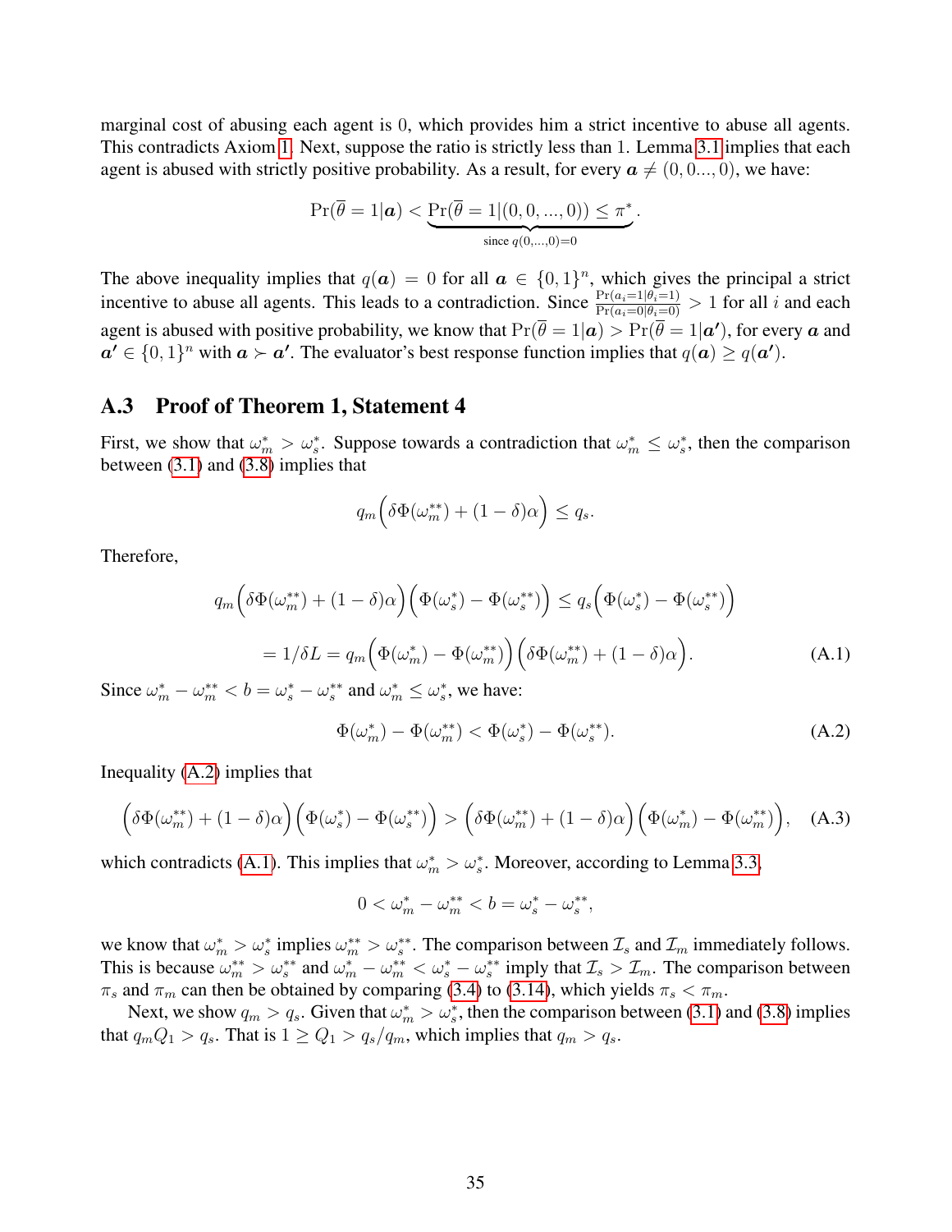marginal cost of abusing each agent is 0, which provides him a strict incentive to abuse all agents. This contradicts Axiom 1. Next, suppose the ratio is strictly less than 1. Lemma 3.1 implies that each agent is abused with strictly positive probability. As a result, for every $\boldsymbol{a} \neq (0, 0..., 0)$, we have:

$$\Pr(\overline{\theta} = 1|\boldsymbol{a}) < \underbrace{\Pr(\overline{\theta} = 1|(0, 0, ..., 0)) \leq \pi^*}_{\text{since } q(0,...,0)=0}.$$

The above inequality implies that $q(\boldsymbol{a}) = 0$ for all $\boldsymbol{a} \in \{0, 1\}^n$, which gives the principal a strict incentive to abuse all agents. This leads to a contradiction. Since $\frac{\Pr(a_i=1|\theta_i=1)}{\Pr(a_i=0|\theta_i=0)} > 1$ for all $i$ and each agent is abused with positive probability, we know that $\Pr(\overline{\theta} = 1|\boldsymbol{a}) > \Pr(\overline{\theta} = 1|\boldsymbol{a'})$, for every $\boldsymbol{a}$ and $\boldsymbol{a'} \in \{0, 1\}^n$ with $\boldsymbol{a} \succ \boldsymbol{a'}$. The evaluator's best response function implies that $q(\boldsymbol{a}) \geq q(\boldsymbol{a'})$.

## A.3 Proof of Theorem 1, Statement 4

First, we show that $\omega_m^* > \omega_s^*$. Suppose towards a contradiction that $\omega_m^* \leq \omega_s^*$, then the comparison between (3.1) and (3.8) implies that

$$q_m\Big(\delta\Phi(\omega_m^{**}) + (1-\delta)\alpha\Big) \leq q_s.$$

Therefore,

$$q_m\Big(\delta\Phi(\omega_m^{**}) + (1-\delta)\alpha\Big)\Big(\Phi(\omega_s^*) - \Phi(\omega_s^{**})\Big) \leq q_s\Big(\Phi(\omega_s^*) - \Phi(\omega_s^{**})\Big)$$

$$= 1/\delta L = q_m\Big(\Phi(\omega_m^*) - \Phi(\omega_m^{**})\Big)\Big(\delta\Phi(\omega_m^{**}) + (1-\delta)\alpha\Big). \tag{A.1}$$

Since $\omega_m^* - \omega_m^{**} < b = \omega_s^* - \omega_s^{**}$ and $\omega_m^* \leq \omega_s^*$, we have:

$$\Phi(\omega_m^*) - \Phi(\omega_m^{**}) < \Phi(\omega_s^*) - \Phi(\omega_s^{**}). \tag{A.2}$$

Inequality (A.2) implies that

$$\Big(\delta\Phi(\omega_m^{**}) + (1-\delta)\alpha\Big)\Big(\Phi(\omega_s^*) - \Phi(\omega_s^{**})\Big) > \Big(\delta\Phi(\omega_m^{**}) + (1-\delta)\alpha\Big)\Big(\Phi(\omega_m^*) - \Phi(\omega_m^{**})\Big), \tag{A.3}$$

which contradicts (A.1). This implies that $\omega_m^* > \omega_s^*$. Moreover, according to Lemma 3.3,

$$0 < \omega_m^* - \omega_m^{**} < b = \omega_s^* - \omega_s^{**},$$

we know that $\omega_m^* > \omega_s^*$ implies $\omega_m^{**} > \omega_s^{**}$. The comparison between $\mathcal{I}_s$ and $\mathcal{I}_m$ immediately follows. This is because $\omega_m^{**} > \omega_s^{**}$ and $\omega_m^* - \omega_m^{**} < \omega_s^* - \omega_s^{**}$ imply that $\mathcal{I}_s > \mathcal{I}_m$. The comparison between $\pi_s$ and $\pi_m$ can then be obtained by comparing (3.4) to (3.14), which yields $\pi_s < \pi_m$.

Next, we show $q_m > q_s$. Given that $\omega_m^* > \omega_s^*$, then the comparison between (3.1) and (3.8) implies that $q_m Q_1 > q_s$. That is $1 \geq Q_1 > q_s/q_m$, which implies that $q_m > q_s$.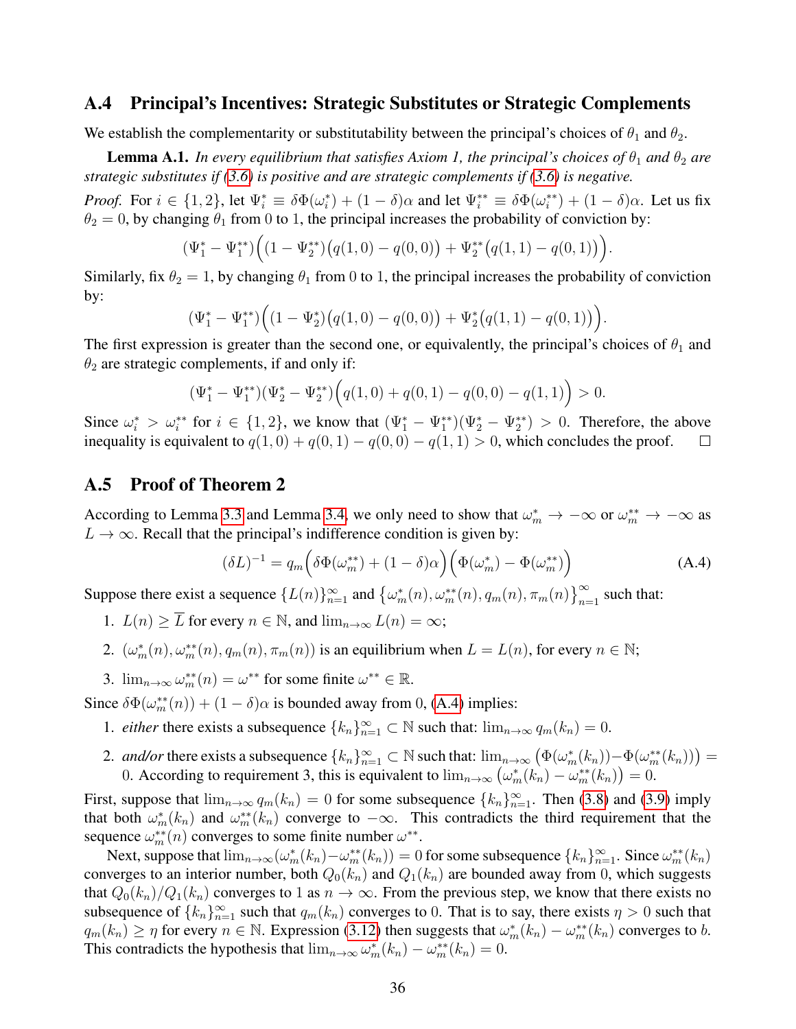## A.4 Principal's Incentives: Strategic Substitutes or Strategic Complements

We establish the complementarity or substitutability between the principal's choices of $\theta_1$ and $\theta_2$.

**Lemma A.1.** *In every equilibrium that satisfies Axiom 1, the principal's choices of $\theta_1$ and $\theta_2$ are strategic substitutes if (3.6) is positive and are strategic complements if (3.6) is negative.*

*Proof.* For $i \in \{1, 2\}$, let $\Psi_i^* \equiv \delta\Phi(\omega_i^*) + (1-\delta)\alpha$ and let $\Psi_i^{**} \equiv \delta\Phi(\omega_i^{**}) + (1-\delta)\alpha$. Let us fix $\theta_2 = 0$, by changing $\theta_1$ from 0 to 1, the principal increases the probability of conviction by:

$$(\Psi_1^* - \Psi_1^{**})\Big((1-\Psi_2^{**})\big(q(1,0)-q(0,0)\big) + \Psi_2^{**}\big(q(1,1)-q(0,1)\big)\Big).$$

Similarly, fix $\theta_2 = 1$, by changing $\theta_1$ from 0 to 1, the principal increases the probability of conviction by:

$$(\Psi_1^* - \Psi_1^{**})\Big((1-\Psi_2^{*})\big(q(1,0)-q(0,0)\big) + \Psi_2^{*}\big(q(1,1)-q(0,1)\big)\Big).$$

The first expression is greater than the second one, or equivalently, the principal's choices of $\theta_1$ and $\theta_2$ are strategic complements, if and only if:

$$(\Psi_1^* - \Psi_1^{**})(\Psi_2^* - \Psi_2^{**})\Big(q(1,0)+q(0,1)-q(0,0)-q(1,1)\Big) > 0.$$

Since $\omega_i^* > \omega_i^{**}$ for $i \in \{1,2\}$, we know that $(\Psi_1^* - \Psi_1^{**})(\Psi_2^* - \Psi_2^{**}) > 0$. Therefore, the above inequality is equivalent to $q(1,0)+q(0,1)-q(0,0)-q(1,1) > 0$, which concludes the proof. $\square$

## A.5 Proof of Theorem 2

According to Lemma 3.3 and Lemma 3.4, we only need to show that $\omega_m^* \to -\infty$ or $\omega_m^{**} \to -\infty$ as $L \to \infty$. Recall that the principal's indifference condition is given by:

$$(\delta L)^{-1} = q_m\Big(\delta\Phi(\omega_m^{**}) + (1-\delta)\alpha\Big)\Big(\Phi(\omega_m^*) - \Phi(\omega_m^{**})\Big) \tag{A.4}$$

Suppose there exist a sequence $\{L(n)\}_{n=1}^{\infty}$ and $\big\{\omega_m^*(n), \omega_m^{**}(n), q_m(n), \pi_m(n)\big\}_{n=1}^{\infty}$ such that:

1. $L(n) \geq \overline{L}$ for every $n \in \mathbb{N}$, and $\lim_{n\to\infty} L(n) = \infty$;
2. $(\omega_m^*(n), \omega_m^{**}(n), q_m(n), \pi_m(n))$ is an equilibrium when $L = L(n)$, for every $n \in \mathbb{N}$;
3. $\lim_{n\to\infty} \omega_m^{**}(n) = \omega^{**}$ for some finite $\omega^{**} \in \mathbb{R}$.

Since $\delta\Phi(\omega_m^{**}(n)) + (1-\delta)\alpha$ is bounded away from 0, (A.4) implies:

1. *either* there exists a subsequence $\{k_n\}_{n=1}^{\infty} \subset \mathbb{N}$ such that: $\lim_{n\to\infty} q_m(k_n) = 0$.
2. *and/or* there exists a subsequence $\{k_n\}_{n=1}^{\infty} \subset \mathbb{N}$ such that: $\lim_{n\to\infty}\big(\Phi(\omega_m^*(k_n)) - \Phi(\omega_m^{**}(k_n))\big) = 0$. According to requirement 3, this is equivalent to $\lim_{n\to\infty}\big(\omega_m^*(k_n) - \omega_m^{**}(k_n)\big) = 0$.

First, suppose that $\lim_{n\to\infty} q_m(k_n) = 0$ for some subsequence $\{k_n\}_{n=1}^{\infty}$. Then (3.8) and (3.9) imply that both $\omega_m^*(k_n)$ and $\omega_m^{**}(k_n)$ converge to $-\infty$. This contradicts the third requirement that the sequence $\omega_m^{**}(n)$ converges to some finite number $\omega^{**}$.

Next, suppose that $\lim_{n\to\infty}(\omega_m^*(k_n) - \omega_m^{**}(k_n)) = 0$ for some subsequence $\{k_n\}_{n=1}^{\infty}$. Since $\omega_m^{**}(k_n)$ converges to an interior number, both $Q_0(k_n)$ and $Q_1(k_n)$ are bounded away from 0, which suggests that $Q_0(k_n)/Q_1(k_n)$ converges to 1 as $n \to \infty$. From the previous step, we know that there exists no subsequence of $\{k_n\}_{n=1}^{\infty}$ such that $q_m(k_n)$ converges to 0. That is to say, there exists $\eta > 0$ such that $q_m(k_n) \geq \eta$ for every $n \in \mathbb{N}$. Expression (3.12) then suggests that $\omega_m^*(k_n) - \omega_m^{**}(k_n)$ converges to $b$. This contradicts the hypothesis that $\lim_{n\to\infty} \omega_m^*(k_n) - \omega_m^{**}(k_n) = 0$.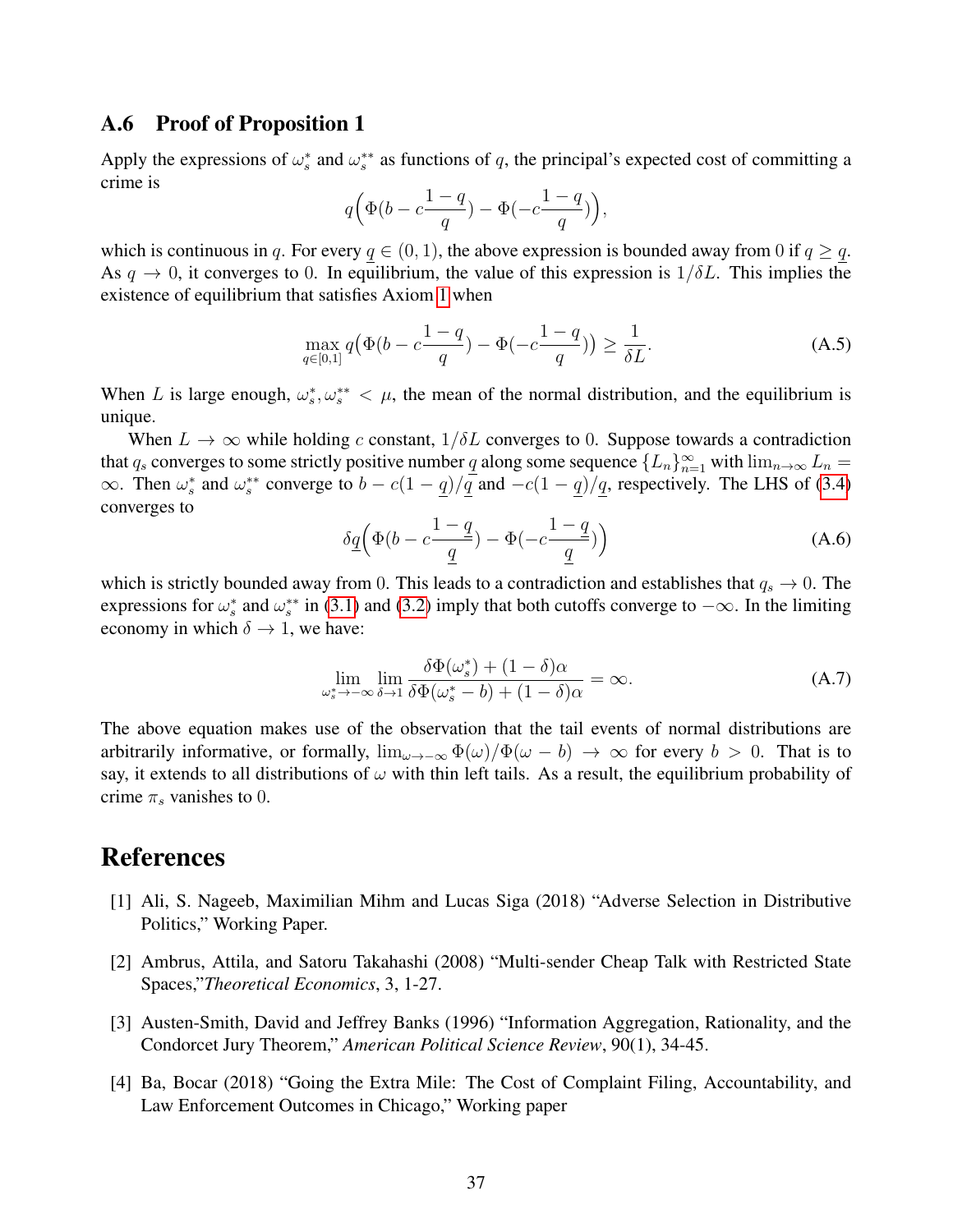### A.6 Proof of Proposition 1

Apply the expressions of $\omega_s^*$ and $\omega_s^{**}$ as functions of $q$, the principal's expected cost of committing a crime is

$$q\Big(\Phi(b - c\frac{1-q}{q}) - \Phi(-c\frac{1-q}{q})\Big),$$

which is continuous in $q$. For every $\underline{q} \in (0,1)$, the above expression is bounded away from 0 if $q \geq \underline{q}$. As $q \to 0$, it converges to 0. In equilibrium, the value of this expression is $1/\delta L$. This implies the existence of equilibrium that satisfies Axiom 1 when

$$\max_{q\in[0,1]} q\big(\Phi(b - c\frac{1-q}{q}) - \Phi(-c\frac{1-q}{q})\big) \geq \frac{1}{\delta L}. \tag{A.5}$$

When $L$ is large enough, $\omega_s^*, \omega_s^{**} < \mu$, the mean of the normal distribution, and the equilibrium is unique.

When $L \to \infty$ while holding $c$ constant, $1/\delta L$ converges to 0. Suppose towards a contradiction that $q_s$ converges to some strictly positive number $\underline{q}$ along some sequence $\{L_n\}_{n=1}^{\infty}$ with $\lim_{n\to\infty} L_n = \infty$. Then $\omega_s^*$ and $\omega_s^{**}$ converge to $b - c(1-\underline{q})/\underline{q}$ and $-c(1-\underline{q})/\underline{q}$, respectively. The LHS of (3.4) converges to

$$\delta\underline{q}\Big(\Phi(b - c\frac{1-\underline{q}}{\underline{q}}) - \Phi(-c\frac{1-\underline{q}}{\underline{q}})\Big) \tag{A.6}$$

which is strictly bounded away from 0. This leads to a contradiction and establishes that $q_s \to 0$. The expressions for $\omega_s^*$ and $\omega_s^{**}$ in (3.1) and (3.2) imply that both cutoffs converge to $-\infty$. In the limiting economy in which $\delta \to 1$, we have:

$$\lim_{\omega_s^* \to -\infty} \lim_{\delta\to 1} \frac{\delta\Phi(\omega_s^*) + (1-\delta)\alpha}{\delta\Phi(\omega_s^* - b) + (1-\delta)\alpha} = \infty. \tag{A.7}$$

The above equation makes use of the observation that the tail events of normal distributions are arbitrarily informative, or formally, $\lim_{\omega\to-\infty} \Phi(\omega)/\Phi(\omega - b) \to \infty$ for every $b > 0$. That is to say, it extends to all distributions of $\omega$ with thin left tails. As a result, the equilibrium probability of crime $\pi_s$ vanishes to 0.

# References

[1] Ali, S. Nageeb, Maximilian Mihm and Lucas Siga (2018) "Adverse Selection in Distributive Politics," Working Paper.

[2] Ambrus, Attila, and Satoru Takahashi (2008) "Multi-sender Cheap Talk with Restricted State Spaces,"*Theoretical Economics*, 3, 1-27.

[3] Austen-Smith, David and Jeffrey Banks (1996) "Information Aggregation, Rationality, and the Condorcet Jury Theorem," *American Political Science Review*, 90(1), 34-45.

[4] Ba, Bocar (2018) "Going the Extra Mile: The Cost of Complaint Filing, Accountability, and Law Enforcement Outcomes in Chicago," Working paper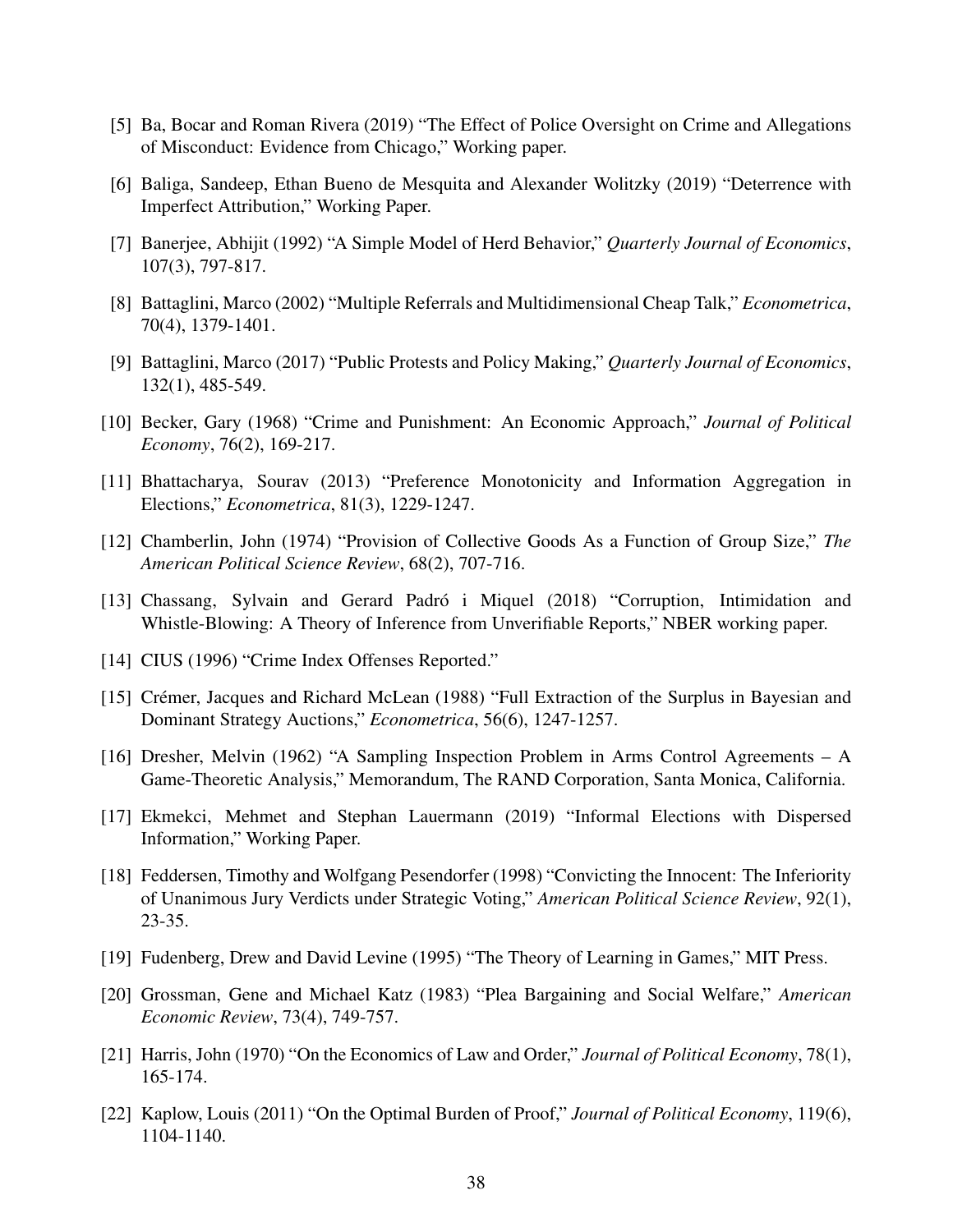[5] Ba, Bocar and Roman Rivera (2019) "The Effect of Police Oversight on Crime and Allegations of Misconduct: Evidence from Chicago," Working paper.

[6] Baliga, Sandeep, Ethan Bueno de Mesquita and Alexander Wolitzky (2019) "Deterrence with Imperfect Attribution," Working Paper.

[7] Banerjee, Abhijit (1992) "A Simple Model of Herd Behavior," *Quarterly Journal of Economics*, 107(3), 797-817.

[8] Battaglini, Marco (2002) "Multiple Referrals and Multidimensional Cheap Talk," *Econometrica*, 70(4), 1379-1401.

[9] Battaglini, Marco (2017) "Public Protests and Policy Making," *Quarterly Journal of Economics*, 132(1), 485-549.

[10] Becker, Gary (1968) "Crime and Punishment: An Economic Approach," *Journal of Political Economy*, 76(2), 169-217.

[11] Bhattacharya, Sourav (2013) "Preference Monotonicity and Information Aggregation in Elections," *Econometrica*, 81(3), 1229-1247.

[12] Chamberlin, John (1974) "Provision of Collective Goods As a Function of Group Size," *The American Political Science Review*, 68(2), 707-716.

[13] Chassang, Sylvain and Gerard Padró i Miquel (2018) "Corruption, Intimidation and Whistle-Blowing: A Theory of Inference from Unverifiable Reports," NBER working paper.

[14] CIUS (1996) "Crime Index Offenses Reported."

[15] Crémer, Jacques and Richard McLean (1988) "Full Extraction of the Surplus in Bayesian and Dominant Strategy Auctions," *Econometrica*, 56(6), 1247-1257.

[16] Dresher, Melvin (1962) "A Sampling Inspection Problem in Arms Control Agreements – A Game-Theoretic Analysis," Memorandum, The RAND Corporation, Santa Monica, California.

[17] Ekmekci, Mehmet and Stephan Lauermann (2019) "Informal Elections with Dispersed Information," Working Paper.

[18] Feddersen, Timothy and Wolfgang Pesendorfer (1998) "Convicting the Innocent: The Inferiority of Unanimous Jury Verdicts under Strategic Voting," *American Political Science Review*, 92(1), 23-35.

[19] Fudenberg, Drew and David Levine (1995) "The Theory of Learning in Games," MIT Press.

[20] Grossman, Gene and Michael Katz (1983) "Plea Bargaining and Social Welfare," *American Economic Review*, 73(4), 749-757.

[21] Harris, John (1970) "On the Economics of Law and Order," *Journal of Political Economy*, 78(1), 165-174.

[22] Kaplow, Louis (2011) "On the Optimal Burden of Proof," *Journal of Political Economy*, 119(6), 1104-1140.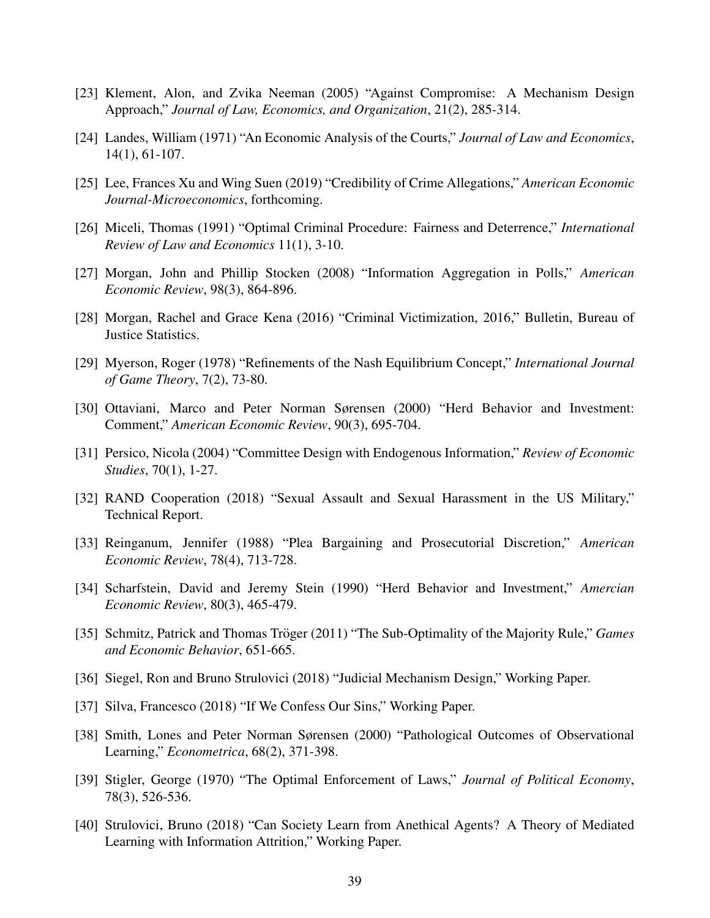[23] Klement, Alon, and Zvika Neeman (2005) "Against Compromise: A Mechanism Design Approach," *Journal of Law, Economics, and Organization*, 21(2), 285-314.

[24] Landes, William (1971) "An Economic Analysis of the Courts," *Journal of Law and Economics*, 14(1), 61-107.

[25] Lee, Frances Xu and Wing Suen (2019) "Credibility of Crime Allegations," *American Economic Journal-Microeconomics*, forthcoming.

[26] Miceli, Thomas (1991) "Optimal Criminal Procedure: Fairness and Deterrence," *International Review of Law and Economics* 11(1), 3-10.

[27] Morgan, John and Phillip Stocken (2008) "Information Aggregation in Polls," *American Economic Review*, 98(3), 864-896.

[28] Morgan, Rachel and Grace Kena (2016) "Criminal Victimization, 2016," Bulletin, Bureau of Justice Statistics.

[29] Myerson, Roger (1978) "Refinements of the Nash Equilibrium Concept," *International Journal of Game Theory*, 7(2), 73-80.

[30] Ottaviani, Marco and Peter Norman Sørensen (2000) "Herd Behavior and Investment: Comment," *American Economic Review*, 90(3), 695-704.

[31] Persico, Nicola (2004) "Committee Design with Endogenous Information," *Review of Economic Studies*, 70(1), 1-27.

[32] RAND Cooperation (2018) "Sexual Assault and Sexual Harassment in the US Military," Technical Report.

[33] Reinganum, Jennifer (1988) "Plea Bargaining and Prosecutorial Discretion," *American Economic Review*, 78(4), 713-728.

[34] Scharfstein, David and Jeremy Stein (1990) "Herd Behavior and Investment," *Amercian Economic Review*, 80(3), 465-479.

[35] Schmitz, Patrick and Thomas Tröger (2011) "The Sub-Optimality of the Majority Rule," *Games and Economic Behavior*, 651-665.

[36] Siegel, Ron and Bruno Strulovici (2018) "Judicial Mechanism Design," Working Paper.

[37] Silva, Francesco (2018) "If We Confess Our Sins," Working Paper.

[38] Smith, Lones and Peter Norman Sørensen (2000) "Pathological Outcomes of Observational Learning," *Econometrica*, 68(2), 371-398.

[39] Stigler, George (1970) "The Optimal Enforcement of Laws," *Journal of Political Economy*, 78(3), 526-536.

[40] Strulovici, Bruno (2018) "Can Society Learn from Anethical Agents? A Theory of Mediated Learning with Information Attrition," Working Paper.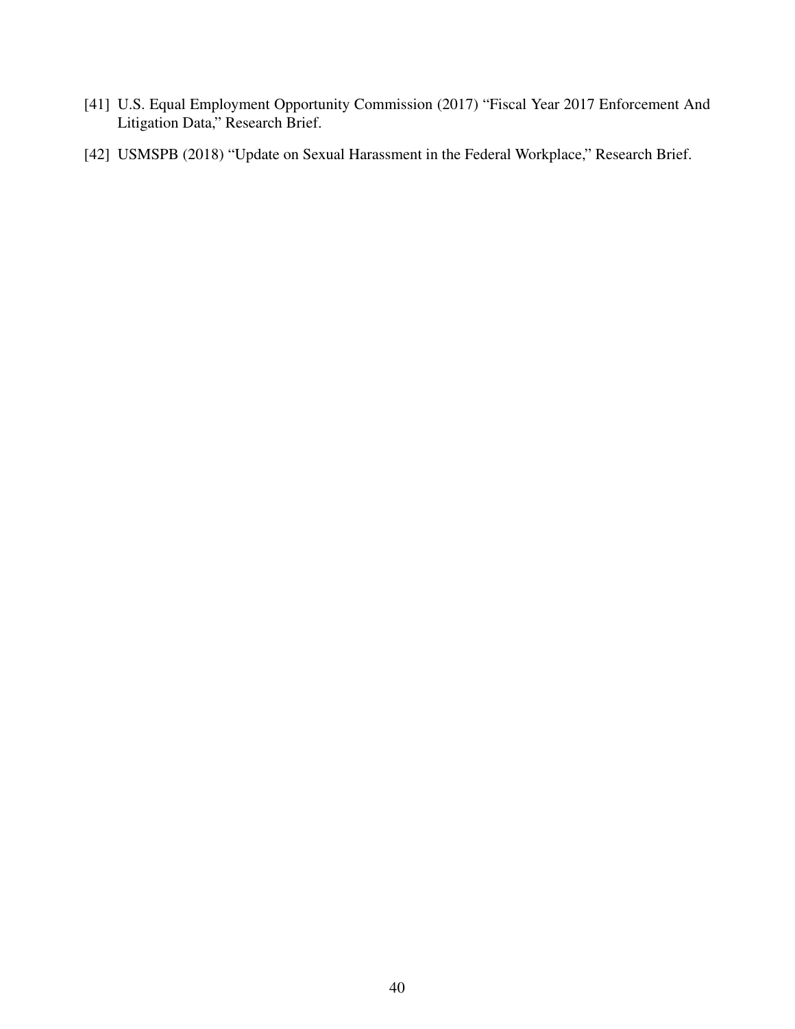[41] U.S. Equal Employment Opportunity Commission (2017) "Fiscal Year 2017 Enforcement And Litigation Data," Research Brief.

[42] USMSPB (2018) "Update on Sexual Harassment in the Federal Workplace," Research Brief.